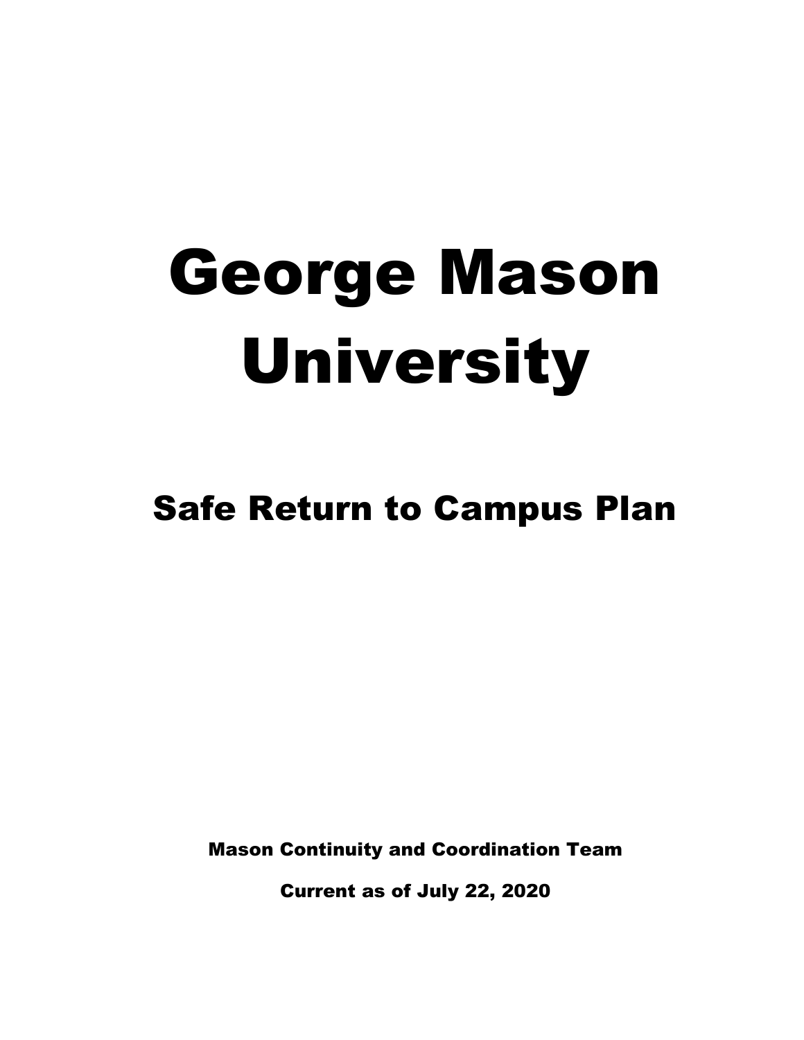# George Mason University

## Safe Return to Campus Plan

**Mason Continuity and Coordination Team**

**Current as of July 22, 2020**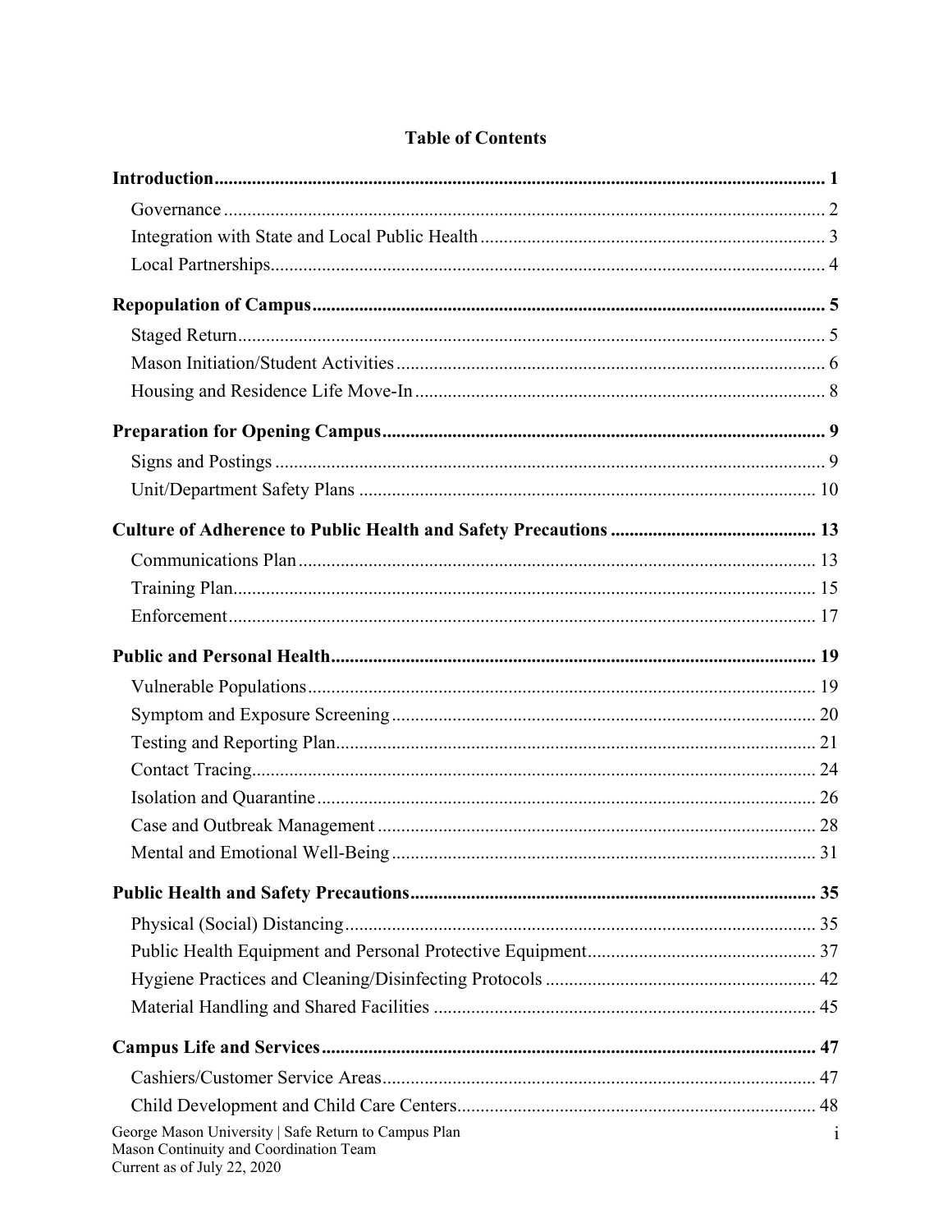# Table of Contents

**Introduction** ..... 1

- Governance ..... 2
- Integration with State and Local Public Health ..... 3
- Local Partnerships ..... 4

**Repopulation of Campus** ..... 5

- Staged Return ..... 5
- Mason Initiation/Student Activities ..... 6
- Housing and Residence Life Move-In ..... 8

**Preparation for Opening Campus** ..... 9

- Signs and Postings ..... 9
- Unit/Department Safety Plans ..... 10

**Culture of Adherence to Public Health and Safety Precautions** ..... 13

- Communications Plan ..... 13
- Training Plan ..... 15
- Enforcement ..... 17

**Public and Personal Health** ..... 19

- Vulnerable Populations ..... 19
- Symptom and Exposure Screening ..... 20
- Testing and Reporting Plan ..... 21
- Contact Tracing ..... 24
- Isolation and Quarantine ..... 26
- Case and Outbreak Management ..... 28
- Mental and Emotional Well-Being ..... 31

**Public Health and Safety Precautions** ..... 35

- Physical (Social) Distancing ..... 35
- Public Health Equipment and Personal Protective Equipment ..... 37
- Hygiene Practices and Cleaning/Disinfecting Protocols ..... 42
- Material Handling and Shared Facilities ..... 45

**Campus Life and Services** ..... 47

- Cashiers/Customer Service Areas ..... 47
- Child Development and Child Care Centers ..... 48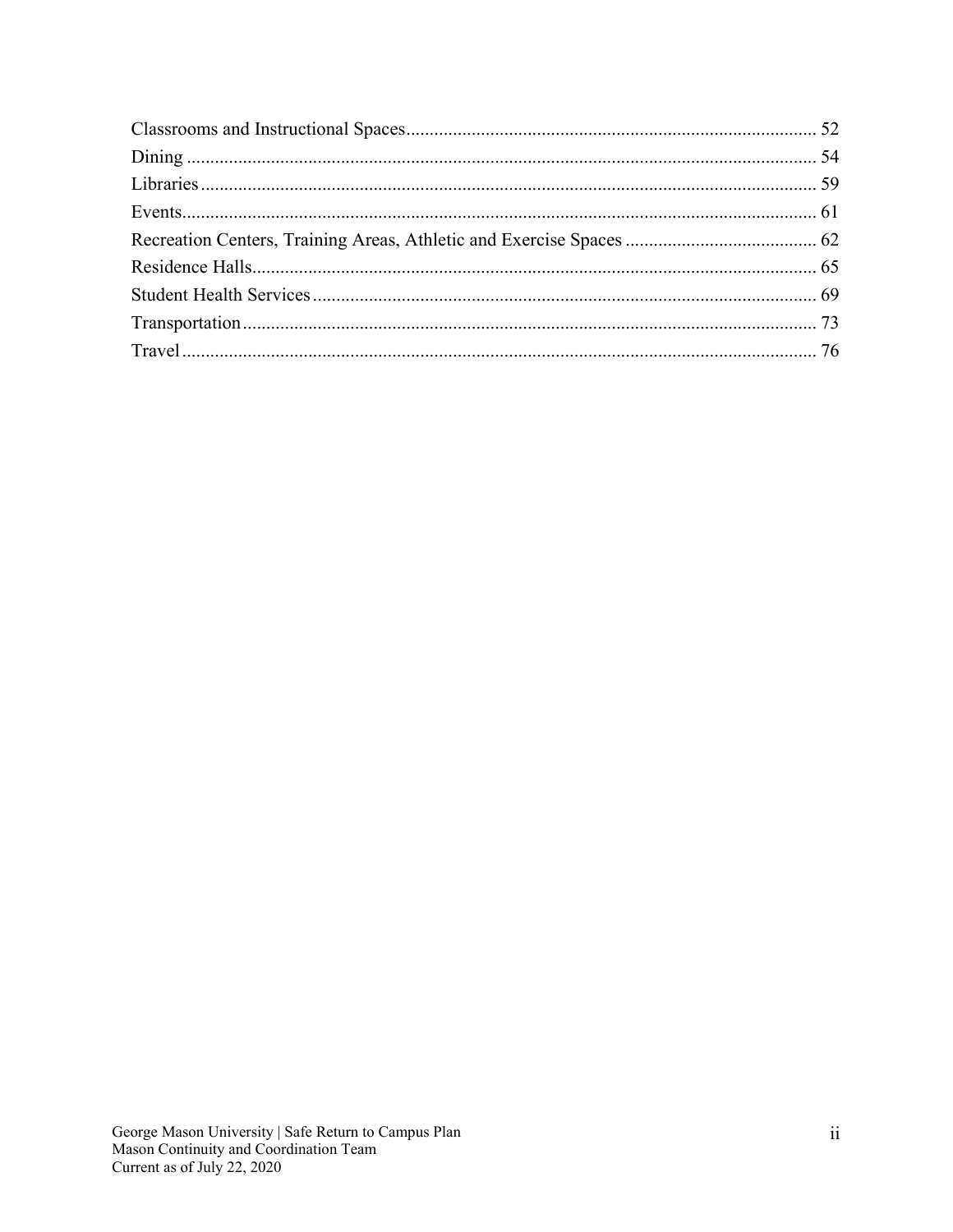Classrooms and Instructional Spaces ..... 52
Dining ..... 54
Libraries ..... 59
Events ..... 61
Recreation Centers, Training Areas, Athletic and Exercise Spaces ..... 62
Residence Halls ..... 65
Student Health Services ..... 69
Transportation ..... 73
Travel ..... 76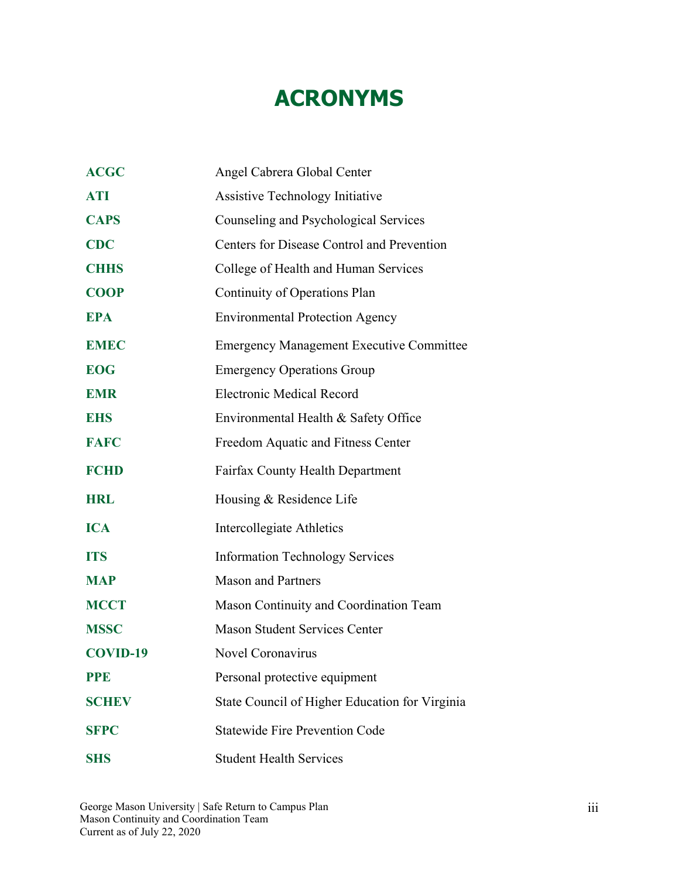# ACRONYMS

| | |
|---|---|
| **ACGC** | Angel Cabrera Global Center |
| **ATI** | Assistive Technology Initiative |
| **CAPS** | Counseling and Psychological Services |
| **CDC** | Centers for Disease Control and Prevention |
| **CHHS** | College of Health and Human Services |
| **COOP** | Continuity of Operations Plan |
| **EPA** | Environmental Protection Agency |
| **EMEC** | Emergency Management Executive Committee |
| **EOG** | Emergency Operations Group |
| **EMR** | Electronic Medical Record |
| **EHS** | Environmental Health & Safety Office |
| **FAFC** | Freedom Aquatic and Fitness Center |
| **FCHD** | Fairfax County Health Department |
| **HRL** | Housing & Residence Life |
| **ICA** | Intercollegiate Athletics |
| **ITS** | Information Technology Services |
| **MAP** | Mason and Partners |
| **MCCT** | Mason Continuity and Coordination Team |
| **MSSC** | Mason Student Services Center |
| **COVID-19** | Novel Coronavirus |
| **PPE** | Personal protective equipment |
| **SCHEV** | State Council of Higher Education for Virginia |
| **SFPC** | Statewide Fire Prevention Code |
| **SHS** | Student Health Services |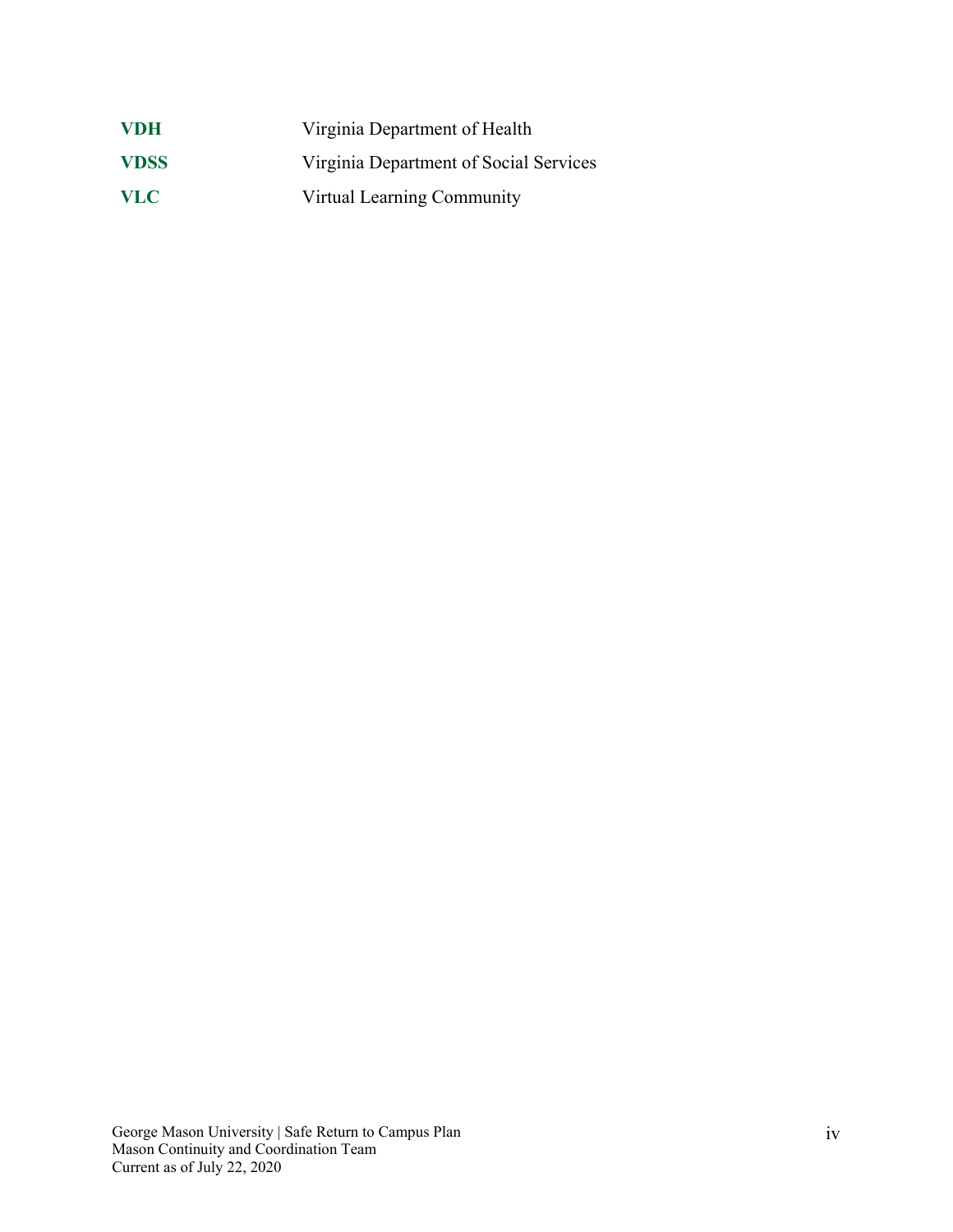| | |
|---|---|
| **VDH** | Virginia Department of Health |
| **VDSS** | Virginia Department of Social Services |
| **VLC** | Virtual Learning Community |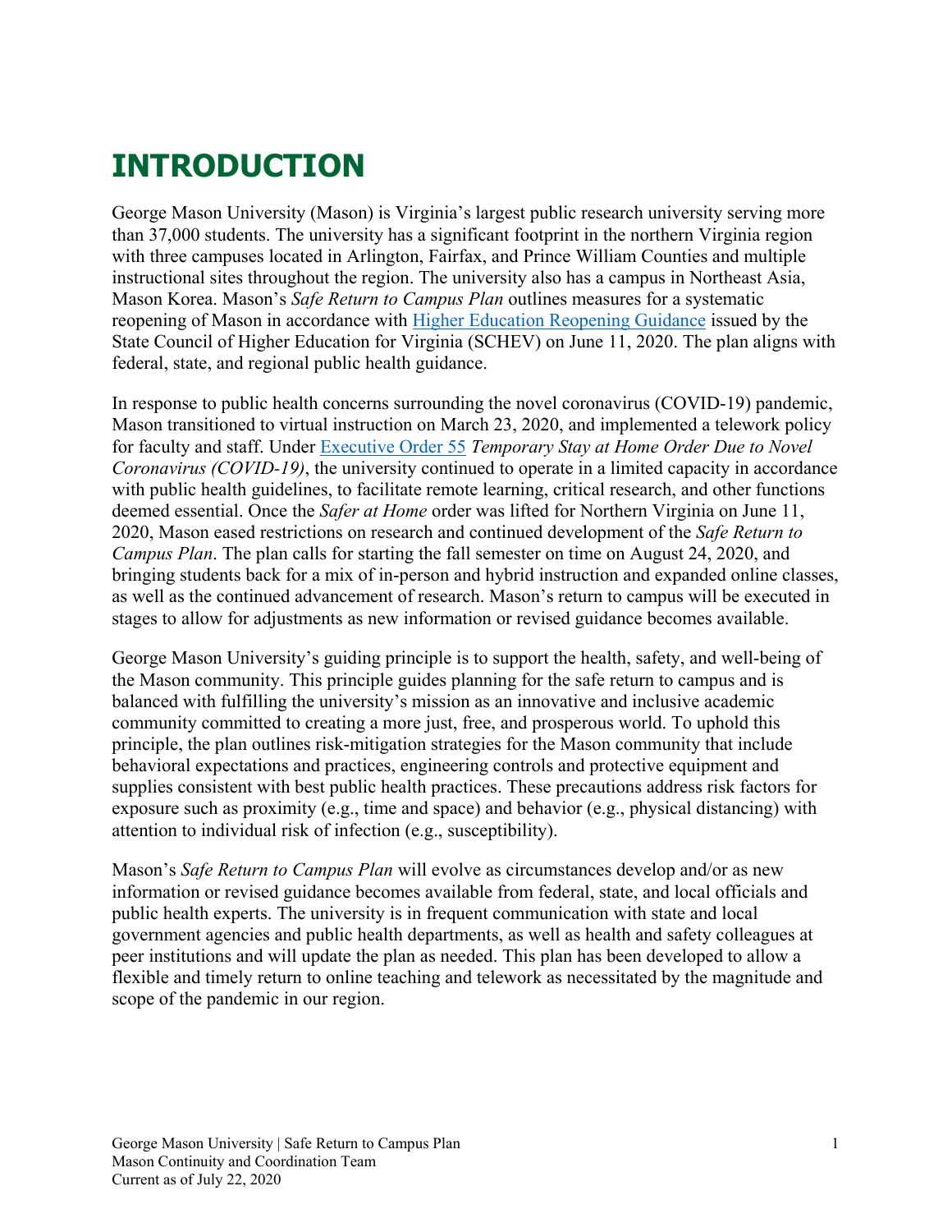# INTRODUCTION

George Mason University (Mason) is Virginia's largest public research university serving more than 37,000 students. The university has a significant footprint in the northern Virginia region with three campuses located in Arlington, Fairfax, and Prince William Counties and multiple instructional sites throughout the region. The university also has a campus in Northeast Asia, Mason Korea. Mason's *Safe Return to Campus Plan* outlines measures for a systematic reopening of Mason in accordance with Higher Education Reopening Guidance issued by the State Council of Higher Education for Virginia (SCHEV) on June 11, 2020. The plan aligns with federal, state, and regional public health guidance.

In response to public health concerns surrounding the novel coronavirus (COVID-19) pandemic, Mason transitioned to virtual instruction on March 23, 2020, and implemented a telework policy for faculty and staff. Under Executive Order 55 *Temporary Stay at Home Order Due to Novel Coronavirus (COVID-19)*, the university continued to operate in a limited capacity in accordance with public health guidelines, to facilitate remote learning, critical research, and other functions deemed essential. Once the *Safer at Home* order was lifted for Northern Virginia on June 11, 2020, Mason eased restrictions on research and continued development of the *Safe Return to Campus Plan*. The plan calls for starting the fall semester on time on August 24, 2020, and bringing students back for a mix of in-person and hybrid instruction and expanded online classes, as well as the continued advancement of research. Mason's return to campus will be executed in stages to allow for adjustments as new information or revised guidance becomes available.

George Mason University's guiding principle is to support the health, safety, and well-being of the Mason community. This principle guides planning for the safe return to campus and is balanced with fulfilling the university's mission as an innovative and inclusive academic community committed to creating a more just, free, and prosperous world. To uphold this principle, the plan outlines risk-mitigation strategies for the Mason community that include behavioral expectations and practices, engineering controls and protective equipment and supplies consistent with best public health practices. These precautions address risk factors for exposure such as proximity (e.g., time and space) and behavior (e.g., physical distancing) with attention to individual risk of infection (e.g., susceptibility).

Mason's *Safe Return to Campus Plan* will evolve as circumstances develop and/or as new information or revised guidance becomes available from federal, state, and local officials and public health experts. The university is in frequent communication with state and local government agencies and public health departments, as well as health and safety colleagues at peer institutions and will update the plan as needed. This plan has been developed to allow a flexible and timely return to online teaching and telework as necessitated by the magnitude and scope of the pandemic in our region.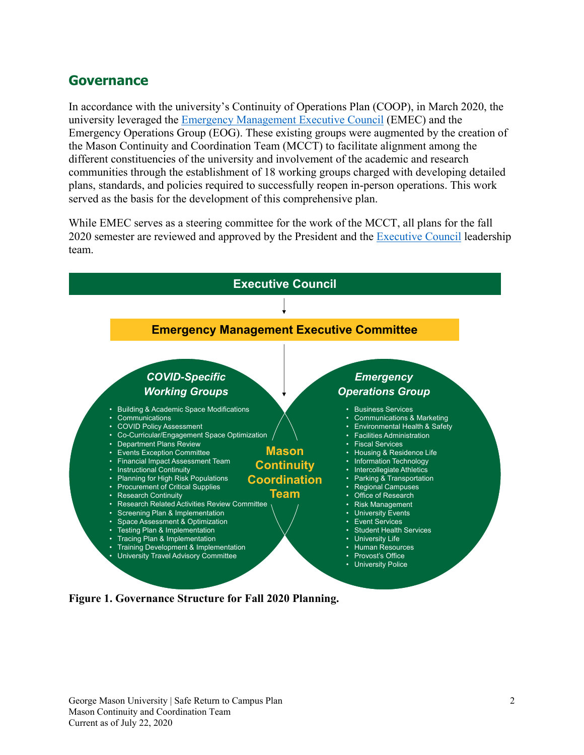## Governance

In accordance with the university's Continuity of Operations Plan (COOP), in March 2020, the university leveraged the [Emergency Management Executive Council](#) (EMEC) and the Emergency Operations Group (EOG). These existing groups were augmented by the creation of the Mason Continuity and Coordination Team (MCCT) to facilitate alignment among the different constituencies of the university and involvement of the academic and research communities through the establishment of 18 working groups charged with developing detailed plans, standards, and policies required to successfully reopen in-person operations. This work served as the basis for the development of this comprehensive plan.

While EMEC serves as a steering committee for the work of the MCCT, all plans for the fall 2020 semester are reviewed and approved by the President and the [Executive Council](#) leadership team.

**Executive Council**

↓

**Emergency Management Executive Committee**

↓

**Mason Continuity Coordination Team**

***COVID-Specific Working Groups***

- Building & Academic Space Modifications
- Communications
- COVID Policy Assessment
- Co-Curricular/Engagement Space Optimization
- Department Plans Review
- Events Exception Committee
- Financial Impact Assessment Team
- Instructional Continuity
- Planning for High Risk Populations
- Procurement of Critical Supplies
- Research Continuity
- Research Related Activities Review Committee
- Screening Plan & Implementation
- Space Assessment & Optimization
- Testing Plan & Implementation
- Tracing Plan & Implementation
- Training Development & Implementation
- University Travel Advisory Committee

***Emergency Operations Group***

- Business Services
- Communications & Marketing
- Environmental Health & Safety
- Facilities Administration
- Fiscal Services
- Housing & Residence Life
- Information Technology
- Intercollegiate Athletics
- Parking & Transportation
- Regional Campuses
- Office of Research
- Risk Management
- University Events
- Event Services
- Student Health Services
- University Life
- Human Resources
- Provost's Office
- University Police

**Figure 1. Governance Structure for Fall 2020 Planning.**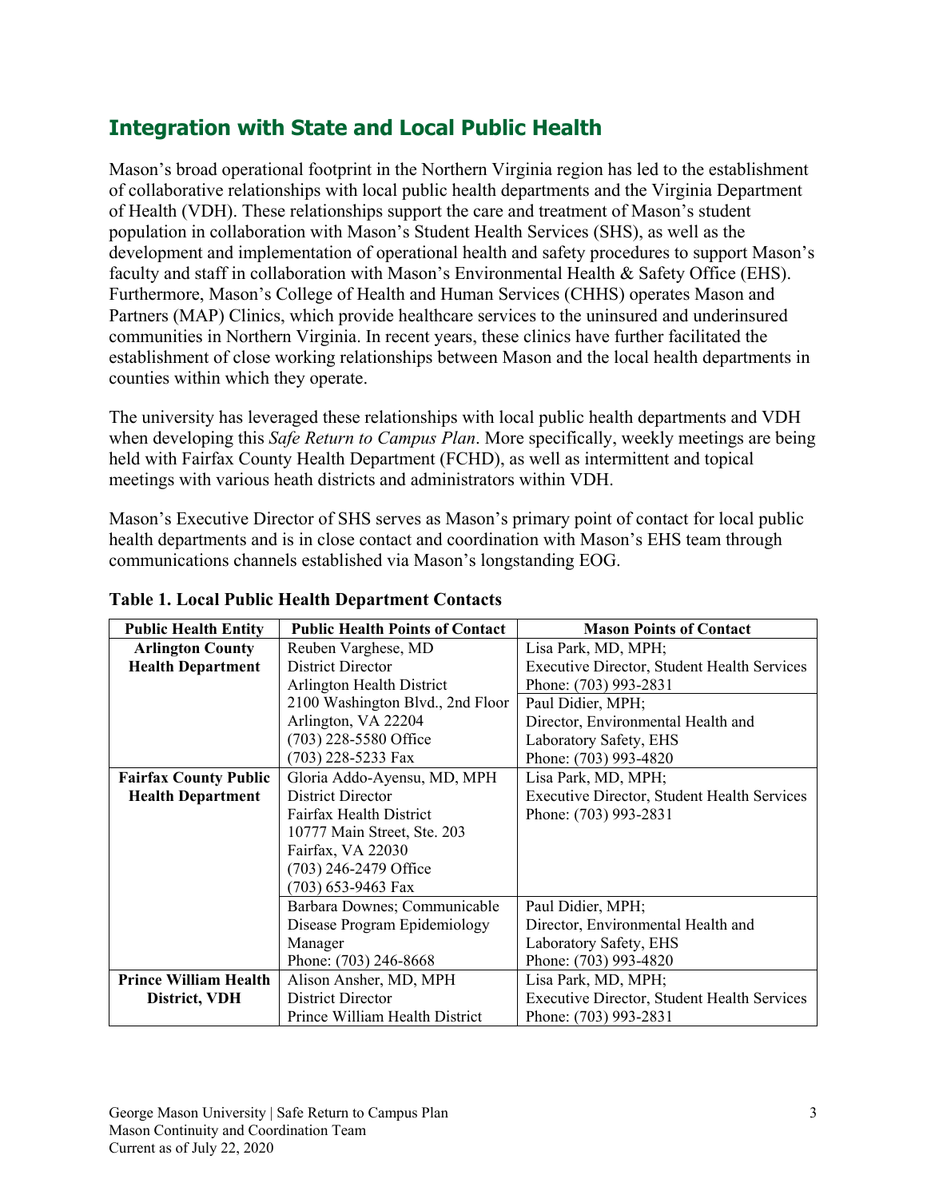## Integration with State and Local Public Health

Mason's broad operational footprint in the Northern Virginia region has led to the establishment of collaborative relationships with local public health departments and the Virginia Department of Health (VDH). These relationships support the care and treatment of Mason's student population in collaboration with Mason's Student Health Services (SHS), as well as the development and implementation of operational health and safety procedures to support Mason's faculty and staff in collaboration with Mason's Environmental Health & Safety Office (EHS). Furthermore, Mason's College of Health and Human Services (CHHS) operates Mason and Partners (MAP) Clinics, which provide healthcare services to the uninsured and underinsured communities in Northern Virginia. In recent years, these clinics have further facilitated the establishment of close working relationships between Mason and the local health departments in counties within which they operate.

The university has leveraged these relationships with local public health departments and VDH when developing this *Safe Return to Campus Plan*. More specifically, weekly meetings are being held with Fairfax County Health Department (FCHD), as well as intermittent and topical meetings with various heath districts and administrators within VDH.

Mason's Executive Director of SHS serves as Mason's primary point of contact for local public health departments and is in close contact and coordination with Mason's EHS team through communications channels established via Mason's longstanding EOG.

**Table 1. Local Public Health Department Contacts**

| Public Health Entity | Public Health Points of Contact | Mason Points of Contact |
|---|---|---|
| **Arlington County Health Department** | Reuben Varghese, MD<br>District Director<br>Arlington Health District<br>2100 Washington Blvd., 2nd Floor<br>Arlington, VA 22204<br>(703) 228-5580 Office<br>(703) 228-5233 Fax | Lisa Park, MD, MPH;<br>Executive Director, Student Health Services<br>Phone: (703) 993-2831<br>Paul Didier, MPH;<br>Director, Environmental Health and Laboratory Safety, EHS<br>Phone: (703) 993-4820 |
| **Fairfax County Public Health Department** | Gloria Addo-Ayensu, MD, MPH<br>District Director<br>Fairfax Health District<br>10777 Main Street, Ste. 203<br>Fairfax, VA 22030<br>(703) 246-2479 Office<br>(703) 653-9463 Fax | Lisa Park, MD, MPH;<br>Executive Director, Student Health Services<br>Phone: (703) 993-2831 |
| | Barbara Downes; Communicable Disease Program Epidemiology Manager<br>Phone: (703) 246-8668 | Paul Didier, MPH;<br>Director, Environmental Health and Laboratory Safety, EHS<br>Phone: (703) 993-4820 |
| **Prince William Health District, VDH** | Alison Ansher, MD, MPH<br>District Director<br>Prince William Health District | Lisa Park, MD, MPH;<br>Executive Director, Student Health Services<br>Phone: (703) 993-2831 |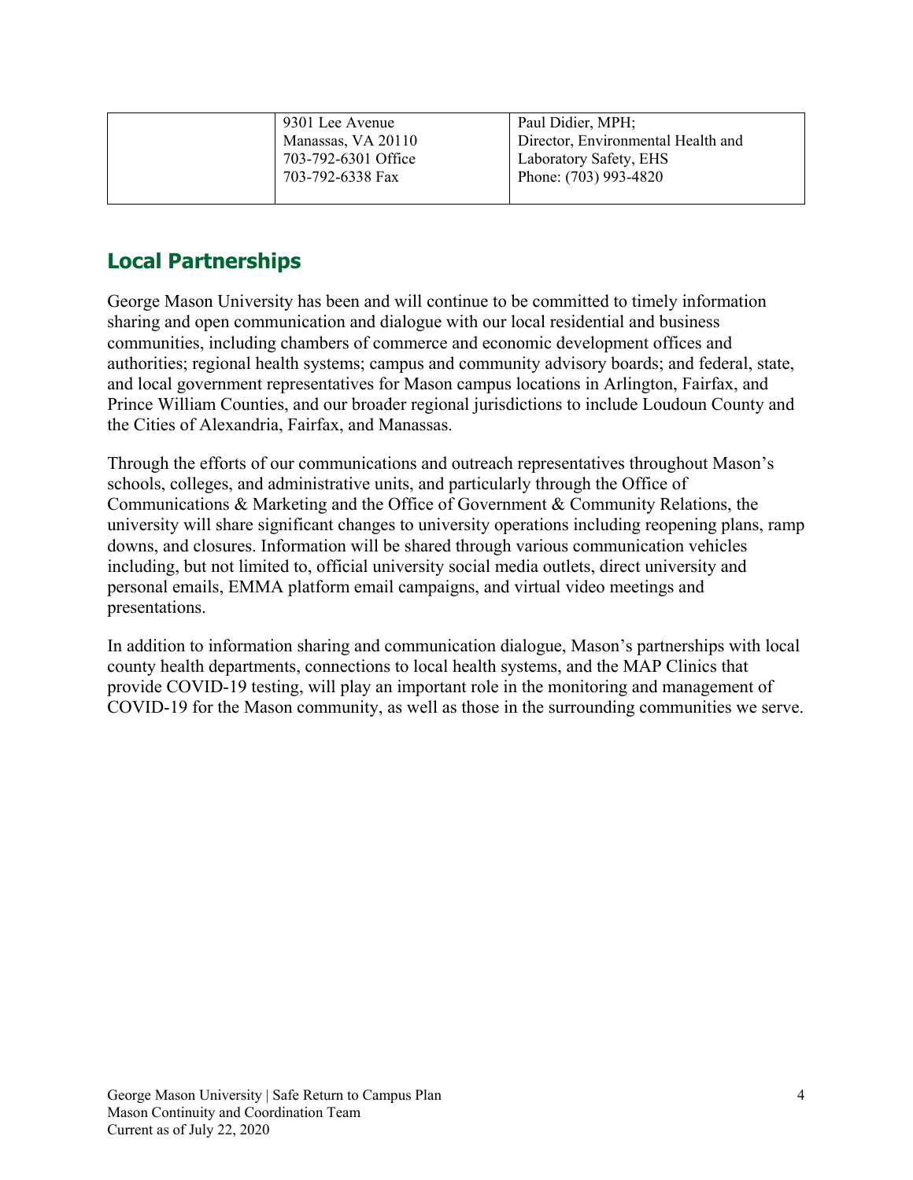|  | 9301 Lee Avenue<br>Manassas, VA 20110<br>703-792-6301 Office<br>703-792-6338 Fax | Paul Didier, MPH;<br>Director, Environmental Health and Laboratory Safety, EHS<br>Phone: (703) 993-4820 |
|---|---|---|

## Local Partnerships

George Mason University has been and will continue to be committed to timely information sharing and open communication and dialogue with our local residential and business communities, including chambers of commerce and economic development offices and authorities; regional health systems; campus and community advisory boards; and federal, state, and local government representatives for Mason campus locations in Arlington, Fairfax, and Prince William Counties, and our broader regional jurisdictions to include Loudoun County and the Cities of Alexandria, Fairfax, and Manassas.

Through the efforts of our communications and outreach representatives throughout Mason's schools, colleges, and administrative units, and particularly through the Office of Communications & Marketing and the Office of Government & Community Relations, the university will share significant changes to university operations including reopening plans, ramp downs, and closures. Information will be shared through various communication vehicles including, but not limited to, official university social media outlets, direct university and personal emails, EMMA platform email campaigns, and virtual video meetings and presentations.

In addition to information sharing and communication dialogue, Mason's partnerships with local county health departments, connections to local health systems, and the MAP Clinics that provide COVID-19 testing, will play an important role in the monitoring and management of COVID-19 for the Mason community, as well as those in the surrounding communities we serve.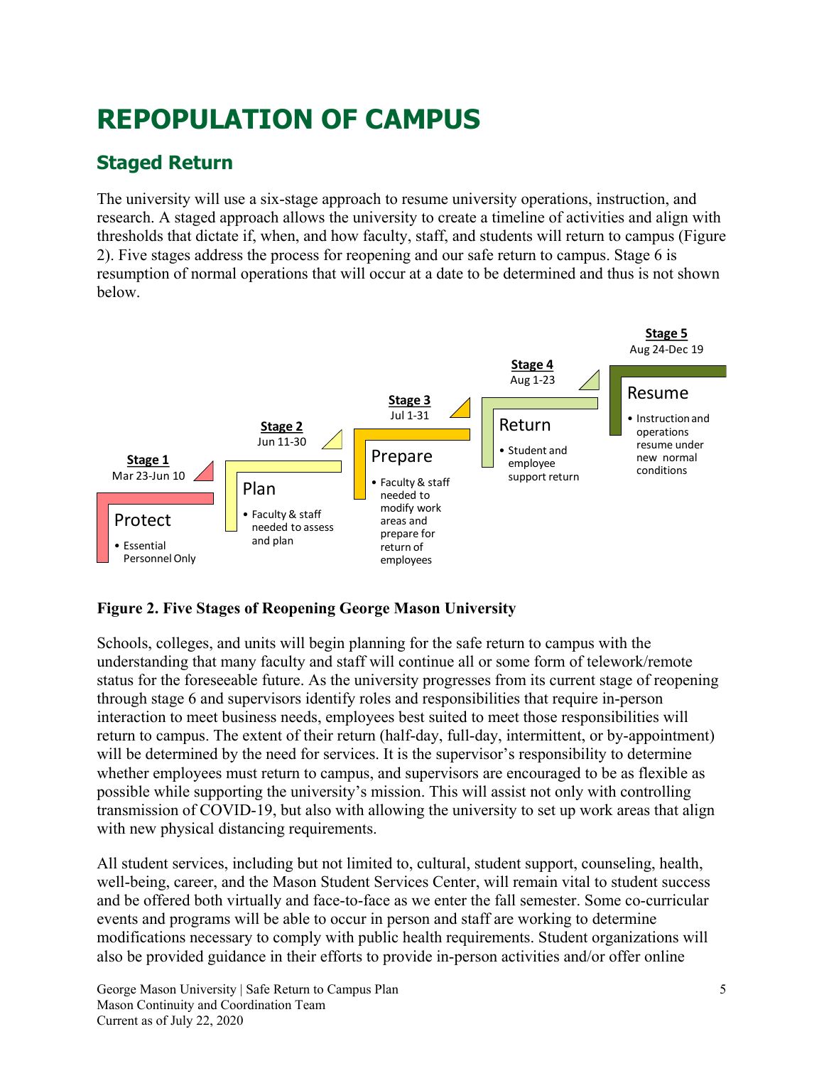# REPOPULATION OF CAMPUS

## Staged Return

The university will use a six-stage approach to resume university operations, instruction, and research. A staged approach allows the university to create a timeline of activities and align with thresholds that dictate if, when, and how faculty, staff, and students will return to campus (Figure 2). Five stages address the process for reopening and our safe return to campus. Stage 6 is resumption of normal operations that will occur at a date to be determined and thus is not shown below.

**Stage 1**
Mar 23-Jun 10
Protect
- Essential Personnel Only

**Stage 2**
Jun 11-30
Plan
- Faculty & staff needed to assess and plan

**Stage 3**
Jul 1-31
Prepare
- Faculty & staff needed to modify work areas and prepare for return of employees

**Stage 4**
Aug 1-23
Return
- Student and employee support return

**Stage 5**
Aug 24-Dec 19
Resume
- Instruction and operations resume under new normal conditions

**Figure 2. Five Stages of Reopening George Mason University**

Schools, colleges, and units will begin planning for the safe return to campus with the understanding that many faculty and staff will continue all or some form of telework/remote status for the foreseeable future. As the university progresses from its current stage of reopening through stage 6 and supervisors identify roles and responsibilities that require in-person interaction to meet business needs, employees best suited to meet those responsibilities will return to campus. The extent of their return (half-day, full-day, intermittent, or by-appointment) will be determined by the need for services. It is the supervisor's responsibility to determine whether employees must return to campus, and supervisors are encouraged to be as flexible as possible while supporting the university's mission. This will assist not only with controlling transmission of COVID-19, but also with allowing the university to set up work areas that align with new physical distancing requirements.

All student services, including but not limited to, cultural, student support, counseling, health, well-being, career, and the Mason Student Services Center, will remain vital to student success and be offered both virtually and face-to-face as we enter the fall semester. Some co-curricular events and programs will be able to occur in person and staff are working to determine modifications necessary to comply with public health requirements. Student organizations will also be provided guidance in their efforts to provide in-person activities and/or offer online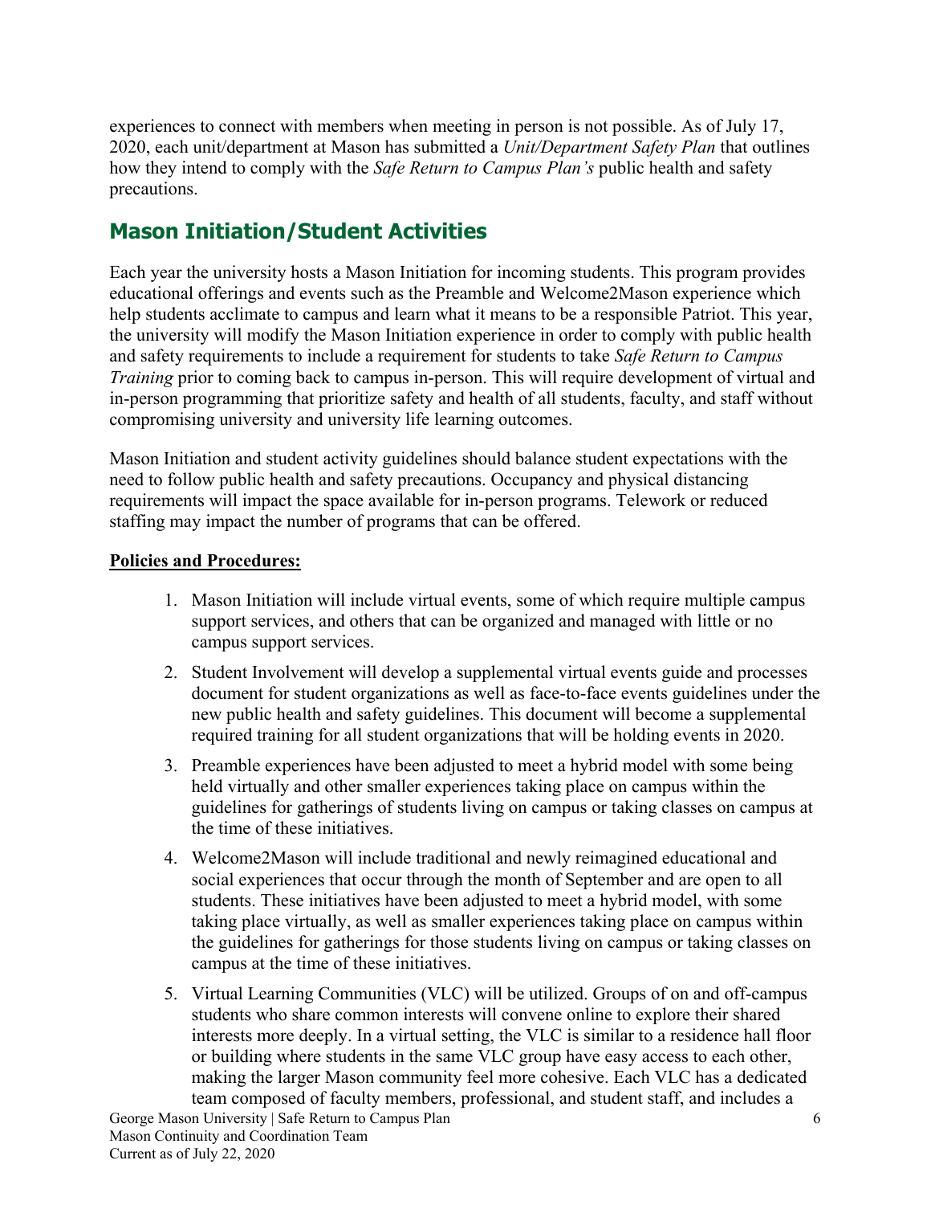experiences to connect with members when meeting in person is not possible. As of July 17, 2020, each unit/department at Mason has submitted a *Unit/Department Safety Plan* that outlines how they intend to comply with the *Safe Return to Campus Plan's* public health and safety precautions.

## Mason Initiation/Student Activities

Each year the university hosts a Mason Initiation for incoming students. This program provides educational offerings and events such as the Preamble and Welcome2Mason experience which help students acclimate to campus and learn what it means to be a responsible Patriot. This year, the university will modify the Mason Initiation experience in order to comply with public health and safety requirements to include a requirement for students to take *Safe Return to Campus Training* prior to coming back to campus in-person. This will require development of virtual and in-person programming that prioritize safety and health of all students, faculty, and staff without compromising university and university life learning outcomes.

Mason Initiation and student activity guidelines should balance student expectations with the need to follow public health and safety precautions. Occupancy and physical distancing requirements will impact the space available for in-person programs. Telework or reduced staffing may impact the number of programs that can be offered.

**Policies and Procedures:**

1. Mason Initiation will include virtual events, some of which require multiple campus support services, and others that can be organized and managed with little or no campus support services.
2. Student Involvement will develop a supplemental virtual events guide and processes document for student organizations as well as face-to-face events guidelines under the new public health and safety guidelines. This document will become a supplemental required training for all student organizations that will be holding events in 2020.
3. Preamble experiences have been adjusted to meet a hybrid model with some being held virtually and other smaller experiences taking place on campus within the guidelines for gatherings of students living on campus or taking classes on campus at the time of these initiatives.
4. Welcome2Mason will include traditional and newly reimagined educational and social experiences that occur through the month of September and are open to all students. These initiatives have been adjusted to meet a hybrid model, with some taking place virtually, as well as smaller experiences taking place on campus within the guidelines for gatherings for those students living on campus or taking classes on campus at the time of these initiatives.
5. Virtual Learning Communities (VLC) will be utilized. Groups of on and off-campus students who share common interests will convene online to explore their shared interests more deeply. In a virtual setting, the VLC is similar to a residence hall floor or building where students in the same VLC group have easy access to each other, making the larger Mason community feel more cohesive. Each VLC has a dedicated team composed of faculty members, professional, and student staff, and includes a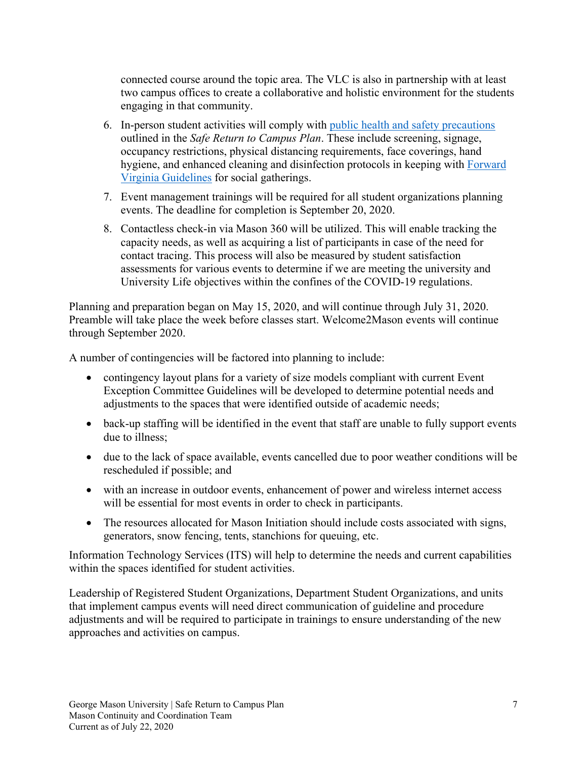connected course around the topic area. The VLC is also in partnership with at least two campus offices to create a collaborative and holistic environment for the students engaging in that community.

6. In-person student activities will comply with [public health and safety precautions]() outlined in the *Safe Return to Campus Plan*. These include screening, signage, occupancy restrictions, physical distancing requirements, face coverings, hand hygiene, and enhanced cleaning and disinfection protocols in keeping with [Forward Virginia Guidelines]() for social gatherings.
7. Event management trainings will be required for all student organizations planning events. The deadline for completion is September 20, 2020.
8. Contactless check-in via Mason 360 will be utilized. This will enable tracking the capacity needs, as well as acquiring a list of participants in case of the need for contact tracing. This process will also be measured by student satisfaction assessments for various events to determine if we are meeting the university and University Life objectives within the confines of the COVID-19 regulations.

Planning and preparation began on May 15, 2020, and will continue through July 31, 2020. Preamble will take place the week before classes start. Welcome2Mason events will continue through September 2020.

A number of contingencies will be factored into planning to include:

- contingency layout plans for a variety of size models compliant with current Event Exception Committee Guidelines will be developed to determine potential needs and adjustments to the spaces that were identified outside of academic needs;
- back-up staffing will be identified in the event that staff are unable to fully support events due to illness;
- due to the lack of space available, events cancelled due to poor weather conditions will be rescheduled if possible; and
- with an increase in outdoor events, enhancement of power and wireless internet access will be essential for most events in order to check in participants.
- The resources allocated for Mason Initiation should include costs associated with signs, generators, snow fencing, tents, stanchions for queuing, etc.

Information Technology Services (ITS) will help to determine the needs and current capabilities within the spaces identified for student activities.

Leadership of Registered Student Organizations, Department Student Organizations, and units that implement campus events will need direct communication of guideline and procedure adjustments and will be required to participate in trainings to ensure understanding of the new approaches and activities on campus.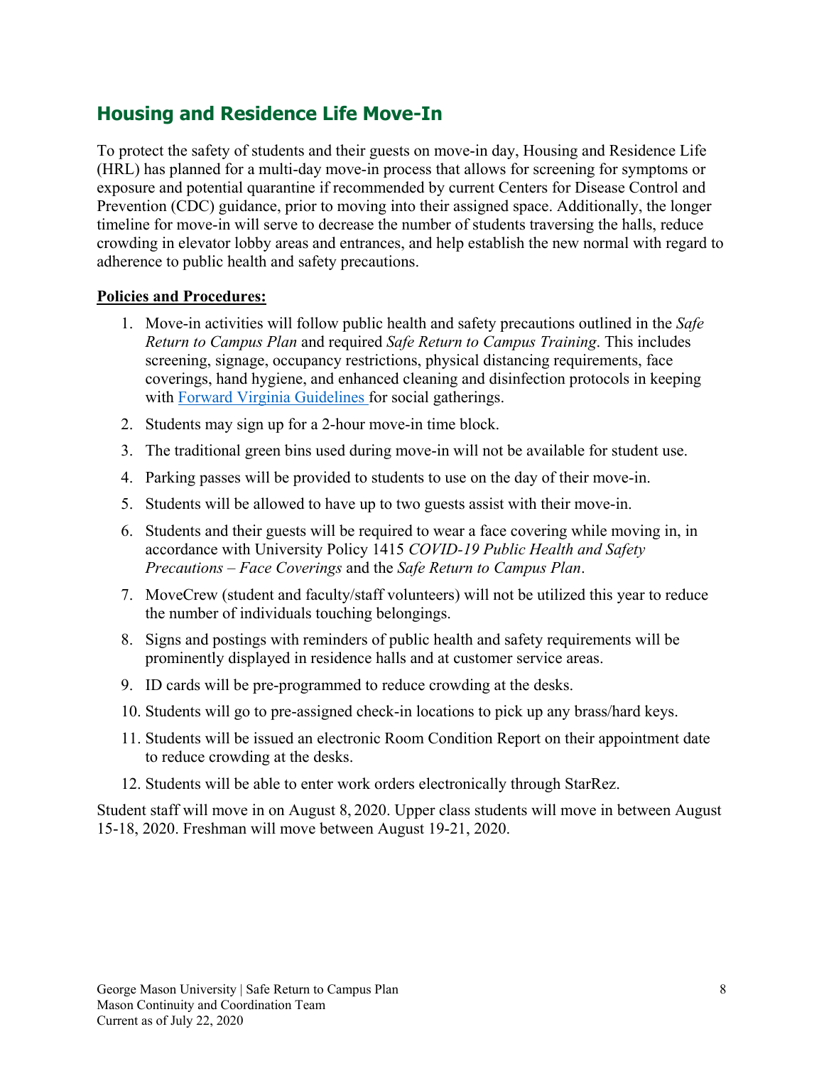## Housing and Residence Life Move-In

To protect the safety of students and their guests on move-in day, Housing and Residence Life (HRL) has planned for a multi-day move-in process that allows for screening for symptoms or exposure and potential quarantine if recommended by current Centers for Disease Control and Prevention (CDC) guidance, prior to moving into their assigned space. Additionally, the longer timeline for move-in will serve to decrease the number of students traversing the halls, reduce crowding in elevator lobby areas and entrances, and help establish the new normal with regard to adherence to public health and safety precautions.

**Policies and Procedures:**

1. Move-in activities will follow public health and safety precautions outlined in the *Safe Return to Campus Plan* and required *Safe Return to Campus Training*. This includes screening, signage, occupancy restrictions, physical distancing requirements, face coverings, hand hygiene, and enhanced cleaning and disinfection protocols in keeping with Forward Virginia Guidelines for social gatherings.
2. Students may sign up for a 2-hour move-in time block.
3. The traditional green bins used during move-in will not be available for student use.
4. Parking passes will be provided to students to use on the day of their move-in.
5. Students will be allowed to have up to two guests assist with their move-in.
6. Students and their guests will be required to wear a face covering while moving in, in accordance with University Policy 1415 *COVID-19 Public Health and Safety Precautions – Face Coverings* and the *Safe Return to Campus Plan*.
7. MoveCrew (student and faculty/staff volunteers) will not be utilized this year to reduce the number of individuals touching belongings.
8. Signs and postings with reminders of public health and safety requirements will be prominently displayed in residence halls and at customer service areas.
9. ID cards will be pre-programmed to reduce crowding at the desks.
10. Students will go to pre-assigned check-in locations to pick up any brass/hard keys.
11. Students will be issued an electronic Room Condition Report on their appointment date to reduce crowding at the desks.
12. Students will be able to enter work orders electronically through StarRez.

Student staff will move in on August 8, 2020. Upper class students will move in between August 15-18, 2020. Freshman will move between August 19-21, 2020.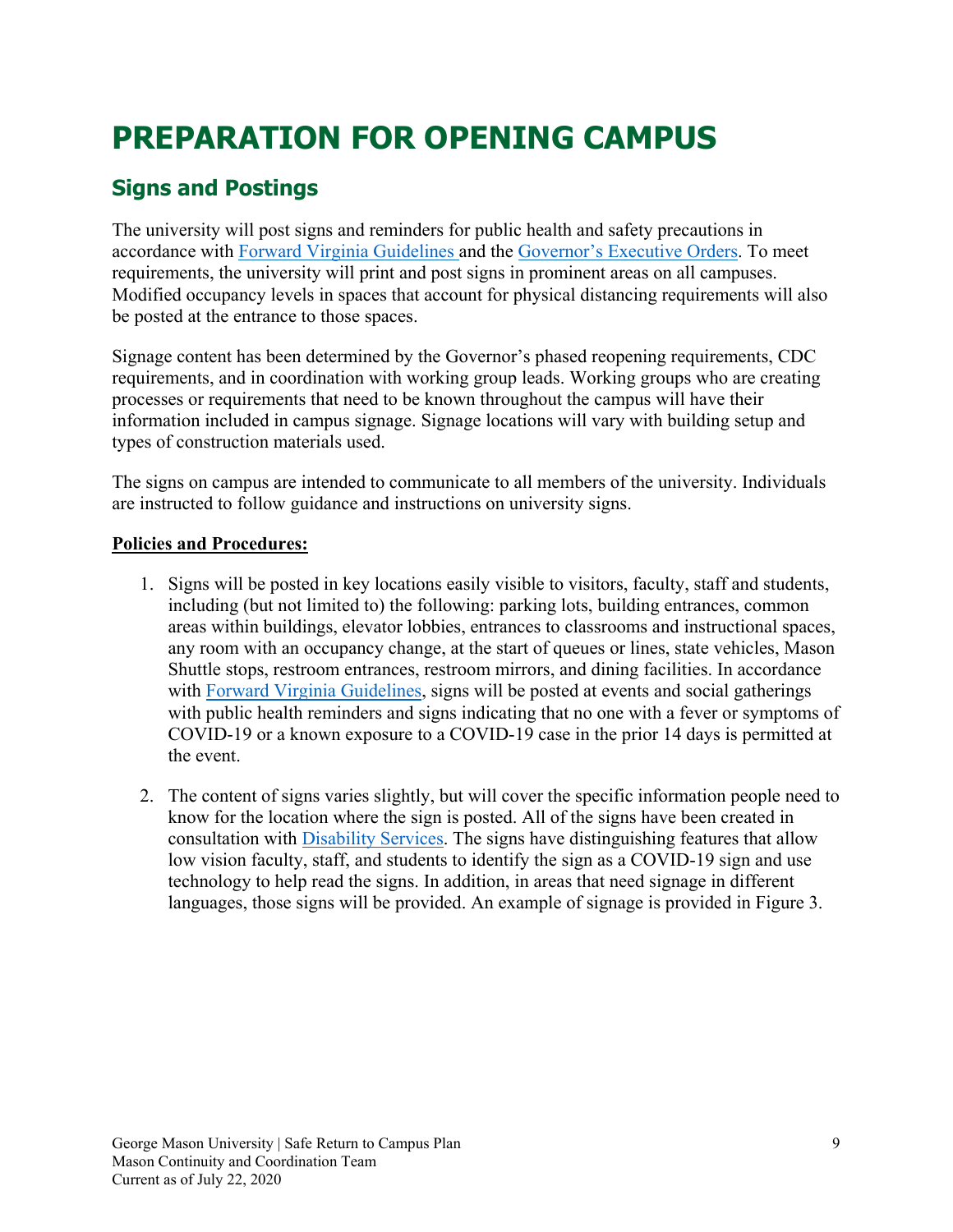# PREPARATION FOR OPENING CAMPUS

## Signs and Postings

The university will post signs and reminders for public health and safety precautions in accordance with Forward Virginia Guidelines and the Governor's Executive Orders. To meet requirements, the university will print and post signs in prominent areas on all campuses. Modified occupancy levels in spaces that account for physical distancing requirements will also be posted at the entrance to those spaces.

Signage content has been determined by the Governor's phased reopening requirements, CDC requirements, and in coordination with working group leads. Working groups who are creating processes or requirements that need to be known throughout the campus will have their information included in campus signage. Signage locations will vary with building setup and types of construction materials used.

The signs on campus are intended to communicate to all members of the university. Individuals are instructed to follow guidance and instructions on university signs.

**Policies and Procedures:**

1. Signs will be posted in key locations easily visible to visitors, faculty, staff and students, including (but not limited to) the following: parking lots, building entrances, common areas within buildings, elevator lobbies, entrances to classrooms and instructional spaces, any room with an occupancy change, at the start of queues or lines, state vehicles, Mason Shuttle stops, restroom entrances, restroom mirrors, and dining facilities. In accordance with Forward Virginia Guidelines, signs will be posted at events and social gatherings with public health reminders and signs indicating that no one with a fever or symptoms of COVID-19 or a known exposure to a COVID-19 case in the prior 14 days is permitted at the event.

2. The content of signs varies slightly, but will cover the specific information people need to know for the location where the sign is posted. All of the signs have been created in consultation with Disability Services. The signs have distinguishing features that allow low vision faculty, staff, and students to identify the sign as a COVID-19 sign and use technology to help read the signs. In addition, in areas that need signage in different languages, those signs will be provided. An example of signage is provided in Figure 3.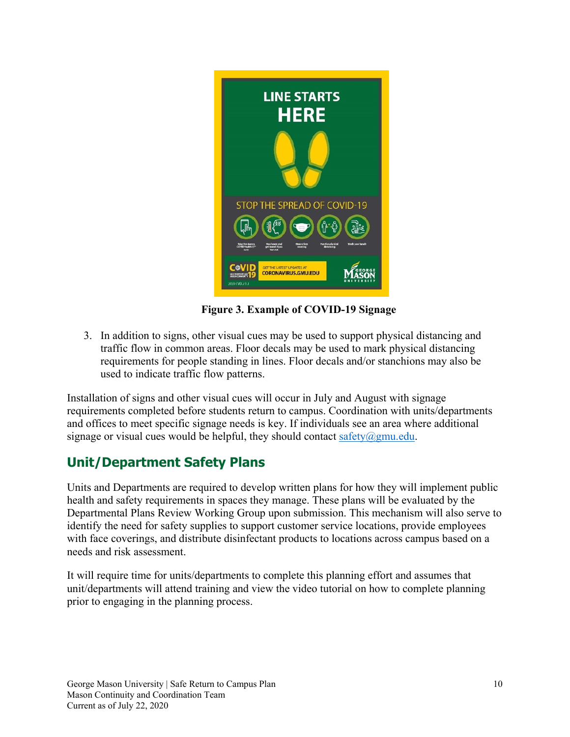**Figure 3. Example of COVID-19 Signage**

3. In addition to signs, other visual cues may be used to support physical distancing and traffic flow in common areas. Floor decals may be used to mark physical distancing requirements for people standing in lines. Floor decals and/or stanchions may also be used to indicate traffic flow patterns.

Installation of signs and other visual cues will occur in July and August with signage requirements completed before students return to campus. Coordination with units/departments and offices to meet specific signage needs is key. If individuals see an area where additional signage or visual cues would be helpful, they should contact safety@gmu.edu.

## Unit/Department Safety Plans

Units and Departments are required to develop written plans for how they will implement public health and safety requirements in spaces they manage. These plans will be evaluated by the Departmental Plans Review Working Group upon submission. This mechanism will also serve to identify the need for safety supplies to support customer service locations, provide employees with face coverings, and distribute disinfectant products to locations across campus based on a needs and risk assessment.

It will require time for units/departments to complete this planning effort and assumes that unit/departments will attend training and view the video tutorial on how to complete planning prior to engaging in the planning process.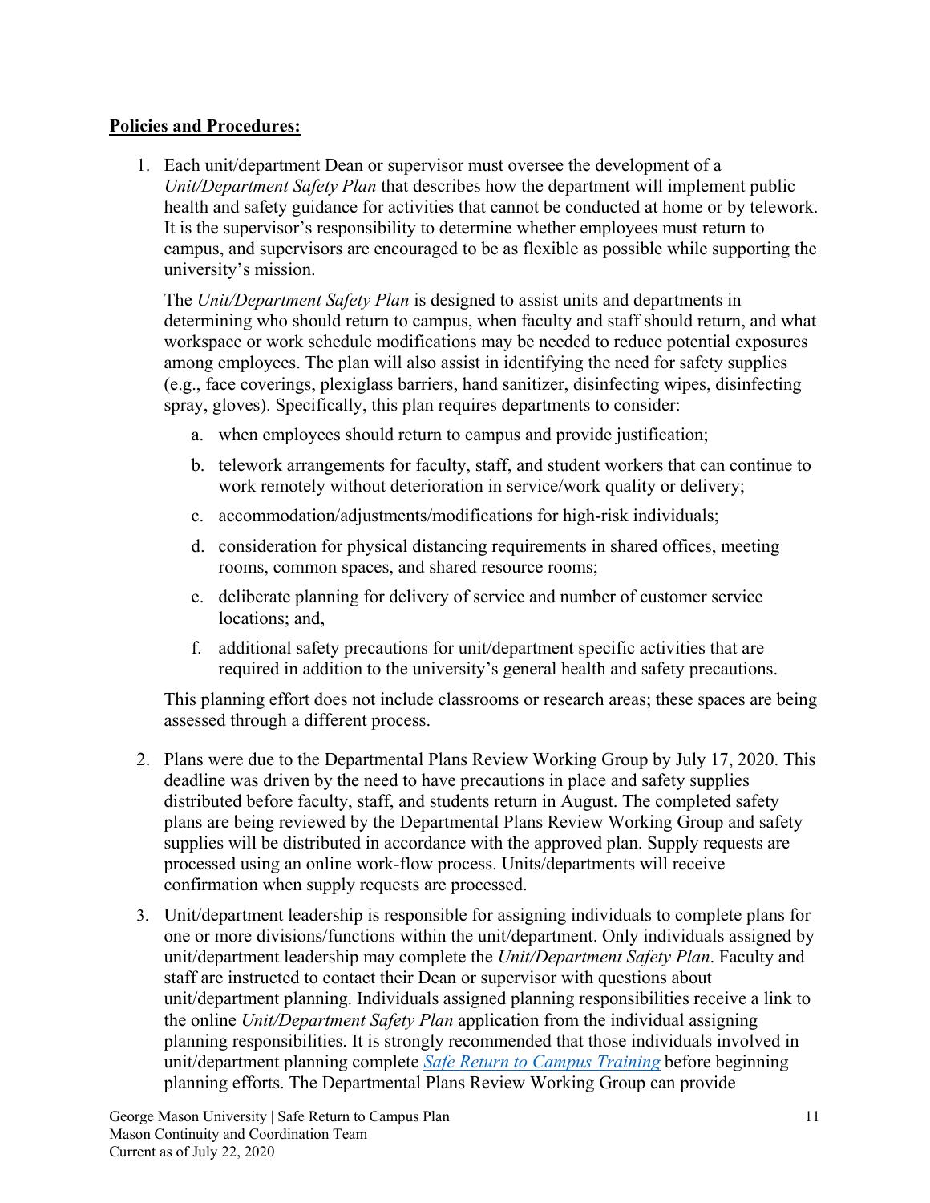**Policies and Procedures:**

1. Each unit/department Dean or supervisor must oversee the development of a *Unit/Department Safety Plan* that describes how the department will implement public health and safety guidance for activities that cannot be conducted at home or by telework. It is the supervisor's responsibility to determine whether employees must return to campus, and supervisors are encouraged to be as flexible as possible while supporting the university's mission.

   The *Unit/Department Safety Plan* is designed to assist units and departments in determining who should return to campus, when faculty and staff should return, and what workspace or work schedule modifications may be needed to reduce potential exposures among employees. The plan will also assist in identifying the need for safety supplies (e.g., face coverings, plexiglass barriers, hand sanitizer, disinfecting wipes, disinfecting spray, gloves). Specifically, this plan requires departments to consider:

   a. when employees should return to campus and provide justification;

   b. telework arrangements for faculty, staff, and student workers that can continue to work remotely without deterioration in service/work quality or delivery;

   c. accommodation/adjustments/modifications for high-risk individuals;

   d. consideration for physical distancing requirements in shared offices, meeting rooms, common spaces, and shared resource rooms;

   e. deliberate planning for delivery of service and number of customer service locations; and,

   f. additional safety precautions for unit/department specific activities that are required in addition to the university's general health and safety precautions.

   This planning effort does not include classrooms or research areas; these spaces are being assessed through a different process.

2. Plans were due to the Departmental Plans Review Working Group by July 17, 2020. This deadline was driven by the need to have precautions in place and safety supplies distributed before faculty, staff, and students return in August. The completed safety plans are being reviewed by the Departmental Plans Review Working Group and safety supplies will be distributed in accordance with the approved plan. Supply requests are processed using an online work-flow process. Units/departments will receive confirmation when supply requests are processed.

3. Unit/department leadership is responsible for assigning individuals to complete plans for one or more divisions/functions within the unit/department. Only individuals assigned by unit/department leadership may complete the *Unit/Department Safety Plan*. Faculty and staff are instructed to contact their Dean or supervisor with questions about unit/department planning. Individuals assigned planning responsibilities receive a link to the online *Unit/Department Safety Plan* application from the individual assigning planning responsibilities. It is strongly recommended that those individuals involved in unit/department planning complete *Safe Return to Campus Training* before beginning planning efforts. The Departmental Plans Review Working Group can provide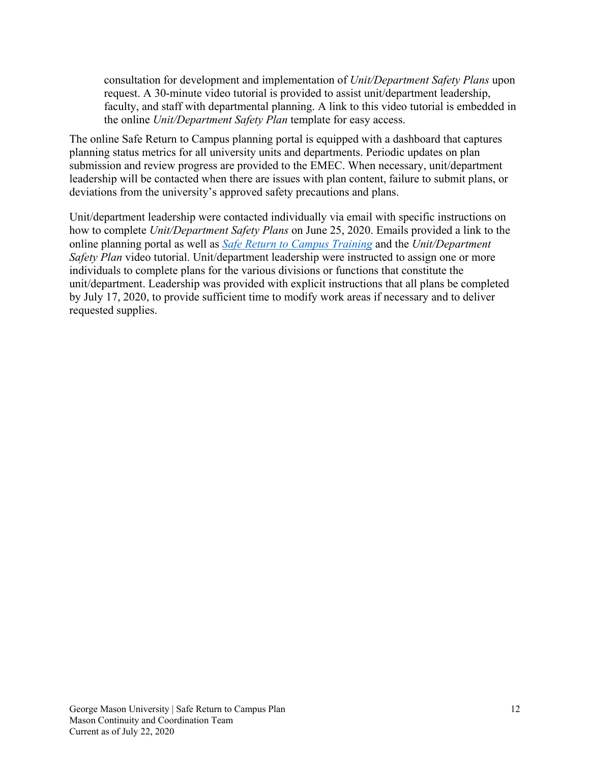consultation for development and implementation of *Unit/Department Safety Plans* upon request. A 30-minute video tutorial is provided to assist unit/department leadership, faculty, and staff with departmental planning. A link to this video tutorial is embedded in the online *Unit/Department Safety Plan* template for easy access.

The online Safe Return to Campus planning portal is equipped with a dashboard that captures planning status metrics for all university units and departments. Periodic updates on plan submission and review progress are provided to the EMEC. When necessary, unit/department leadership will be contacted when there are issues with plan content, failure to submit plans, or deviations from the university's approved safety precautions and plans.

Unit/department leadership were contacted individually via email with specific instructions on how to complete *Unit/Department Safety Plans* on June 25, 2020. Emails provided a link to the online planning portal as well as *Safe Return to Campus Training* and the *Unit/Department Safety Plan* video tutorial. Unit/department leadership were instructed to assign one or more individuals to complete plans for the various divisions or functions that constitute the unit/department. Leadership was provided with explicit instructions that all plans be completed by July 17, 2020, to provide sufficient time to modify work areas if necessary and to deliver requested supplies.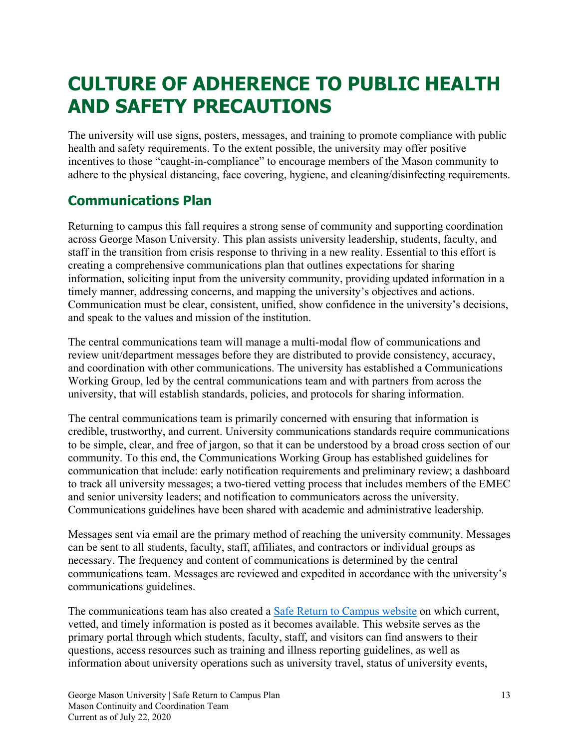# CULTURE OF ADHERENCE TO PUBLIC HEALTH AND SAFETY PRECAUTIONS

The university will use signs, posters, messages, and training to promote compliance with public health and safety requirements. To the extent possible, the university may offer positive incentives to those "caught-in-compliance" to encourage members of the Mason community to adhere to the physical distancing, face covering, hygiene, and cleaning/disinfecting requirements.

## Communications Plan

Returning to campus this fall requires a strong sense of community and supporting coordination across George Mason University. This plan assists university leadership, students, faculty, and staff in the transition from crisis response to thriving in a new reality. Essential to this effort is creating a comprehensive communications plan that outlines expectations for sharing information, soliciting input from the university community, providing updated information in a timely manner, addressing concerns, and mapping the university's objectives and actions. Communication must be clear, consistent, unified, show confidence in the university's decisions, and speak to the values and mission of the institution.

The central communications team will manage a multi-modal flow of communications and review unit/department messages before they are distributed to provide consistency, accuracy, and coordination with other communications. The university has established a Communications Working Group, led by the central communications team and with partners from across the university, that will establish standards, policies, and protocols for sharing information.

The central communications team is primarily concerned with ensuring that information is credible, trustworthy, and current. University communications standards require communications to be simple, clear, and free of jargon, so that it can be understood by a broad cross section of our community. To this end, the Communications Working Group has established guidelines for communication that include: early notification requirements and preliminary review; a dashboard to track all university messages; a two-tiered vetting process that includes members of the EMEC and senior university leaders; and notification to communicators across the university. Communications guidelines have been shared with academic and administrative leadership.

Messages sent via email are the primary method of reaching the university community. Messages can be sent to all students, faculty, staff, affiliates, and contractors or individual groups as necessary. The frequency and content of communications is determined by the central communications team. Messages are reviewed and expedited in accordance with the university's communications guidelines.

The communications team has also created a [Safe Return to Campus website] on which current, vetted, and timely information is posted as it becomes available. This website serves as the primary portal through which students, faculty, staff, and visitors can find answers to their questions, access resources such as training and illness reporting guidelines, as well as information about university operations such as university travel, status of university events,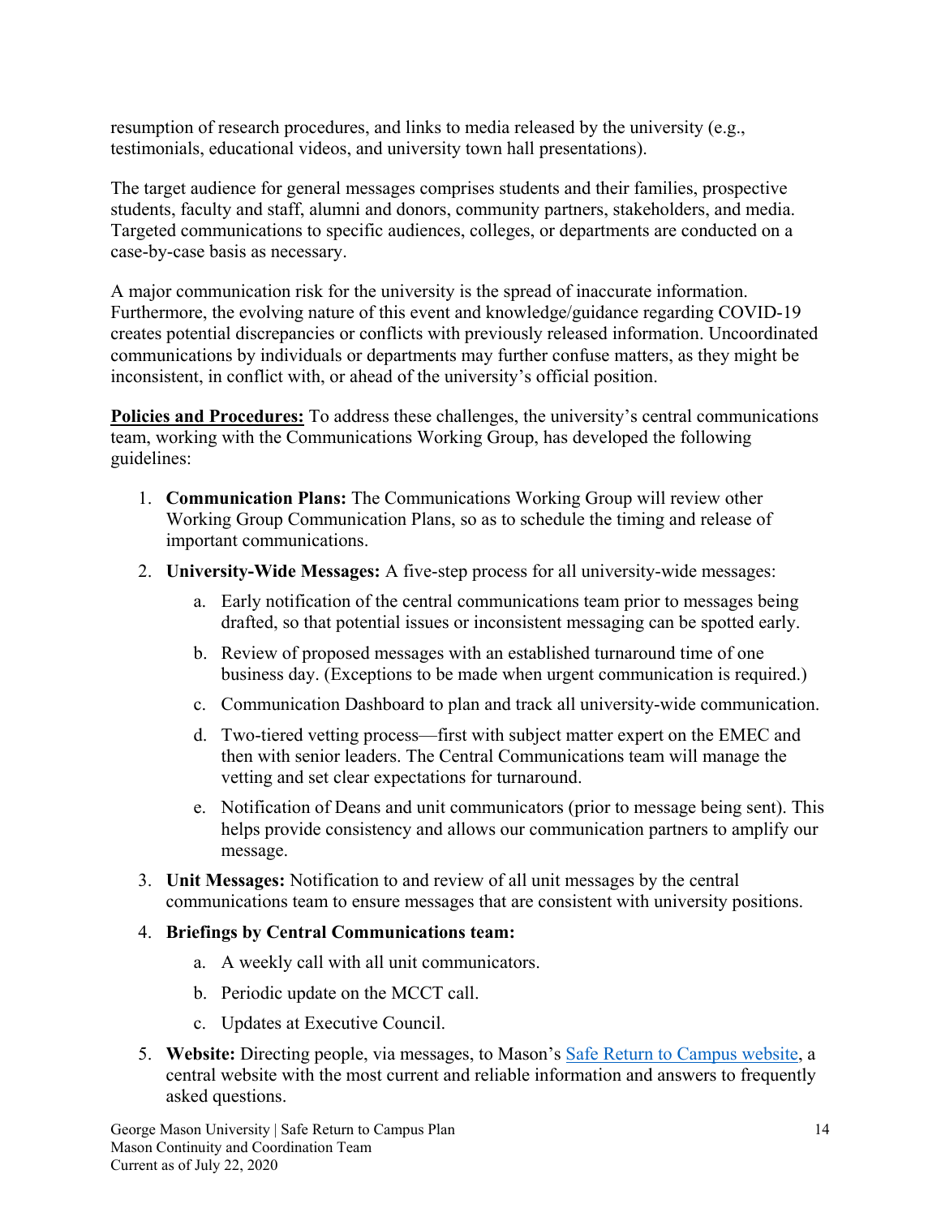resumption of research procedures, and links to media released by the university (e.g., testimonials, educational videos, and university town hall presentations).

The target audience for general messages comprises students and their families, prospective students, faculty and staff, alumni and donors, community partners, stakeholders, and media. Targeted communications to specific audiences, colleges, or departments are conducted on a case-by-case basis as necessary.

A major communication risk for the university is the spread of inaccurate information. Furthermore, the evolving nature of this event and knowledge/guidance regarding COVID-19 creates potential discrepancies or conflicts with previously released information. Uncoordinated communications by individuals or departments may further confuse matters, as they might be inconsistent, in conflict with, or ahead of the university's official position.

**Policies and Procedures:** To address these challenges, the university's central communications team, working with the Communications Working Group, has developed the following guidelines:

1. **Communication Plans:** The Communications Working Group will review other Working Group Communication Plans, so as to schedule the timing and release of important communications.
2. **University-Wide Messages:** A five-step process for all university-wide messages:
    a. Early notification of the central communications team prior to messages being drafted, so that potential issues or inconsistent messaging can be spotted early.
    b. Review of proposed messages with an established turnaround time of one business day. (Exceptions to be made when urgent communication is required.)
    c. Communication Dashboard to plan and track all university-wide communication.
    d. Two-tiered vetting process—first with subject matter expert on the EMEC and then with senior leaders. The Central Communications team will manage the vetting and set clear expectations for turnaround.
    e. Notification of Deans and unit communicators (prior to message being sent). This helps provide consistency and allows our communication partners to amplify our message.
3. **Unit Messages:** Notification to and review of all unit messages by the central communications team to ensure messages that are consistent with university positions.
4. **Briefings by Central Communications team:**
    a. A weekly call with all unit communicators.
    b. Periodic update on the MCCT call.
    c. Updates at Executive Council.
5. **Website:** Directing people, via messages, to Mason's Safe Return to Campus website, a central website with the most current and reliable information and answers to frequently asked questions.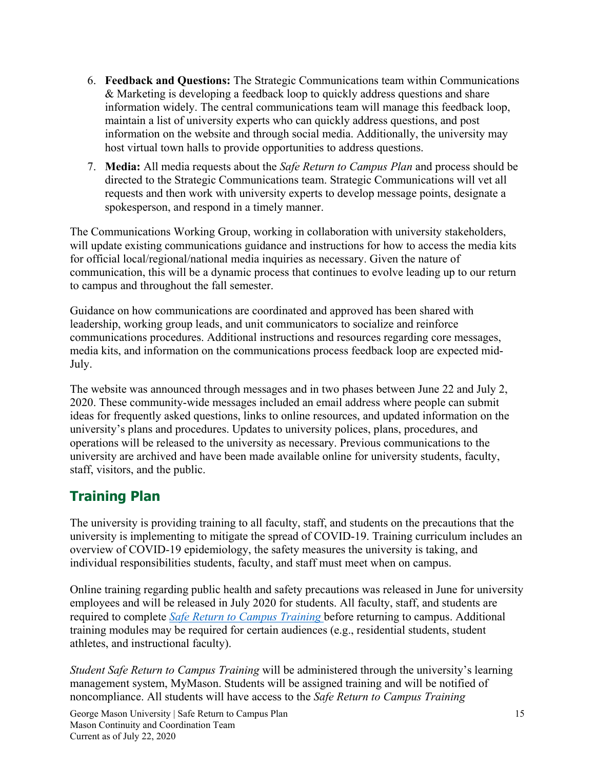6. **Feedback and Questions:** The Strategic Communications team within Communications & Marketing is developing a feedback loop to quickly address questions and share information widely. The central communications team will manage this feedback loop, maintain a list of university experts who can quickly address questions, and post information on the website and through social media. Additionally, the university may host virtual town halls to provide opportunities to address questions.
7. **Media:** All media requests about the *Safe Return to Campus Plan* and process should be directed to the Strategic Communications team. Strategic Communications will vet all requests and then work with university experts to develop message points, designate a spokesperson, and respond in a timely manner.

The Communications Working Group, working in collaboration with university stakeholders, will update existing communications guidance and instructions for how to access the media kits for official local/regional/national media inquiries as necessary. Given the nature of communication, this will be a dynamic process that continues to evolve leading up to our return to campus and throughout the fall semester.

Guidance on how communications are coordinated and approved has been shared with leadership, working group leads, and unit communicators to socialize and reinforce communications procedures. Additional instructions and resources regarding core messages, media kits, and information on the communications process feedback loop are expected mid-July.

The website was announced through messages and in two phases between June 22 and July 2, 2020. These community-wide messages included an email address where people can submit ideas for frequently asked questions, links to online resources, and updated information on the university's plans and procedures. Updates to university polices, plans, procedures, and operations will be released to the university as necessary. Previous communications to the university are archived and have been made available online for university students, faculty, staff, visitors, and the public.

## Training Plan

The university is providing training to all faculty, staff, and students on the precautions that the university is implementing to mitigate the spread of COVID-19. Training curriculum includes an overview of COVID-19 epidemiology, the safety measures the university is taking, and individual responsibilities students, faculty, and staff must meet when on campus.

Online training regarding public health and safety precautions was released in June for university employees and will be released in July 2020 for students. All faculty, staff, and students are required to complete *Safe Return to Campus Training* before returning to campus. Additional training modules may be required for certain audiences (e.g., residential students, student athletes, and instructional faculty).

*Student Safe Return to Campus Training* will be administered through the university's learning management system, MyMason. Students will be assigned training and will be notified of noncompliance. All students will have access to the *Safe Return to Campus Training*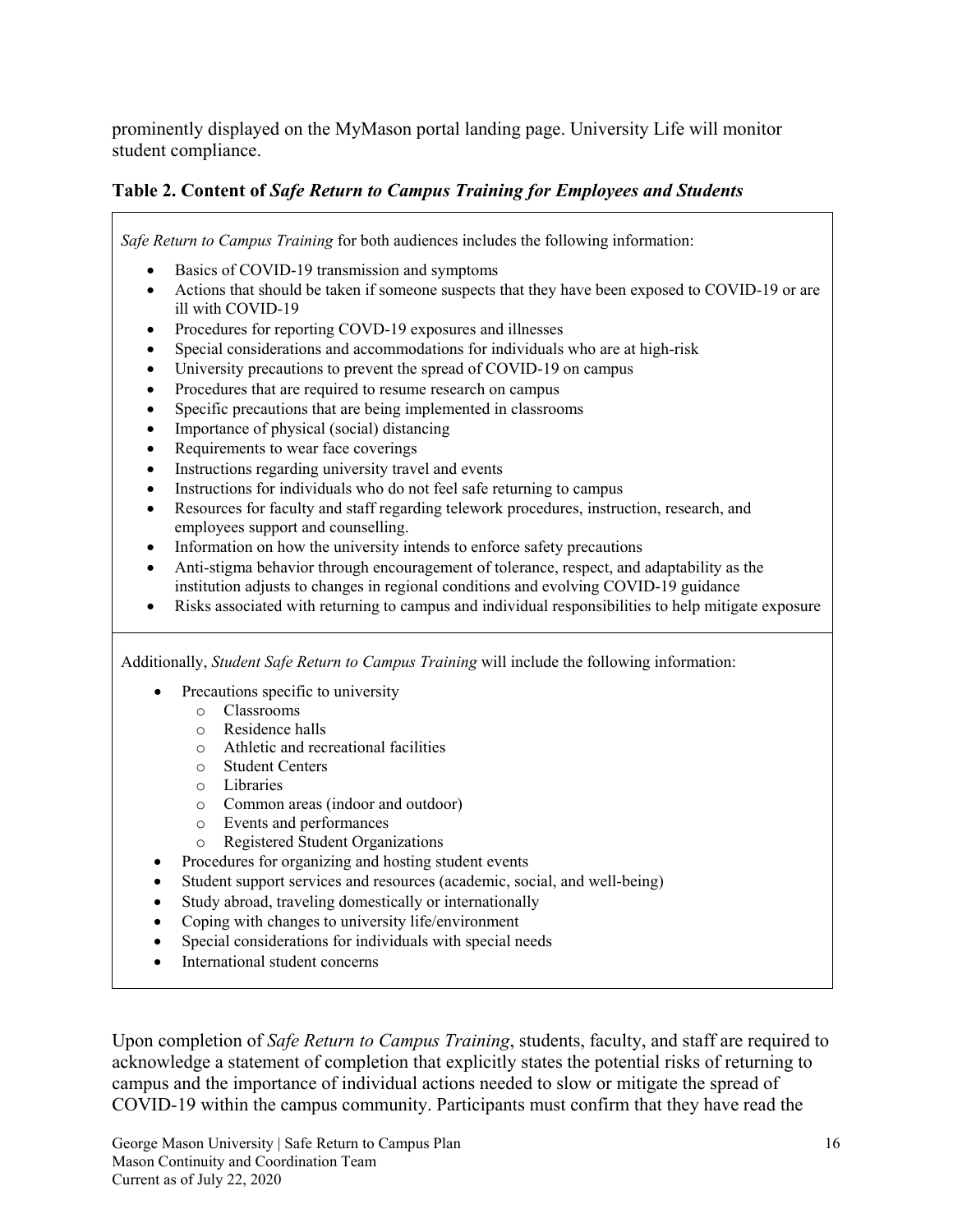prominently displayed on the MyMason portal landing page. University Life will monitor student compliance.

**Table 2. Content of *Safe Return to Campus Training for Employees and Students***

*Safe Return to Campus Training* for both audiences includes the following information:

- Basics of COVID-19 transmission and symptoms
- Actions that should be taken if someone suspects that they have been exposed to COVID-19 or are ill with COVID-19
- Procedures for reporting COVD-19 exposures and illnesses
- Special considerations and accommodations for individuals who are at high-risk
- University precautions to prevent the spread of COVID-19 on campus
- Procedures that are required to resume research on campus
- Specific precautions that are being implemented in classrooms
- Importance of physical (social) distancing
- Requirements to wear face coverings
- Instructions regarding university travel and events
- Instructions for individuals who do not feel safe returning to campus
- Resources for faculty and staff regarding telework procedures, instruction, research, and employees support and counselling.
- Information on how the university intends to enforce safety precautions
- Anti-stigma behavior through encouragement of tolerance, respect, and adaptability as the institution adjusts to changes in regional conditions and evolving COVID-19 guidance
- Risks associated with returning to campus and individual responsibilities to help mitigate exposure

Additionally, *Student Safe Return to Campus Training* will include the following information:

- Precautions specific to university
  - Classrooms
  - Residence halls
  - Athletic and recreational facilities
  - Student Centers
  - Libraries
  - Common areas (indoor and outdoor)
  - Events and performances
  - Registered Student Organizations
- Procedures for organizing and hosting student events
- Student support services and resources (academic, social, and well-being)
- Study abroad, traveling domestically or internationally
- Coping with changes to university life/environment
- Special considerations for individuals with special needs
- International student concerns

Upon completion of *Safe Return to Campus Training*, students, faculty, and staff are required to acknowledge a statement of completion that explicitly states the potential risks of returning to campus and the importance of individual actions needed to slow or mitigate the spread of COVID-19 within the campus community. Participants must confirm that they have read the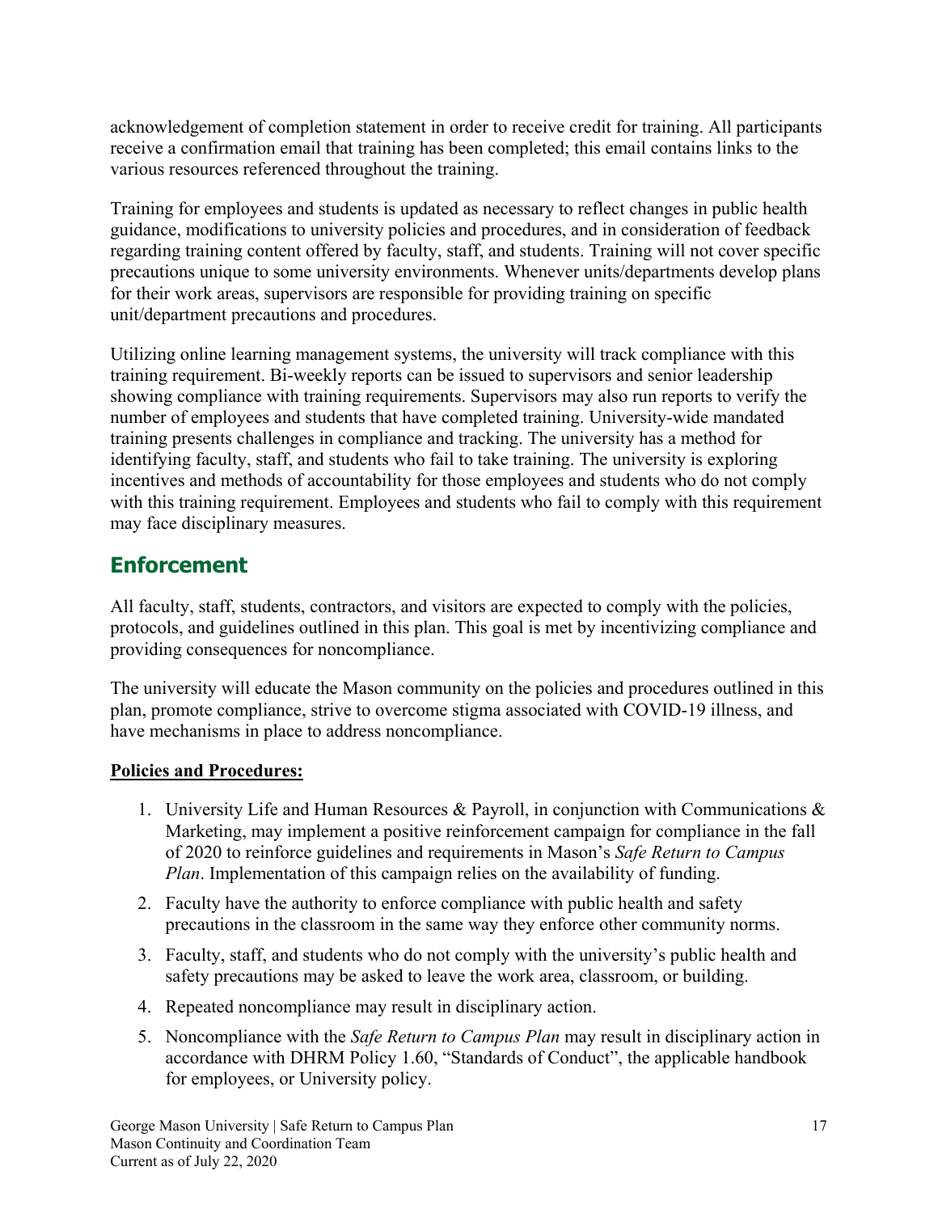acknowledgement of completion statement in order to receive credit for training. All participants receive a confirmation email that training has been completed; this email contains links to the various resources referenced throughout the training.

Training for employees and students is updated as necessary to reflect changes in public health guidance, modifications to university policies and procedures, and in consideration of feedback regarding training content offered by faculty, staff, and students. Training will not cover specific precautions unique to some university environments. Whenever units/departments develop plans for their work areas, supervisors are responsible for providing training on specific unit/department precautions and procedures.

Utilizing online learning management systems, the university will track compliance with this training requirement. Bi-weekly reports can be issued to supervisors and senior leadership showing compliance with training requirements. Supervisors may also run reports to verify the number of employees and students that have completed training. University-wide mandated training presents challenges in compliance and tracking. The university has a method for identifying faculty, staff, and students who fail to take training. The university is exploring incentives and methods of accountability for those employees and students who do not comply with this training requirement. Employees and students who fail to comply with this requirement may face disciplinary measures.

## Enforcement

All faculty, staff, students, contractors, and visitors are expected to comply with the policies, protocols, and guidelines outlined in this plan. This goal is met by incentivizing compliance and providing consequences for noncompliance.

The university will educate the Mason community on the policies and procedures outlined in this plan, promote compliance, strive to overcome stigma associated with COVID-19 illness, and have mechanisms in place to address noncompliance.

**Policies and Procedures:**

1. University Life and Human Resources & Payroll, in conjunction with Communications & Marketing, may implement a positive reinforcement campaign for compliance in the fall of 2020 to reinforce guidelines and requirements in Mason's *Safe Return to Campus Plan*. Implementation of this campaign relies on the availability of funding.
2. Faculty have the authority to enforce compliance with public health and safety precautions in the classroom in the same way they enforce other community norms.
3. Faculty, staff, and students who do not comply with the university's public health and safety precautions may be asked to leave the work area, classroom, or building.
4. Repeated noncompliance may result in disciplinary action.
5. Noncompliance with the *Safe Return to Campus Plan* may result in disciplinary action in accordance with DHRM Policy 1.60, "Standards of Conduct", the applicable handbook for employees, or University policy.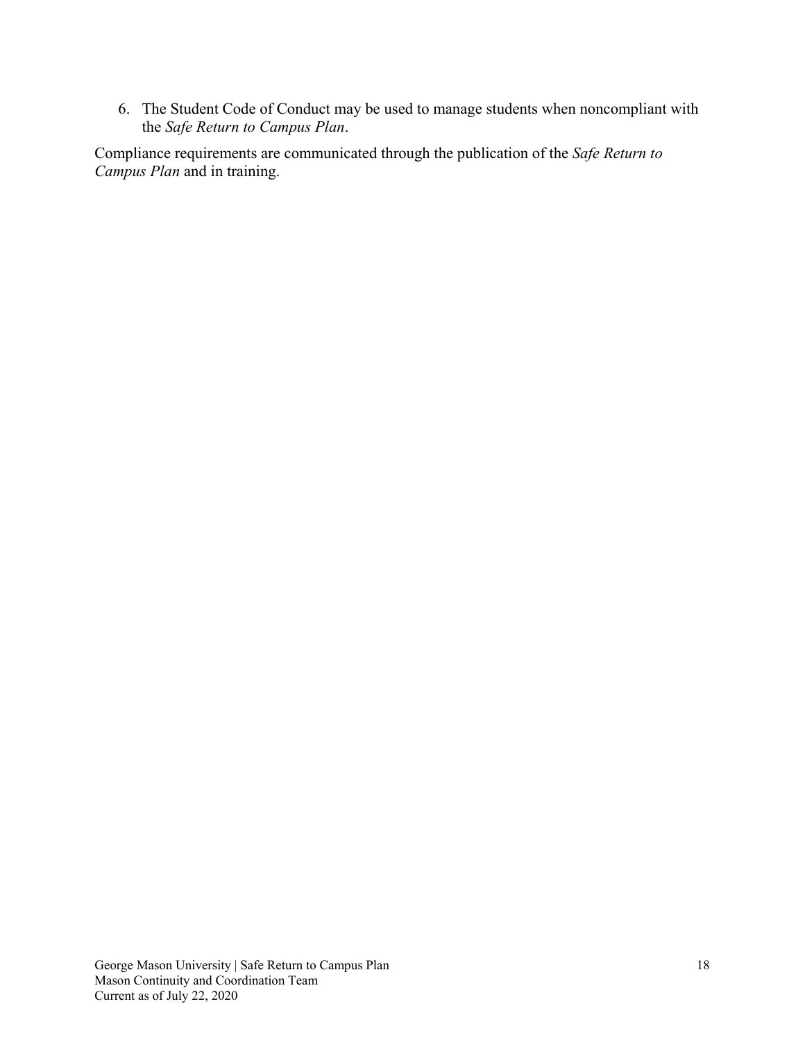6. The Student Code of Conduct may be used to manage students when noncompliant with the *Safe Return to Campus Plan*.

Compliance requirements are communicated through the publication of the *Safe Return to Campus Plan* and in training.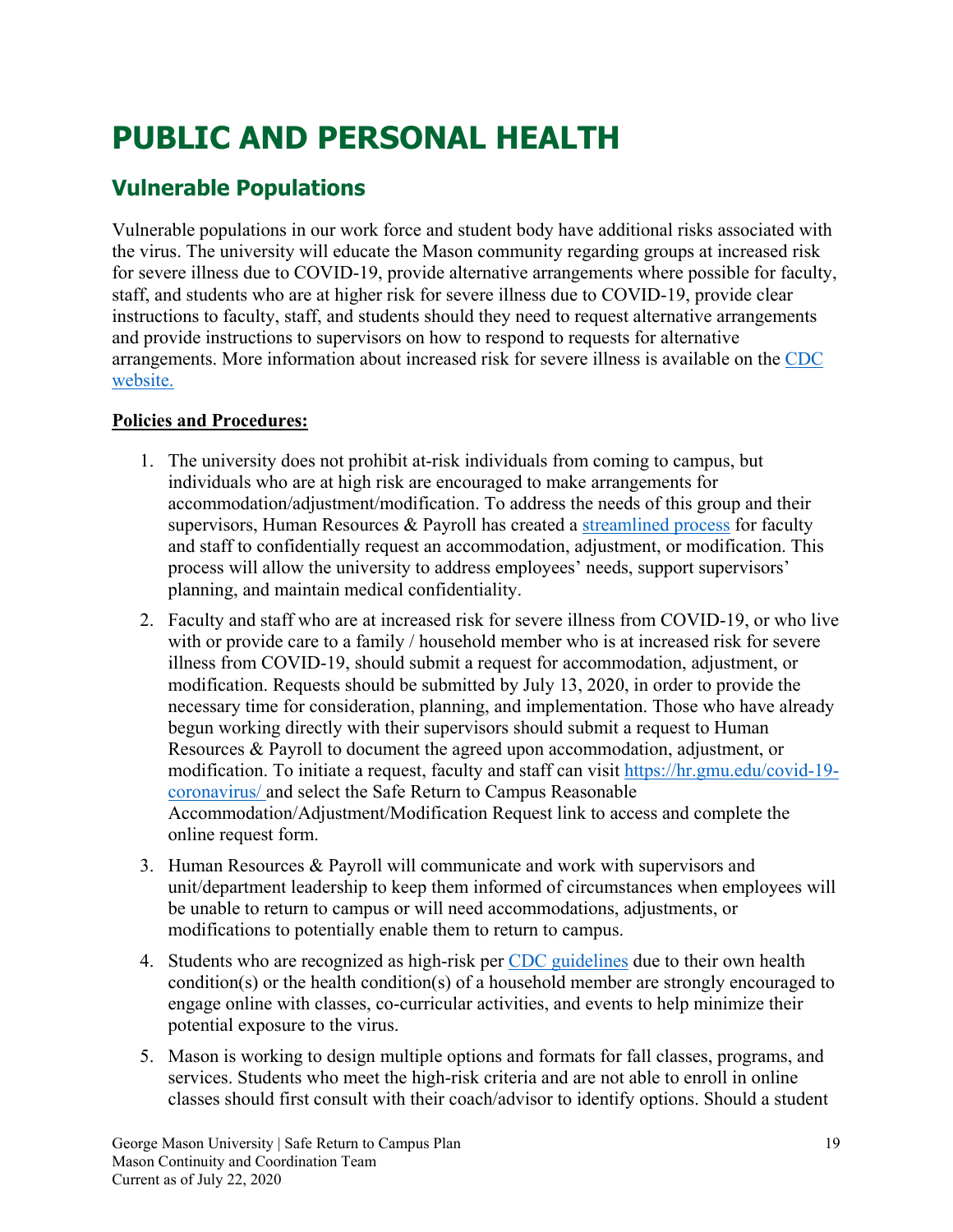# PUBLIC AND PERSONAL HEALTH

## Vulnerable Populations

Vulnerable populations in our work force and student body have additional risks associated with the virus. The university will educate the Mason community regarding groups at increased risk for severe illness due to COVID-19, provide alternative arrangements where possible for faculty, staff, and students who are at higher risk for severe illness due to COVID-19, provide clear instructions to faculty, staff, and students should they need to request alternative arrangements and provide instructions to supervisors on how to respond to requests for alternative arrangements. More information about increased risk for severe illness is available on the CDC website.

**Policies and Procedures:**

1. The university does not prohibit at-risk individuals from coming to campus, but individuals who are at high risk are encouraged to make arrangements for accommodation/adjustment/modification. To address the needs of this group and their supervisors, Human Resources & Payroll has created a streamlined process for faculty and staff to confidentially request an accommodation, adjustment, or modification. This process will allow the university to address employees' needs, support supervisors' planning, and maintain medical confidentiality.
2. Faculty and staff who are at increased risk for severe illness from COVID-19, or who live with or provide care to a family / household member who is at increased risk for severe illness from COVID-19, should submit a request for accommodation, adjustment, or modification. Requests should be submitted by July 13, 2020, in order to provide the necessary time for consideration, planning, and implementation. Those who have already begun working directly with their supervisors should submit a request to Human Resources & Payroll to document the agreed upon accommodation, adjustment, or modification. To initiate a request, faculty and staff can visit https://hr.gmu.edu/covid-19-coronavirus/ and select the Safe Return to Campus Reasonable Accommodation/Adjustment/Modification Request link to access and complete the online request form.
3. Human Resources & Payroll will communicate and work with supervisors and unit/department leadership to keep them informed of circumstances when employees will be unable to return to campus or will need accommodations, adjustments, or modifications to potentially enable them to return to campus.
4. Students who are recognized as high-risk per CDC guidelines due to their own health condition(s) or the health condition(s) of a household member are strongly encouraged to engage online with classes, co-curricular activities, and events to help minimize their potential exposure to the virus.
5. Mason is working to design multiple options and formats for fall classes, programs, and services. Students who meet the high-risk criteria and are not able to enroll in online classes should first consult with their coach/advisor to identify options. Should a student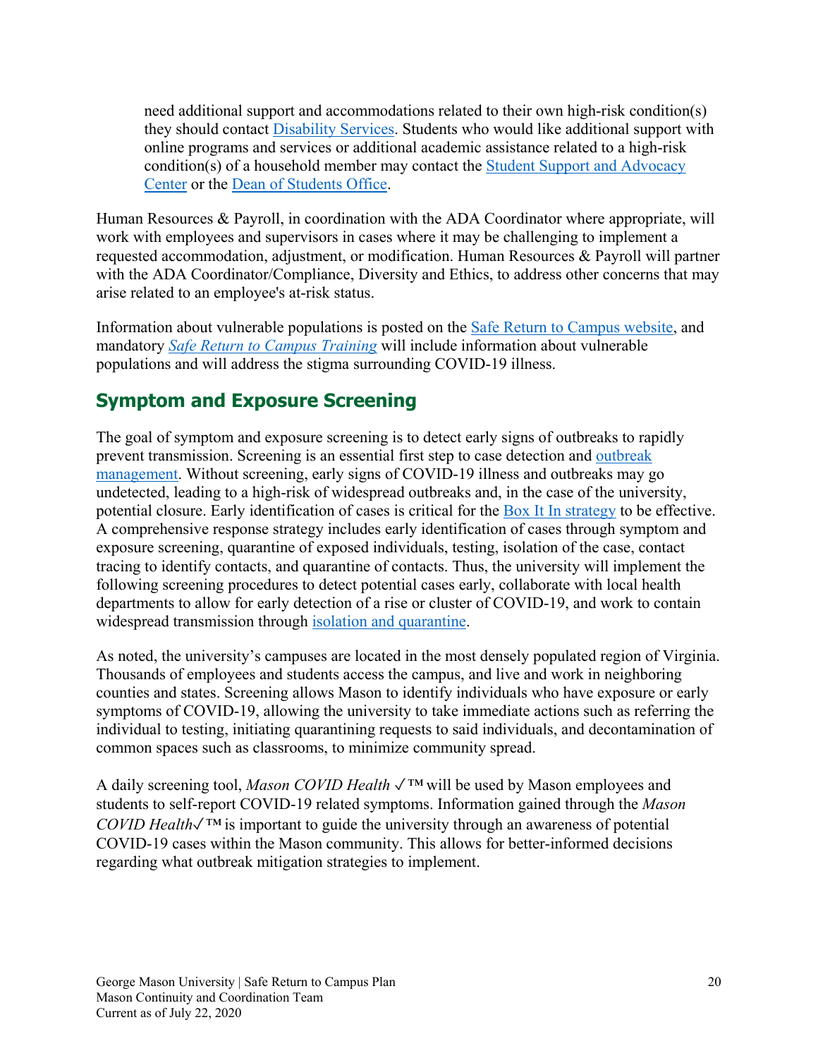need additional support and accommodations related to their own high-risk condition(s) they should contact Disability Services. Students who would like additional support with online programs and services or additional academic assistance related to a high-risk condition(s) of a household member may contact the Student Support and Advocacy Center or the Dean of Students Office.

Human Resources & Payroll, in coordination with the ADA Coordinator where appropriate, will work with employees and supervisors in cases where it may be challenging to implement a requested accommodation, adjustment, or modification. Human Resources & Payroll will partner with the ADA Coordinator/Compliance, Diversity and Ethics, to address other concerns that may arise related to an employee's at-risk status.

Information about vulnerable populations is posted on the Safe Return to Campus website, and mandatory *Safe Return to Campus Training* will include information about vulnerable populations and will address the stigma surrounding COVID-19 illness.

## Symptom and Exposure Screening

The goal of symptom and exposure screening is to detect early signs of outbreaks to rapidly prevent transmission. Screening is an essential first step to case detection and outbreak management. Without screening, early signs of COVID-19 illness and outbreaks may go undetected, leading to a high-risk of widespread outbreaks and, in the case of the university, potential closure. Early identification of cases is critical for the Box It In strategy to be effective. A comprehensive response strategy includes early identification of cases through symptom and exposure screening, quarantine of exposed individuals, testing, isolation of the case, contact tracing to identify contacts, and quarantine of contacts. Thus, the university will implement the following screening procedures to detect potential cases early, collaborate with local health departments to allow for early detection of a rise or cluster of COVID-19, and work to contain widespread transmission through isolation and quarantine.

As noted, the university's campuses are located in the most densely populated region of Virginia. Thousands of employees and students access the campus, and live and work in neighboring counties and states. Screening allows Mason to identify individuals who have exposure or early symptoms of COVID-19, allowing the university to take immediate actions such as referring the individual to testing, initiating quarantining requests to said individuals, and decontamination of common spaces such as classrooms, to minimize community spread.

A daily screening tool, *Mason COVID Health* ✓™ will be used by Mason employees and students to self-report COVID-19 related symptoms. Information gained through the *Mason COVID Health*✓™ is important to guide the university through an awareness of potential COVID-19 cases within the Mason community. This allows for better-informed decisions regarding what outbreak mitigation strategies to implement.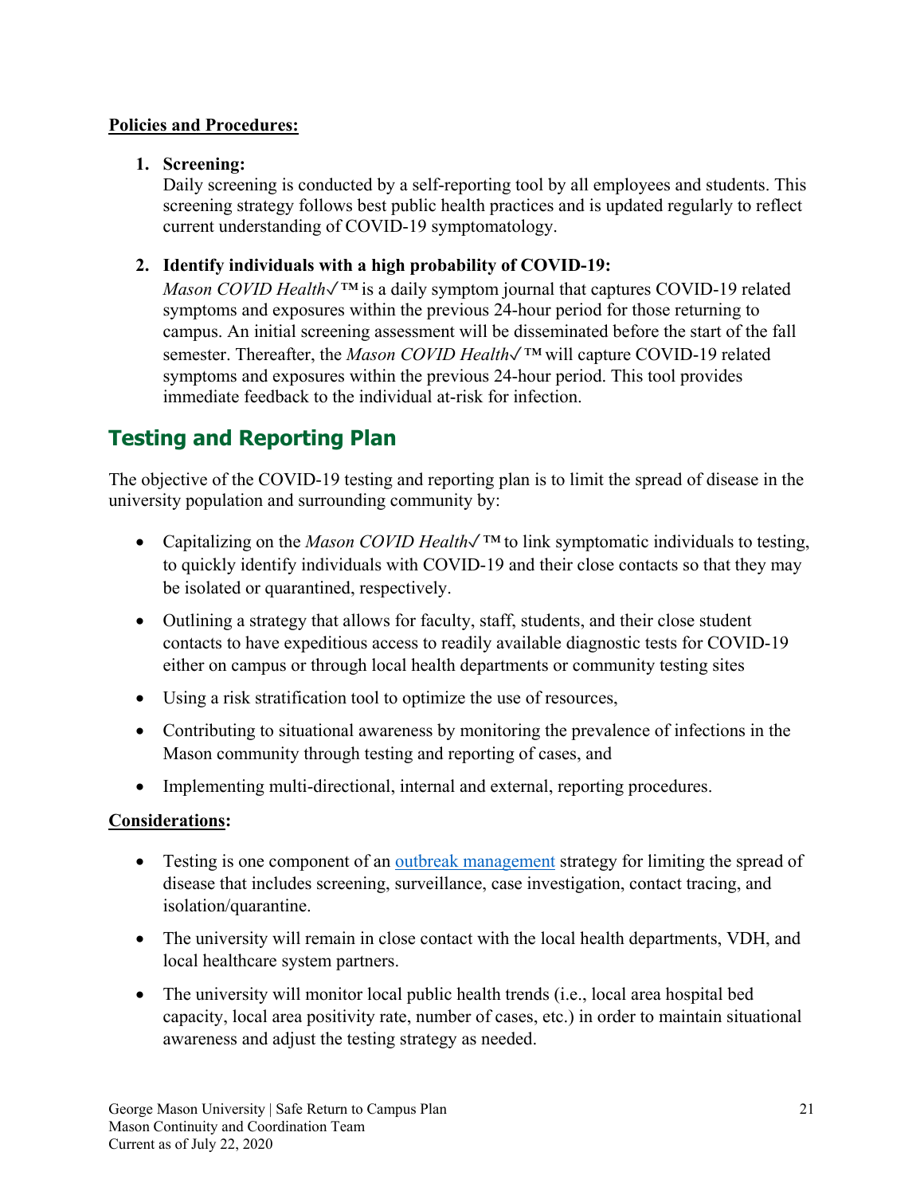**Policies and Procedures:**

1. **Screening:**
   Daily screening is conducted by a self-reporting tool by all employees and students. This screening strategy follows best public health practices and is updated regularly to reflect current understanding of COVID-19 symptomatology.

2. **Identify individuals with a high probability of COVID-19:**
   *Mason COVID Health✓*™ is a daily symptom journal that captures COVID-19 related symptoms and exposures within the previous 24-hour period for those returning to campus. An initial screening assessment will be disseminated before the start of the fall semester. Thereafter, the *Mason COVID Health✓*™ will capture COVID-19 related symptoms and exposures within the previous 24-hour period. This tool provides immediate feedback to the individual at-risk for infection.

## Testing and Reporting Plan

The objective of the COVID-19 testing and reporting plan is to limit the spread of disease in the university population and surrounding community by:

- Capitalizing on the *Mason COVID Health✓*™ to link symptomatic individuals to testing, to quickly identify individuals with COVID-19 and their close contacts so that they may be isolated or quarantined, respectively.
- Outlining a strategy that allows for faculty, staff, students, and their close student contacts to have expeditious access to readily available diagnostic tests for COVID-19 either on campus or through local health departments or community testing sites
- Using a risk stratification tool to optimize the use of resources,
- Contributing to situational awareness by monitoring the prevalence of infections in the Mason community through testing and reporting of cases, and
- Implementing multi-directional, internal and external, reporting procedures.

**Considerations:**

- Testing is one component of an outbreak management strategy for limiting the spread of disease that includes screening, surveillance, case investigation, contact tracing, and isolation/quarantine.
- The university will remain in close contact with the local health departments, VDH, and local healthcare system partners.
- The university will monitor local public health trends (i.e., local area hospital bed capacity, local area positivity rate, number of cases, etc.) in order to maintain situational awareness and adjust the testing strategy as needed.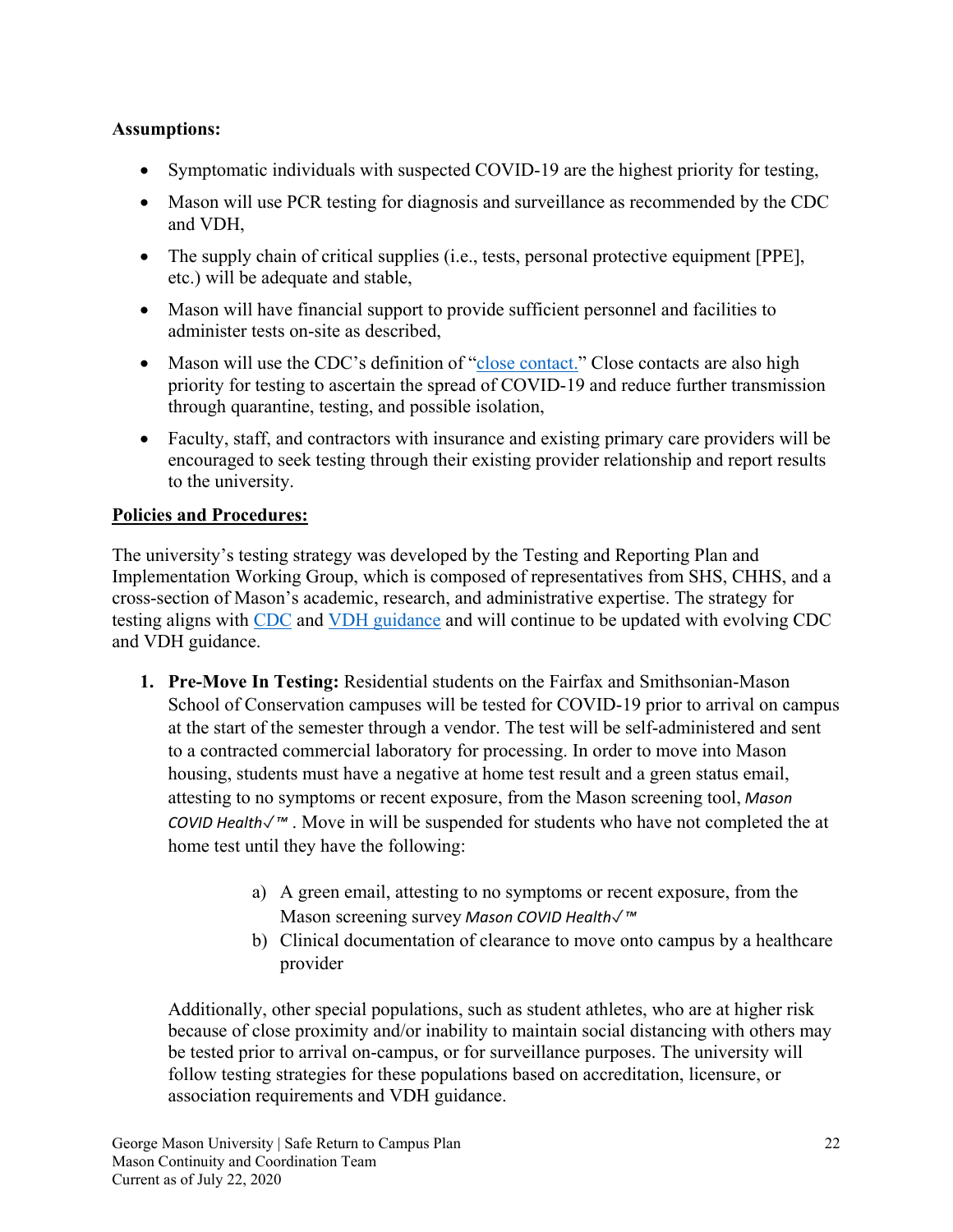**Assumptions:**

- Symptomatic individuals with suspected COVID-19 are the highest priority for testing,
- Mason will use PCR testing for diagnosis and surveillance as recommended by the CDC and VDH,
- The supply chain of critical supplies (i.e., tests, personal protective equipment [PPE], etc.) will be adequate and stable,
- Mason will have financial support to provide sufficient personnel and facilities to administer tests on-site as described,
- Mason will use the CDC's definition of "close contact." Close contacts are also high priority for testing to ascertain the spread of COVID-19 and reduce further transmission through quarantine, testing, and possible isolation,
- Faculty, staff, and contractors with insurance and existing primary care providers will be encouraged to seek testing through their existing provider relationship and report results to the university.

**Policies and Procedures:**

The university's testing strategy was developed by the Testing and Reporting Plan and Implementation Working Group, which is composed of representatives from SHS, CHHS, and a cross-section of Mason's academic, research, and administrative expertise. The strategy for testing aligns with CDC and VDH guidance and will continue to be updated with evolving CDC and VDH guidance.

1. **Pre-Move In Testing:** Residential students on the Fairfax and Smithsonian-Mason School of Conservation campuses will be tested for COVID-19 prior to arrival on campus at the start of the semester through a vendor. The test will be self-administered and sent to a contracted commercial laboratory for processing. In order to move into Mason housing, students must have a negative at home test result and a green status email, attesting to no symptoms or recent exposure, from the Mason screening tool, *Mason COVID Health✓™* . Move in will be suspended for students who have not completed the at home test until they have the following:

   a) A green email, attesting to no symptoms or recent exposure, from the Mason screening survey *Mason COVID Health✓™*
   
   b) Clinical documentation of clearance to move onto campus by a healthcare provider

   Additionally, other special populations, such as student athletes, who are at higher risk because of close proximity and/or inability to maintain social distancing with others may be tested prior to arrival on-campus, or for surveillance purposes. The university will follow testing strategies for these populations based on accreditation, licensure, or association requirements and VDH guidance.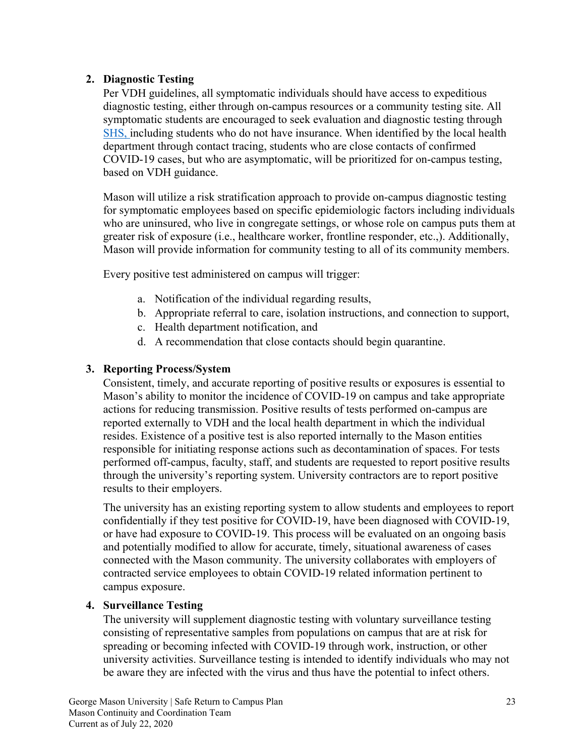2. **Diagnostic Testing**

   Per VDH guidelines, all symptomatic individuals should have access to expeditious diagnostic testing, either through on-campus resources or a community testing site. All symptomatic students are encouraged to seek evaluation and diagnostic testing through SHS, including students who do not have insurance. When identified by the local health department through contact tracing, students who are close contacts of confirmed COVID-19 cases, but who are asymptomatic, will be prioritized for on-campus testing, based on VDH guidance.

   Mason will utilize a risk stratification approach to provide on-campus diagnostic testing for symptomatic employees based on specific epidemiologic factors including individuals who are uninsured, who live in congregate settings, or whose role on campus puts them at greater risk of exposure (i.e., healthcare worker, frontline responder, etc.,). Additionally, Mason will provide information for community testing to all of its community members.

   Every positive test administered on campus will trigger:

   a. Notification of the individual regarding results,
   b. Appropriate referral to care, isolation instructions, and connection to support,
   c. Health department notification, and
   d. A recommendation that close contacts should begin quarantine.

3. **Reporting Process/System**

   Consistent, timely, and accurate reporting of positive results or exposures is essential to Mason's ability to monitor the incidence of COVID-19 on campus and take appropriate actions for reducing transmission. Positive results of tests performed on-campus are reported externally to VDH and the local health department in which the individual resides. Existence of a positive test is also reported internally to the Mason entities responsible for initiating response actions such as decontamination of spaces. For tests performed off-campus, faculty, staff, and students are requested to report positive results through the university's reporting system. University contractors are to report positive results to their employers.

   The university has an existing reporting system to allow students and employees to report confidentially if they test positive for COVID-19, have been diagnosed with COVID-19, or have had exposure to COVID-19. This process will be evaluated on an ongoing basis and potentially modified to allow for accurate, timely, situational awareness of cases connected with the Mason community. The university collaborates with employers of contracted service employees to obtain COVID-19 related information pertinent to campus exposure.

4. **Surveillance Testing**

   The university will supplement diagnostic testing with voluntary surveillance testing consisting of representative samples from populations on campus that are at risk for spreading or becoming infected with COVID-19 through work, instruction, or other university activities. Surveillance testing is intended to identify individuals who may not be aware they are infected with the virus and thus have the potential to infect others.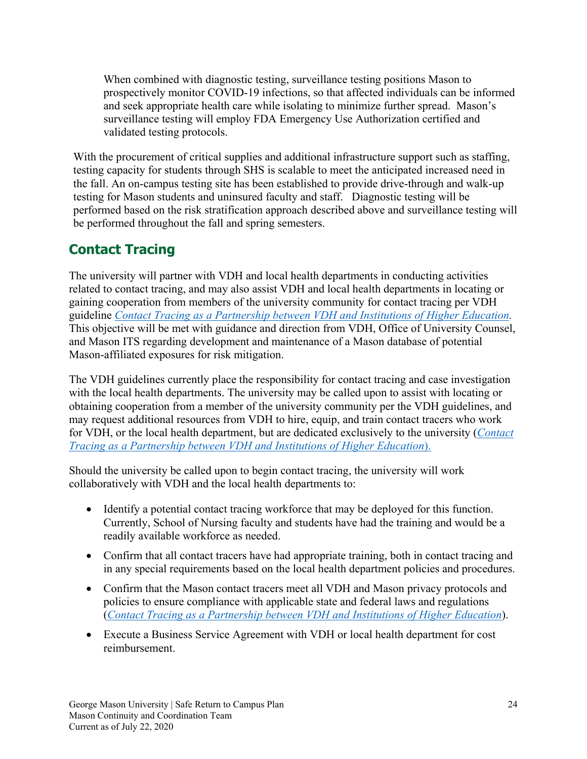When combined with diagnostic testing, surveillance testing positions Mason to prospectively monitor COVID-19 infections, so that affected individuals can be informed and seek appropriate health care while isolating to minimize further spread. Mason's surveillance testing will employ FDA Emergency Use Authorization certified and validated testing protocols.

With the procurement of critical supplies and additional infrastructure support such as staffing, testing capacity for students through SHS is scalable to meet the anticipated increased need in the fall. An on-campus testing site has been established to provide drive-through and walk-up testing for Mason students and uninsured faculty and staff. Diagnostic testing will be performed based on the risk stratification approach described above and surveillance testing will be performed throughout the fall and spring semesters.

## Contact Tracing

The university will partner with VDH and local health departments in conducting activities related to contact tracing, and may also assist VDH and local health departments in locating or gaining cooperation from members of the university community for contact tracing per VDH guideline *Contact Tracing as a Partnership between VDH and Institutions of Higher Education*. This objective will be met with guidance and direction from VDH, Office of University Counsel, and Mason ITS regarding development and maintenance of a Mason database of potential Mason-affiliated exposures for risk mitigation.

The VDH guidelines currently place the responsibility for contact tracing and case investigation with the local health departments. The university may be called upon to assist with locating or obtaining cooperation from a member of the university community per the VDH guidelines, and may request additional resources from VDH to hire, equip, and train contact tracers who work for VDH, or the local health department, but are dedicated exclusively to the university (*Contact Tracing as a Partnership between VDH and Institutions of Higher Education*).

Should the university be called upon to begin contact tracing, the university will work collaboratively with VDH and the local health departments to:

- Identify a potential contact tracing workforce that may be deployed for this function. Currently, School of Nursing faculty and students have had the training and would be a readily available workforce as needed.
- Confirm that all contact tracers have had appropriate training, both in contact tracing and in any special requirements based on the local health department policies and procedures.
- Confirm that the Mason contact tracers meet all VDH and Mason privacy protocols and policies to ensure compliance with applicable state and federal laws and regulations (*Contact Tracing as a Partnership between VDH and Institutions of Higher Education*).
- Execute a Business Service Agreement with VDH or local health department for cost reimbursement.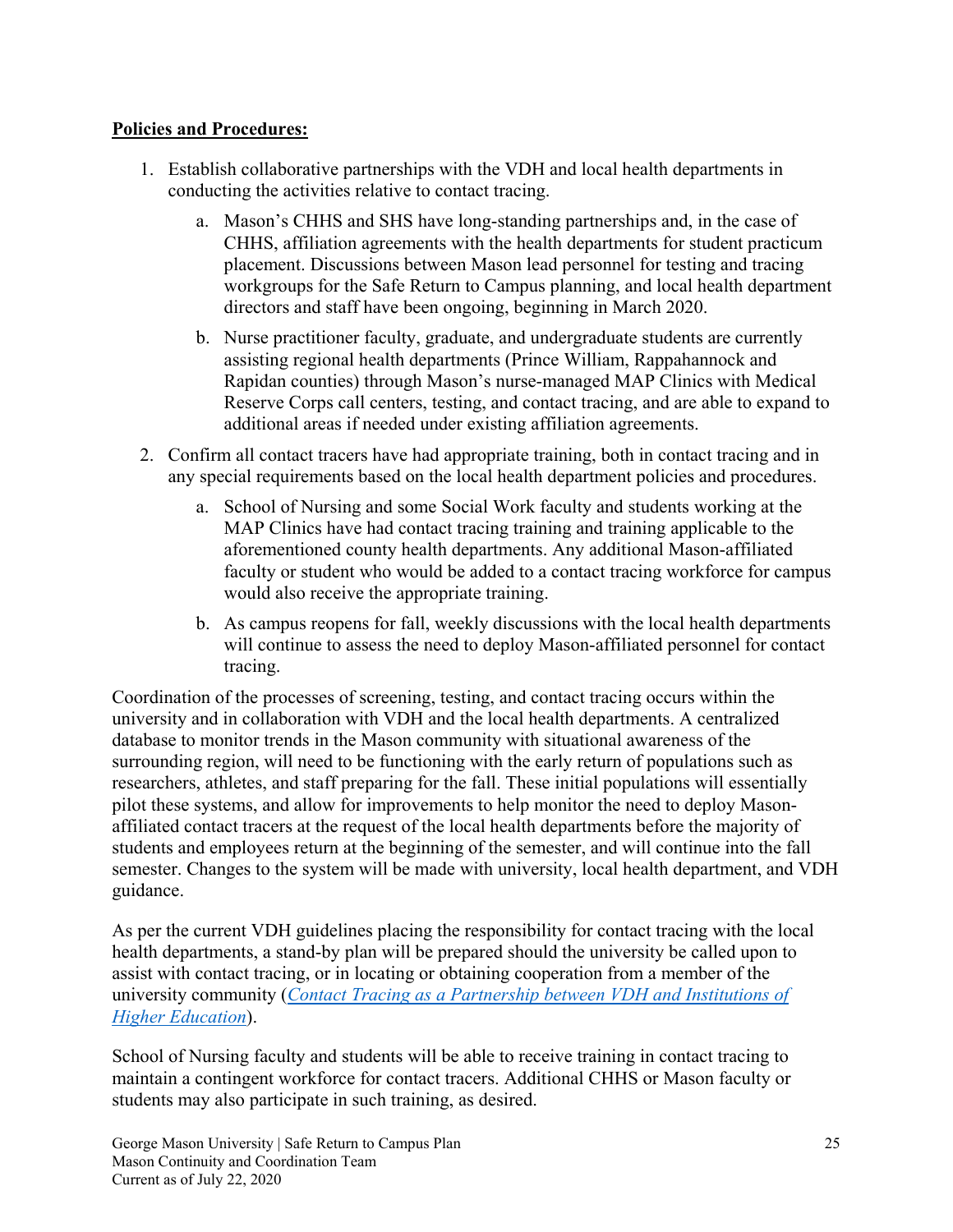**Policies and Procedures:**

1. Establish collaborative partnerships with the VDH and local health departments in conducting the activities relative to contact tracing.
    a. Mason's CHHS and SHS have long-standing partnerships and, in the case of CHHS, affiliation agreements with the health departments for student practicum placement. Discussions between Mason lead personnel for testing and tracing workgroups for the Safe Return to Campus planning, and local health department directors and staff have been ongoing, beginning in March 2020.
    b. Nurse practitioner faculty, graduate, and undergraduate students are currently assisting regional health departments (Prince William, Rappahannock and Rapidan counties) through Mason's nurse-managed MAP Clinics with Medical Reserve Corps call centers, testing, and contact tracing, and are able to expand to additional areas if needed under existing affiliation agreements.
2. Confirm all contact tracers have had appropriate training, both in contact tracing and in any special requirements based on the local health department policies and procedures.
    a. School of Nursing and some Social Work faculty and students working at the MAP Clinics have had contact tracing training and training applicable to the aforementioned county health departments. Any additional Mason-affiliated faculty or student who would be added to a contact tracing workforce for campus would also receive the appropriate training.
    b. As campus reopens for fall, weekly discussions with the local health departments will continue to assess the need to deploy Mason-affiliated personnel for contact tracing.

Coordination of the processes of screening, testing, and contact tracing occurs within the university and in collaboration with VDH and the local health departments. A centralized database to monitor trends in the Mason community with situational awareness of the surrounding region, will need to be functioning with the early return of populations such as researchers, athletes, and staff preparing for the fall. These initial populations will essentially pilot these systems, and allow for improvements to help monitor the need to deploy Mason-affiliated contact tracers at the request of the local health departments before the majority of students and employees return at the beginning of the semester, and will continue into the fall semester. Changes to the system will be made with university, local health department, and VDH guidance.

As per the current VDH guidelines placing the responsibility for contact tracing with the local health departments, a stand-by plan will be prepared should the university be called upon to assist with contact tracing, or in locating or obtaining cooperation from a member of the university community (*Contact Tracing as a Partnership between VDH and Institutions of Higher Education*).

School of Nursing faculty and students will be able to receive training in contact tracing to maintain a contingent workforce for contact tracers. Additional CHHS or Mason faculty or students may also participate in such training, as desired.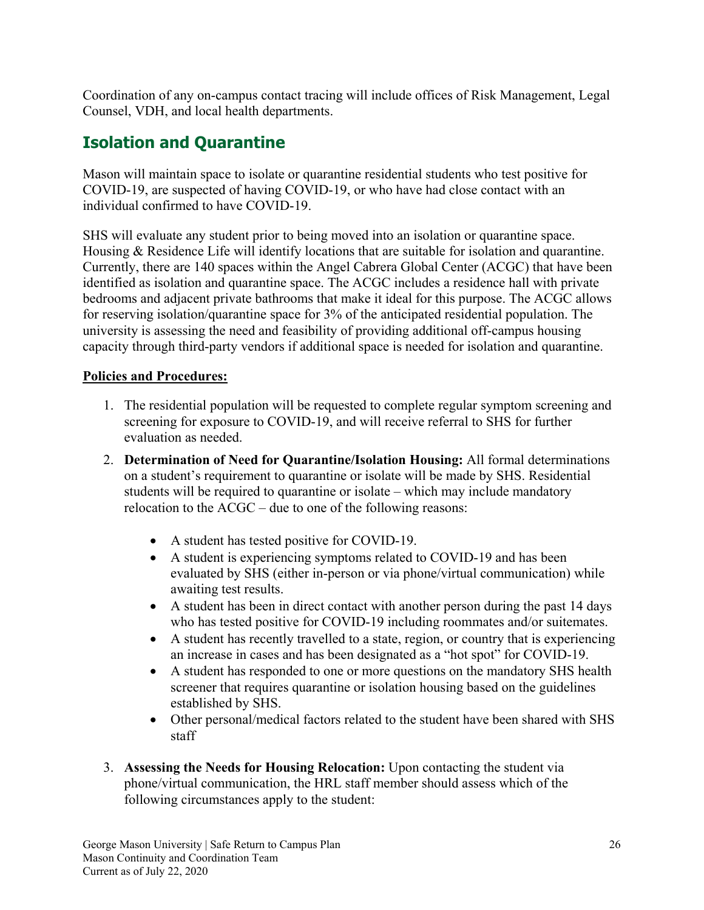Coordination of any on-campus contact tracing will include offices of Risk Management, Legal Counsel, VDH, and local health departments.

## Isolation and Quarantine

Mason will maintain space to isolate or quarantine residential students who test positive for COVID-19, are suspected of having COVID-19, or who have had close contact with an individual confirmed to have COVID-19.

SHS will evaluate any student prior to being moved into an isolation or quarantine space. Housing & Residence Life will identify locations that are suitable for isolation and quarantine. Currently, there are 140 spaces within the Angel Cabrera Global Center (ACGC) that have been identified as isolation and quarantine space. The ACGC includes a residence hall with private bedrooms and adjacent private bathrooms that make it ideal for this purpose. The ACGC allows for reserving isolation/quarantine space for 3% of the anticipated residential population. The university is assessing the need and feasibility of providing additional off-campus housing capacity through third-party vendors if additional space is needed for isolation and quarantine.

**Policies and Procedures:**

1. The residential population will be requested to complete regular symptom screening and screening for exposure to COVID-19, and will receive referral to SHS for further evaluation as needed.
2. **Determination of Need for Quarantine/Isolation Housing:** All formal determinations on a student's requirement to quarantine or isolate will be made by SHS. Residential students will be required to quarantine or isolate – which may include mandatory relocation to the ACGC – due to one of the following reasons:
    - A student has tested positive for COVID-19.
    - A student is experiencing symptoms related to COVID-19 and has been evaluated by SHS (either in-person or via phone/virtual communication) while awaiting test results.
    - A student has been in direct contact with another person during the past 14 days who has tested positive for COVID-19 including roommates and/or suitemates.
    - A student has recently travelled to a state, region, or country that is experiencing an increase in cases and has been designated as a "hot spot" for COVID-19.
    - A student has responded to one or more questions on the mandatory SHS health screener that requires quarantine or isolation housing based on the guidelines established by SHS.
    - Other personal/medical factors related to the student have been shared with SHS staff
3. **Assessing the Needs for Housing Relocation:** Upon contacting the student via phone/virtual communication, the HRL staff member should assess which of the following circumstances apply to the student: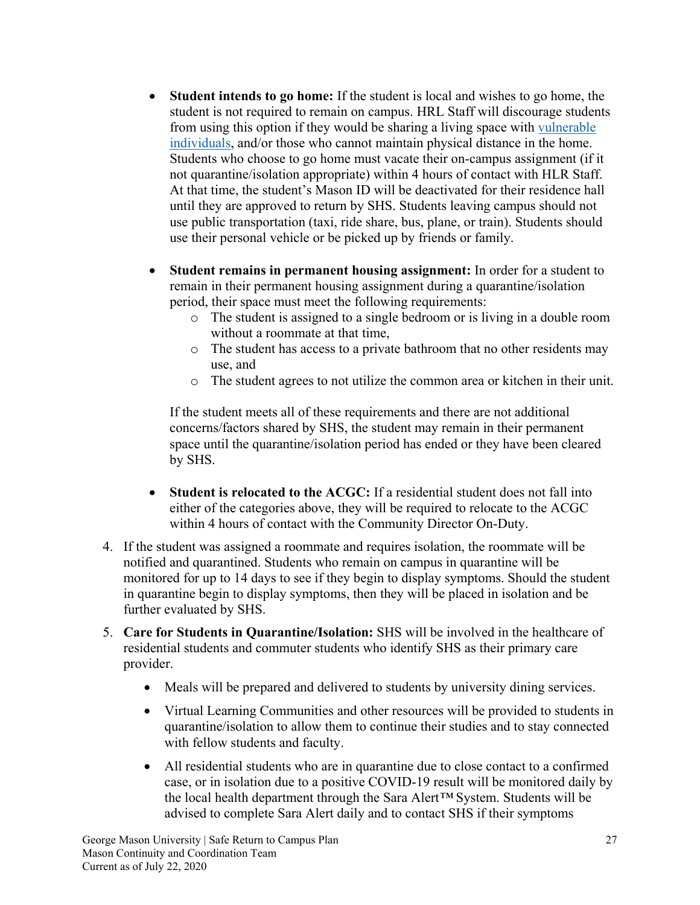- **Student intends to go home:** If the student is local and wishes to go home, the student is not required to remain on campus. HRL Staff will discourage students from using this option if they would be sharing a living space with [vulnerable individuals](), and/or those who cannot maintain physical distance in the home. Students who choose to go home must vacate their on-campus assignment (if it not quarantine/isolation appropriate) within 4 hours of contact with HLR Staff. At that time, the student's Mason ID will be deactivated for their residence hall until they are approved to return by SHS. Students leaving campus should not use public transportation (taxi, ride share, bus, plane, or train). Students should use their personal vehicle or be picked up by friends or family.

- **Student remains in permanent housing assignment:** In order for a student to remain in their permanent housing assignment during a quarantine/isolation period, their space must meet the following requirements:
  - The student is assigned to a single bedroom or is living in a double room without a roommate at that time,
  - The student has access to a private bathroom that no other residents may use, and
  - The student agrees to not utilize the common area or kitchen in their unit.

  If the student meets all of these requirements and there are not additional concerns/factors shared by SHS, the student may remain in their permanent space until the quarantine/isolation period has ended or they have been cleared by SHS.

- **Student is relocated to the ACGC:** If a residential student does not fall into either of the categories above, they will be required to relocate to the ACGC within 4 hours of contact with the Community Director On-Duty.

4. If the student was assigned a roommate and requires isolation, the roommate will be notified and quarantined. Students who remain on campus in quarantine will be monitored for up to 14 days to see if they begin to display symptoms. Should the student in quarantine begin to display symptoms, then they will be placed in isolation and be further evaluated by SHS.

5. **Care for Students in Quarantine/Isolation:** SHS will be involved in the healthcare of residential students and commuter students who identify SHS as their primary care provider.

   - Meals will be prepared and delivered to students by university dining services.

   - Virtual Learning Communities and other resources will be provided to students in quarantine/isolation to allow them to continue their studies and to stay connected with fellow students and faculty.

   - All residential students who are in quarantine due to close contact to a confirmed case, or in isolation due to a positive COVID-19 result will be monitored daily by the local health department through the Sara Alert™ System. Students will be advised to complete Sara Alert daily and to contact SHS if their symptoms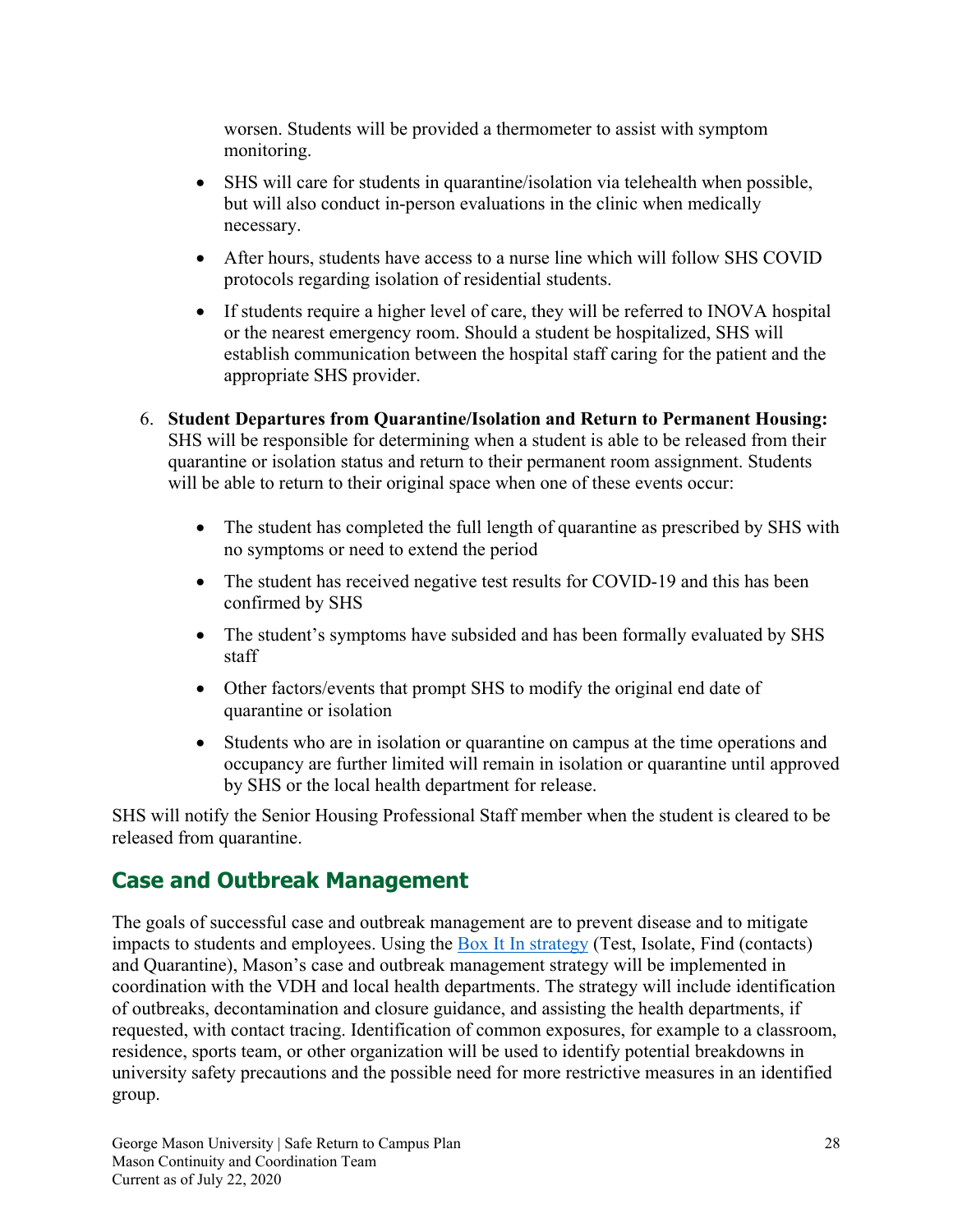worsen. Students will be provided a thermometer to assist with symptom monitoring.

- SHS will care for students in quarantine/isolation via telehealth when possible, but will also conduct in-person evaluations in the clinic when medically necessary.
- After hours, students have access to a nurse line which will follow SHS COVID protocols regarding isolation of residential students.
- If students require a higher level of care, they will be referred to INOVA hospital or the nearest emergency room. Should a student be hospitalized, SHS will establish communication between the hospital staff caring for the patient and the appropriate SHS provider.

6. **Student Departures from Quarantine/Isolation and Return to Permanent Housing:** SHS will be responsible for determining when a student is able to be released from their quarantine or isolation status and return to their permanent room assignment. Students will be able to return to their original space when one of these events occur:

    - The student has completed the full length of quarantine as prescribed by SHS with no symptoms or need to extend the period
    - The student has received negative test results for COVID-19 and this has been confirmed by SHS
    - The student's symptoms have subsided and has been formally evaluated by SHS staff
    - Other factors/events that prompt SHS to modify the original end date of quarantine or isolation
    - Students who are in isolation or quarantine on campus at the time operations and occupancy are further limited will remain in isolation or quarantine until approved by SHS or the local health department for release.

SHS will notify the Senior Housing Professional Staff member when the student is cleared to be released from quarantine.

## Case and Outbreak Management

The goals of successful case and outbreak management are to prevent disease and to mitigate impacts to students and employees. Using the Box It In strategy (Test, Isolate, Find (contacts) and Quarantine), Mason's case and outbreak management strategy will be implemented in coordination with the VDH and local health departments. The strategy will include identification of outbreaks, decontamination and closure guidance, and assisting the health departments, if requested, with contact tracing. Identification of common exposures, for example to a classroom, residence, sports team, or other organization will be used to identify potential breakdowns in university safety precautions and the possible need for more restrictive measures in an identified group.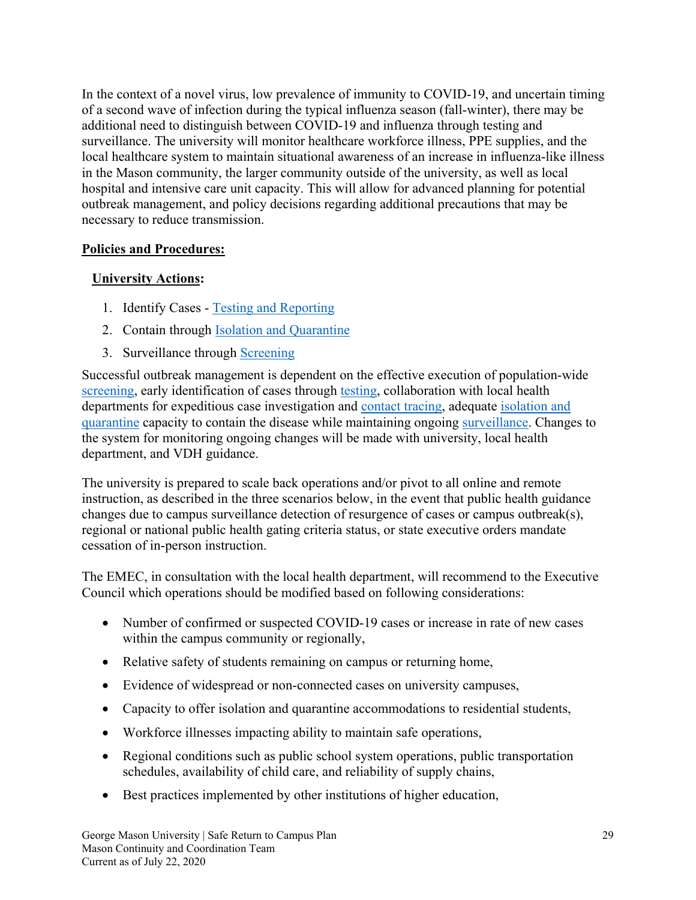In the context of a novel virus, low prevalence of immunity to COVID-19, and uncertain timing of a second wave of infection during the typical influenza season (fall-winter), there may be additional need to distinguish between COVID-19 and influenza through testing and surveillance. The university will monitor healthcare workforce illness, PPE supplies, and the local healthcare system to maintain situational awareness of an increase in influenza-like illness in the Mason community, the larger community outside of the university, as well as local hospital and intensive care unit capacity. This will allow for advanced planning for potential outbreak management, and policy decisions regarding additional precautions that may be necessary to reduce transmission.

**Policies and Procedures:**

**University Actions:**

1. Identify Cases - Testing and Reporting
2. Contain through Isolation and Quarantine
3. Surveillance through Screening

Successful outbreak management is dependent on the effective execution of population-wide screening, early identification of cases through testing, collaboration with local health departments for expeditious case investigation and contact tracing, adequate isolation and quarantine capacity to contain the disease while maintaining ongoing surveillance. Changes to the system for monitoring ongoing changes will be made with university, local health department, and VDH guidance.

The university is prepared to scale back operations and/or pivot to all online and remote instruction, as described in the three scenarios below, in the event that public health guidance changes due to campus surveillance detection of resurgence of cases or campus outbreak(s), regional or national public health gating criteria status, or state executive orders mandate cessation of in-person instruction.

The EMEC, in consultation with the local health department, will recommend to the Executive Council which operations should be modified based on following considerations:

- Number of confirmed or suspected COVID-19 cases or increase in rate of new cases within the campus community or regionally,
- Relative safety of students remaining on campus or returning home,
- Evidence of widespread or non-connected cases on university campuses,
- Capacity to offer isolation and quarantine accommodations to residential students,
- Workforce illnesses impacting ability to maintain safe operations,
- Regional conditions such as public school system operations, public transportation schedules, availability of child care, and reliability of supply chains,
- Best practices implemented by other institutions of higher education,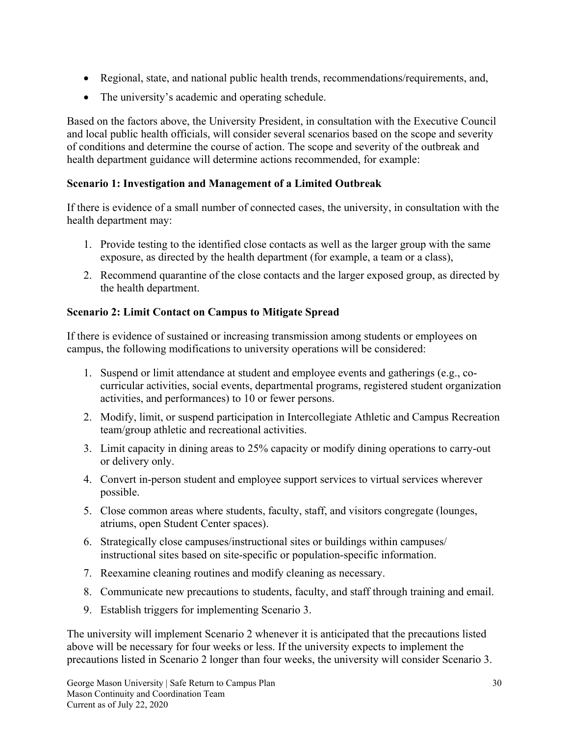- Regional, state, and national public health trends, recommendations/requirements, and,
- The university's academic and operating schedule.

Based on the factors above, the University President, in consultation with the Executive Council and local public health officials, will consider several scenarios based on the scope and severity of conditions and determine the course of action. The scope and severity of the outbreak and health department guidance will determine actions recommended, for example:

**Scenario 1: Investigation and Management of a Limited Outbreak**

If there is evidence of a small number of connected cases, the university, in consultation with the health department may:

1. Provide testing to the identified close contacts as well as the larger group with the same exposure, as directed by the health department (for example, a team or a class),
2. Recommend quarantine of the close contacts and the larger exposed group, as directed by the health department.

**Scenario 2: Limit Contact on Campus to Mitigate Spread**

If there is evidence of sustained or increasing transmission among students or employees on campus, the following modifications to university operations will be considered:

1. Suspend or limit attendance at student and employee events and gatherings (e.g., co-curricular activities, social events, departmental programs, registered student organization activities, and performances) to 10 or fewer persons.
2. Modify, limit, or suspend participation in Intercollegiate Athletic and Campus Recreation team/group athletic and recreational activities.
3. Limit capacity in dining areas to 25% capacity or modify dining operations to carry-out or delivery only.
4. Convert in-person student and employee support services to virtual services wherever possible.
5. Close common areas where students, faculty, staff, and visitors congregate (lounges, atriums, open Student Center spaces).
6. Strategically close campuses/instructional sites or buildings within campuses/ instructional sites based on site-specific or population-specific information.
7. Reexamine cleaning routines and modify cleaning as necessary.
8. Communicate new precautions to students, faculty, and staff through training and email.
9. Establish triggers for implementing Scenario 3.

The university will implement Scenario 2 whenever it is anticipated that the precautions listed above will be necessary for four weeks or less. If the university expects to implement the precautions listed in Scenario 2 longer than four weeks, the university will consider Scenario 3.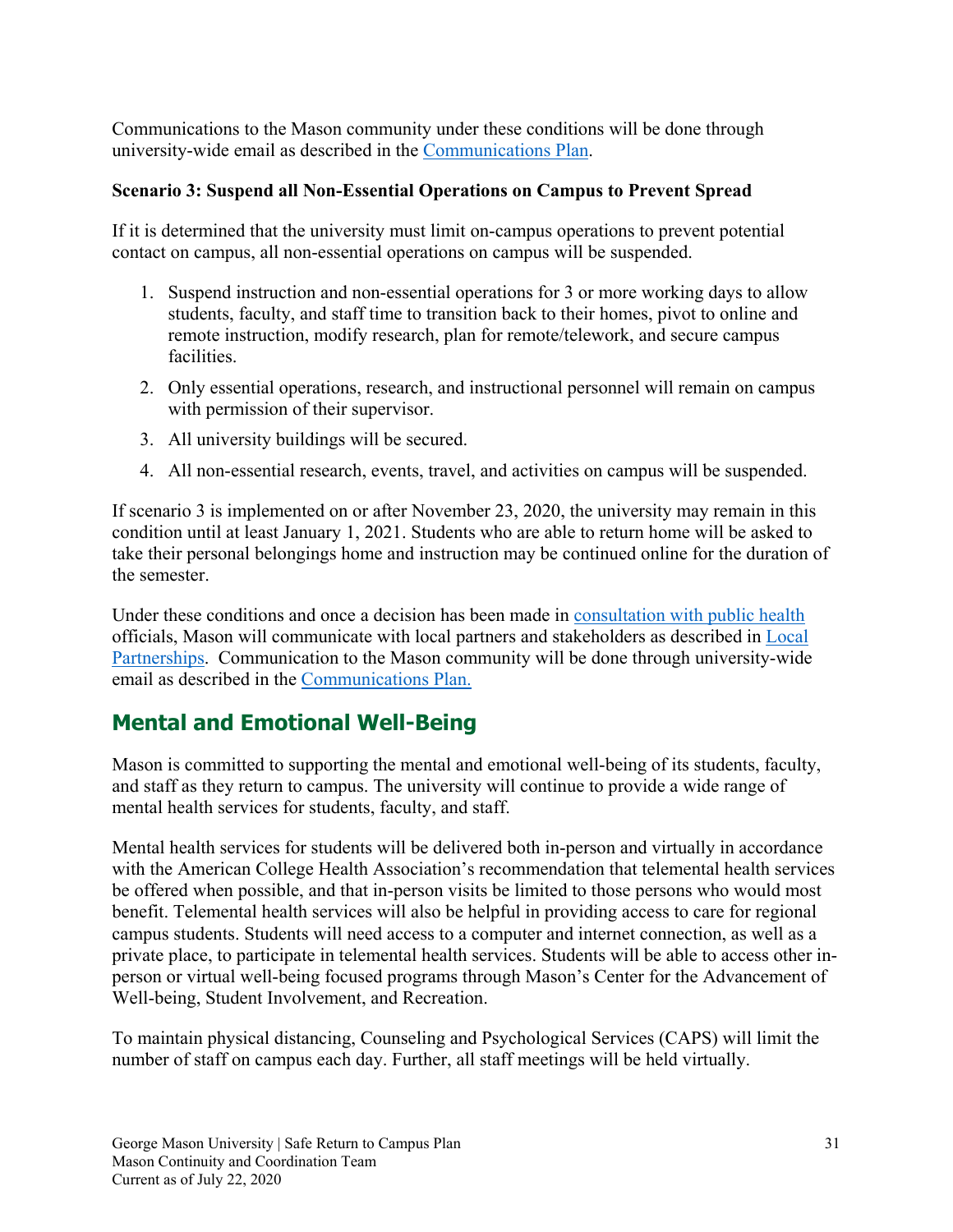Communications to the Mason community under these conditions will be done through university-wide email as described in the [Communications Plan](#).

### Scenario 3: Suspend all Non-Essential Operations on Campus to Prevent Spread

If it is determined that the university must limit on-campus operations to prevent potential contact on campus, all non-essential operations on campus will be suspended.

1. Suspend instruction and non-essential operations for 3 or more working days to allow students, faculty, and staff time to transition back to their homes, pivot to online and remote instruction, modify research, plan for remote/telework, and secure campus facilities.
2. Only essential operations, research, and instructional personnel will remain on campus with permission of their supervisor.
3. All university buildings will be secured.
4. All non-essential research, events, travel, and activities on campus will be suspended.

If scenario 3 is implemented on or after November 23, 2020, the university may remain in this condition until at least January 1, 2021. Students who are able to return home will be asked to take their personal belongings home and instruction may be continued online for the duration of the semester.

Under these conditions and once a decision has been made in [consultation with public health](#) officials, Mason will communicate with local partners and stakeholders as described in [Local Partnerships](#). Communication to the Mason community will be done through university-wide email as described in the [Communications Plan.](#)

## Mental and Emotional Well-Being

Mason is committed to supporting the mental and emotional well-being of its students, faculty, and staff as they return to campus. The university will continue to provide a wide range of mental health services for students, faculty, and staff.

Mental health services for students will be delivered both in-person and virtually in accordance with the American College Health Association's recommendation that telemental health services be offered when possible, and that in-person visits be limited to those persons who would most benefit. Telemental health services will also be helpful in providing access to care for regional campus students. Students will need access to a computer and internet connection, as well as a private place, to participate in telemental health services. Students will be able to access other in-person or virtual well-being focused programs through Mason's Center for the Advancement of Well-being, Student Involvement, and Recreation.

To maintain physical distancing, Counseling and Psychological Services (CAPS) will limit the number of staff on campus each day. Further, all staff meetings will be held virtually.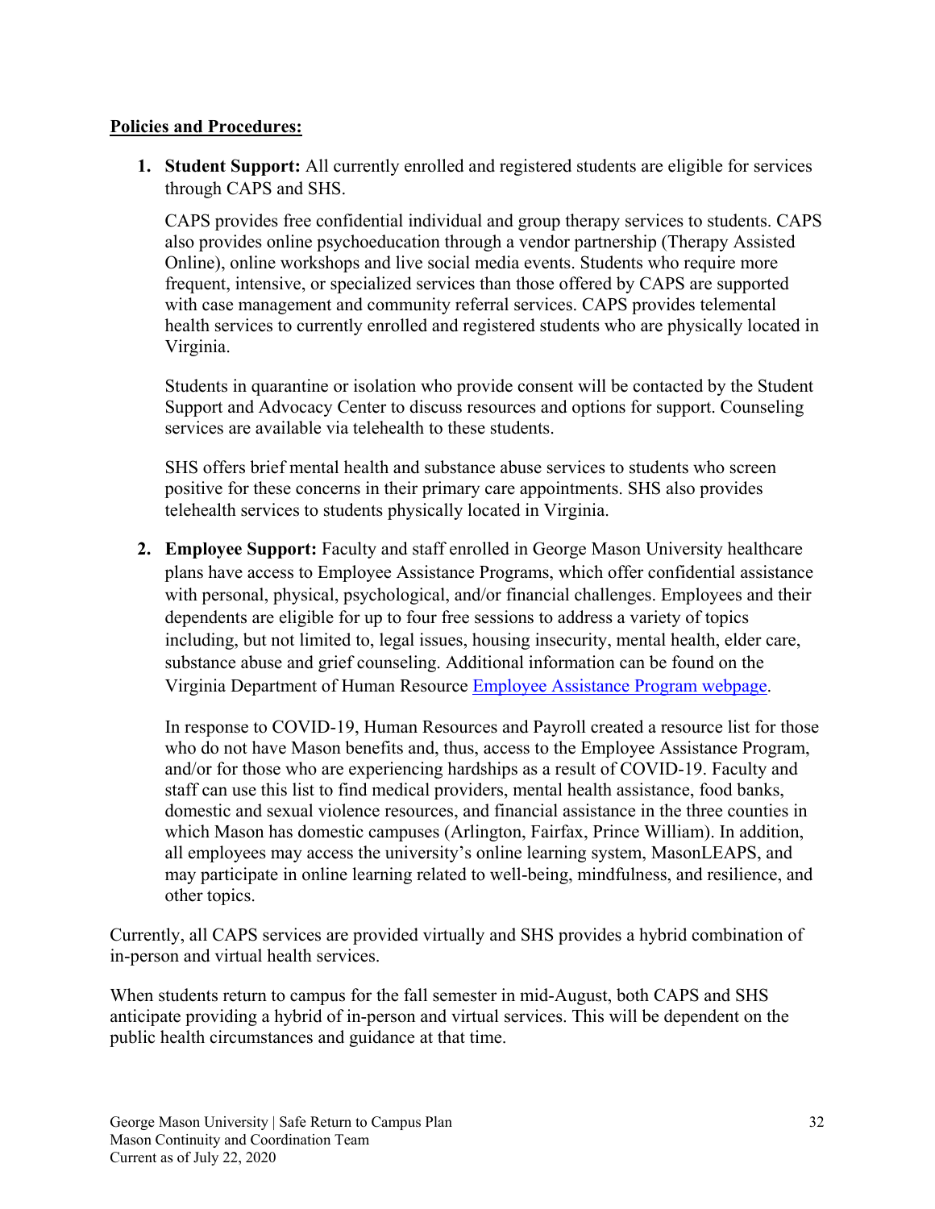**Policies and Procedures:**

1. **Student Support:** All currently enrolled and registered students are eligible for services through CAPS and SHS.

   CAPS provides free confidential individual and group therapy services to students. CAPS also provides online psychoeducation through a vendor partnership (Therapy Assisted Online), online workshops and live social media events. Students who require more frequent, intensive, or specialized services than those offered by CAPS are supported with case management and community referral services. CAPS provides telemental health services to currently enrolled and registered students who are physically located in Virginia.

   Students in quarantine or isolation who provide consent will be contacted by the Student Support and Advocacy Center to discuss resources and options for support. Counseling services are available via telehealth to these students.

   SHS offers brief mental health and substance abuse services to students who screen positive for these concerns in their primary care appointments. SHS also provides telehealth services to students physically located in Virginia.

2. **Employee Support:** Faculty and staff enrolled in George Mason University healthcare plans have access to Employee Assistance Programs, which offer confidential assistance with personal, physical, psychological, and/or financial challenges. Employees and their dependents are eligible for up to four free sessions to address a variety of topics including, but not limited to, legal issues, housing insecurity, mental health, elder care, substance abuse and grief counseling. Additional information can be found on the Virginia Department of Human Resource Employee Assistance Program webpage.

   In response to COVID-19, Human Resources and Payroll created a resource list for those who do not have Mason benefits and, thus, access to the Employee Assistance Program, and/or for those who are experiencing hardships as a result of COVID-19. Faculty and staff can use this list to find medical providers, mental health assistance, food banks, domestic and sexual violence resources, and financial assistance in the three counties in which Mason has domestic campuses (Arlington, Fairfax, Prince William). In addition, all employees may access the university's online learning system, MasonLEAPS, and may participate in online learning related to well-being, mindfulness, and resilience, and other topics.

Currently, all CAPS services are provided virtually and SHS provides a hybrid combination of in-person and virtual health services.

When students return to campus for the fall semester in mid-August, both CAPS and SHS anticipate providing a hybrid of in-person and virtual services. This will be dependent on the public health circumstances and guidance at that time.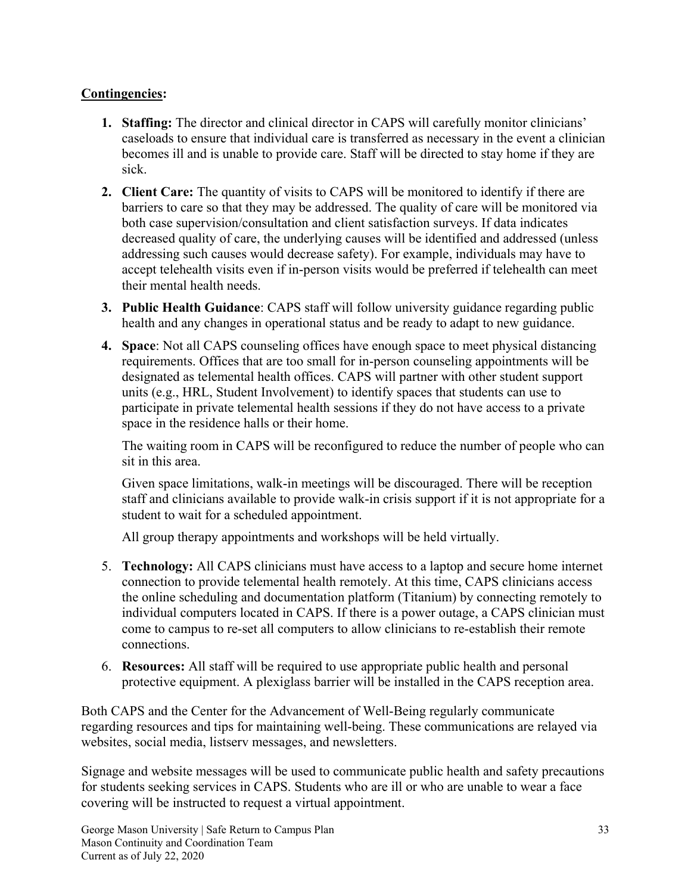**Contingencies:**

1. **Staffing:** The director and clinical director in CAPS will carefully monitor clinicians' caseloads to ensure that individual care is transferred as necessary in the event a clinician becomes ill and is unable to provide care. Staff will be directed to stay home if they are sick.

2. **Client Care:** The quantity of visits to CAPS will be monitored to identify if there are barriers to care so that they may be addressed. The quality of care will be monitored via both case supervision/consultation and client satisfaction surveys. If data indicates decreased quality of care, the underlying causes will be identified and addressed (unless addressing such causes would decrease safety). For example, individuals may have to accept telehealth visits even if in-person visits would be preferred if telehealth can meet their mental health needs.

3. **Public Health Guidance**: CAPS staff will follow university guidance regarding public health and any changes in operational status and be ready to adapt to new guidance.

4. **Space**: Not all CAPS counseling offices have enough space to meet physical distancing requirements. Offices that are too small for in-person counseling appointments will be designated as telemental health offices. CAPS will partner with other student support units (e.g., HRL, Student Involvement) to identify spaces that students can use to participate in private telemental health sessions if they do not have access to a private space in the residence halls or their home.

   The waiting room in CAPS will be reconfigured to reduce the number of people who can sit in this area.

   Given space limitations, walk-in meetings will be discouraged. There will be reception staff and clinicians available to provide walk-in crisis support if it is not appropriate for a student to wait for a scheduled appointment.

   All group therapy appointments and workshops will be held virtually.

5. **Technology:** All CAPS clinicians must have access to a laptop and secure home internet connection to provide telemental health remotely. At this time, CAPS clinicians access the online scheduling and documentation platform (Titanium) by connecting remotely to individual computers located in CAPS. If there is a power outage, a CAPS clinician must come to campus to re-set all computers to allow clinicians to re-establish their remote connections.

6. **Resources:** All staff will be required to use appropriate public health and personal protective equipment. A plexiglass barrier will be installed in the CAPS reception area.

Both CAPS and the Center for the Advancement of Well-Being regularly communicate regarding resources and tips for maintaining well-being. These communications are relayed via websites, social media, listserv messages, and newsletters.

Signage and website messages will be used to communicate public health and safety precautions for students seeking services in CAPS. Students who are ill or who are unable to wear a face covering will be instructed to request a virtual appointment.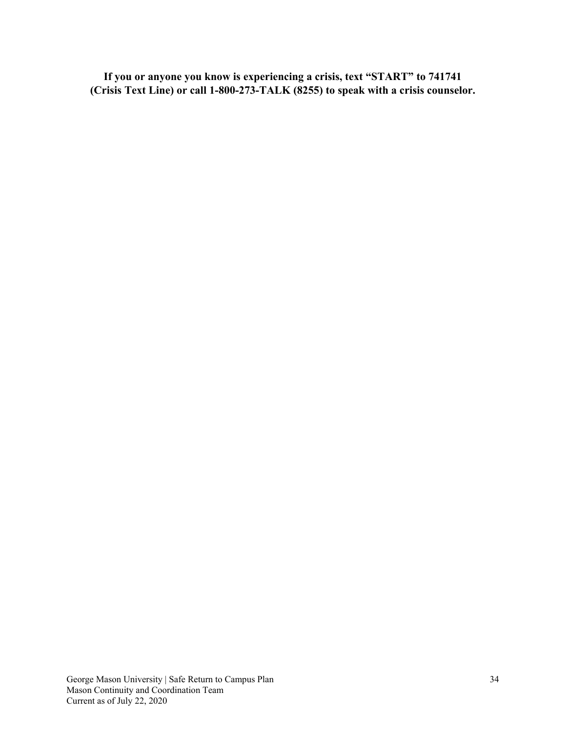**If you or anyone you know is experiencing a crisis, text "START" to 741741 (Crisis Text Line) or call 1-800-273-TALK (8255) to speak with a crisis counselor.**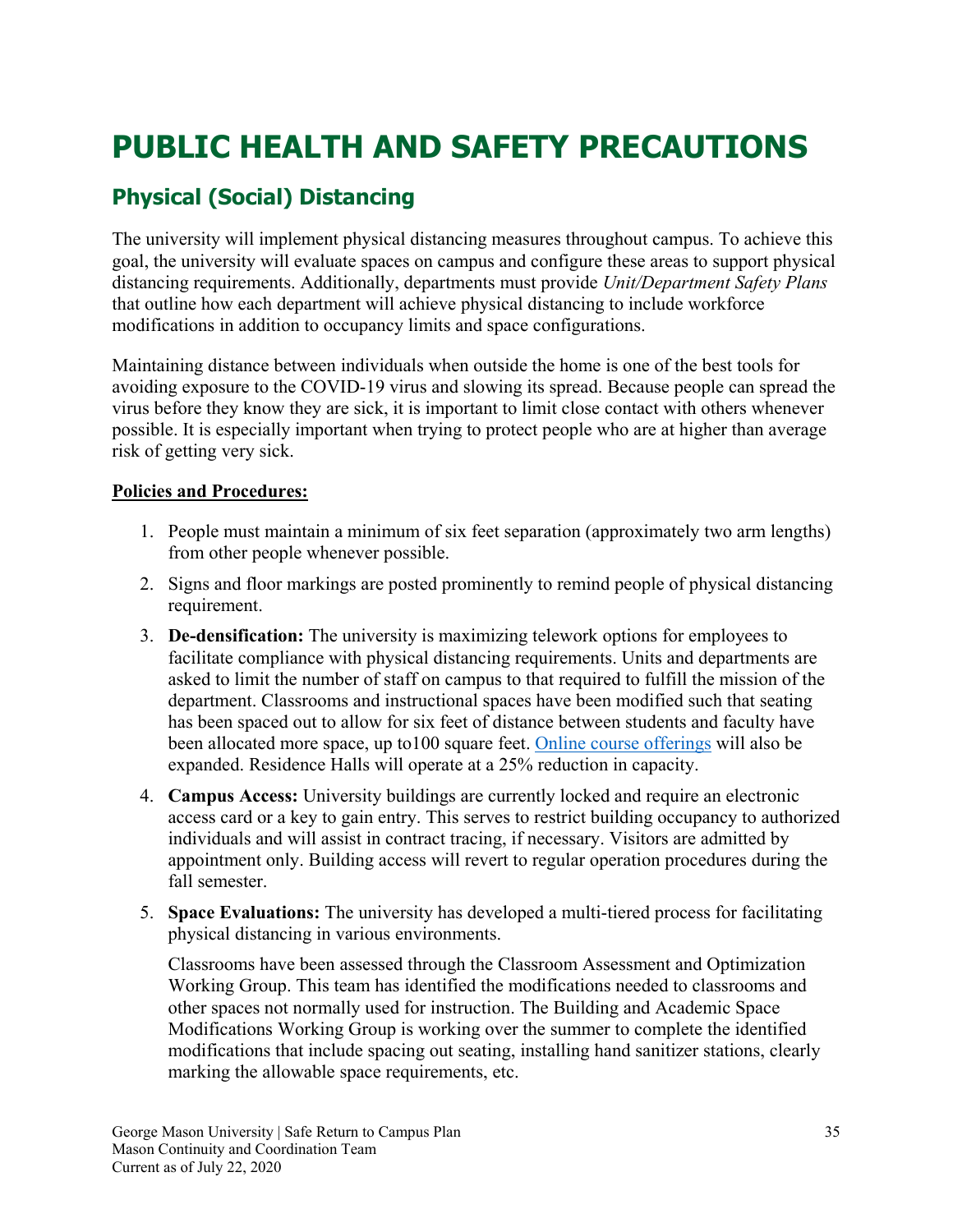# PUBLIC HEALTH AND SAFETY PRECAUTIONS

## Physical (Social) Distancing

The university will implement physical distancing measures throughout campus. To achieve this goal, the university will evaluate spaces on campus and configure these areas to support physical distancing requirements. Additionally, departments must provide *Unit/Department Safety Plans* that outline how each department will achieve physical distancing to include workforce modifications in addition to occupancy limits and space configurations.

Maintaining distance between individuals when outside the home is one of the best tools for avoiding exposure to the COVID-19 virus and slowing its spread. Because people can spread the virus before they know they are sick, it is important to limit close contact with others whenever possible. It is especially important when trying to protect people who are at higher than average risk of getting very sick.

**Policies and Procedures:**

1. People must maintain a minimum of six feet separation (approximately two arm lengths) from other people whenever possible.
2. Signs and floor markings are posted prominently to remind people of physical distancing requirement.
3. **De-densification:** The university is maximizing telework options for employees to facilitate compliance with physical distancing requirements. Units and departments are asked to limit the number of staff on campus to that required to fulfill the mission of the department. Classrooms and instructional spaces have been modified such that seating has been spaced out to allow for six feet of distance between students and faculty have been allocated more space, up to100 square feet. Online course offerings will also be expanded. Residence Halls will operate at a 25% reduction in capacity.
4. **Campus Access:** University buildings are currently locked and require an electronic access card or a key to gain entry. This serves to restrict building occupancy to authorized individuals and will assist in contract tracing, if necessary. Visitors are admitted by appointment only. Building access will revert to regular operation procedures during the fall semester.
5. **Space Evaluations:** The university has developed a multi-tiered process for facilitating physical distancing in various environments.

   Classrooms have been assessed through the Classroom Assessment and Optimization Working Group. This team has identified the modifications needed to classrooms and other spaces not normally used for instruction. The Building and Academic Space Modifications Working Group is working over the summer to complete the identified modifications that include spacing out seating, installing hand sanitizer stations, clearly marking the allowable space requirements, etc.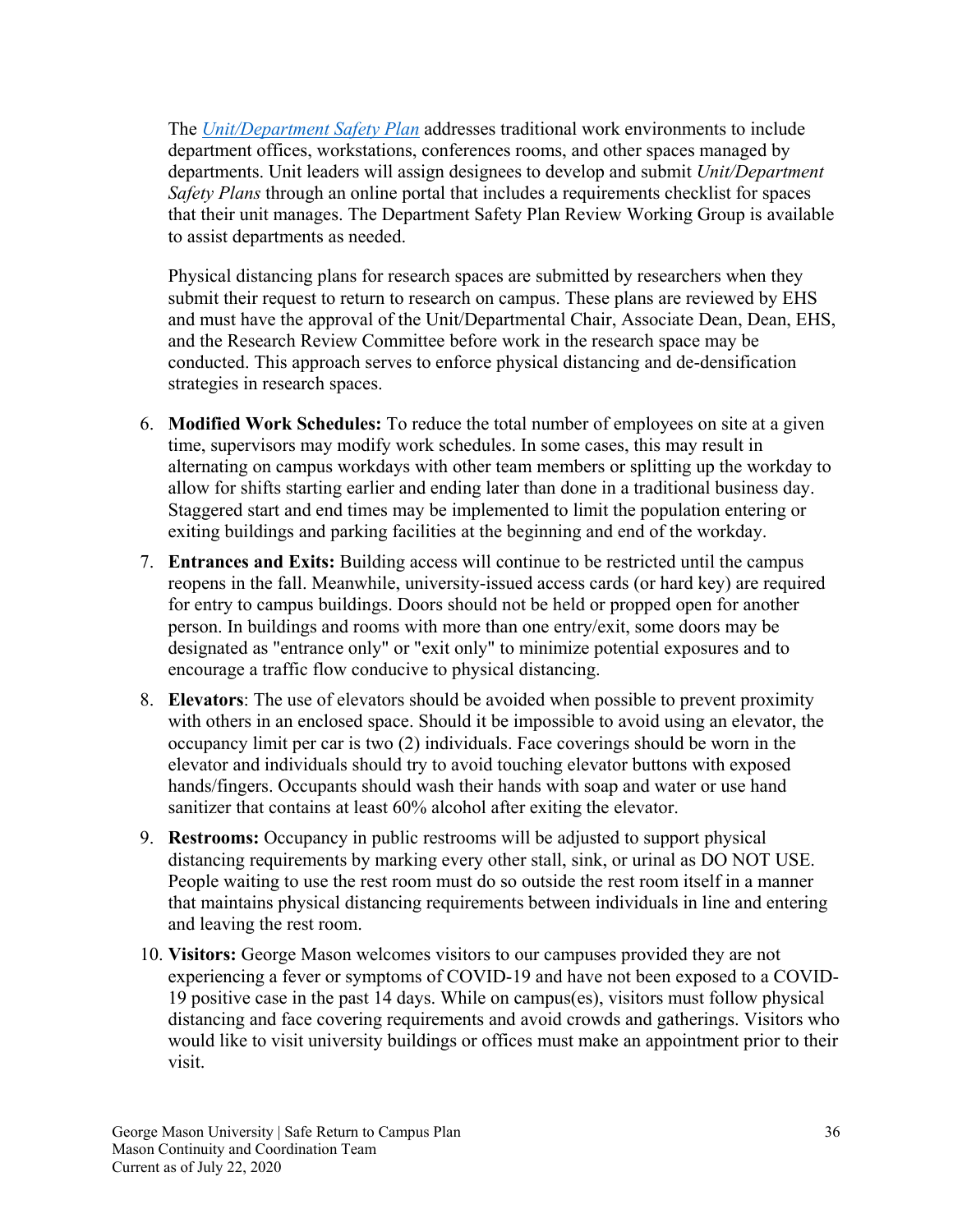The *[Unit/Department Safety Plan](#)* addresses traditional work environments to include department offices, workstations, conferences rooms, and other spaces managed by departments. Unit leaders will assign designees to develop and submit *Unit/Department Safety Plans* through an online portal that includes a requirements checklist for spaces that their unit manages. The Department Safety Plan Review Working Group is available to assist departments as needed.

Physical distancing plans for research spaces are submitted by researchers when they submit their request to return to research on campus. These plans are reviewed by EHS and must have the approval of the Unit/Departmental Chair, Associate Dean, Dean, EHS, and the Research Review Committee before work in the research space may be conducted. This approach serves to enforce physical distancing and de-densification strategies in research spaces.

6. **Modified Work Schedules:** To reduce the total number of employees on site at a given time, supervisors may modify work schedules. In some cases, this may result in alternating on campus workdays with other team members or splitting up the workday to allow for shifts starting earlier and ending later than done in a traditional business day. Staggered start and end times may be implemented to limit the population entering or exiting buildings and parking facilities at the beginning and end of the workday.
7. **Entrances and Exits:** Building access will continue to be restricted until the campus reopens in the fall. Meanwhile, university-issued access cards (or hard key) are required for entry to campus buildings. Doors should not be held or propped open for another person. In buildings and rooms with more than one entry/exit, some doors may be designated as "entrance only" or "exit only" to minimize potential exposures and to encourage a traffic flow conducive to physical distancing.
8. **Elevators**: The use of elevators should be avoided when possible to prevent proximity with others in an enclosed space. Should it be impossible to avoid using an elevator, the occupancy limit per car is two (2) individuals. Face coverings should be worn in the elevator and individuals should try to avoid touching elevator buttons with exposed hands/fingers. Occupants should wash their hands with soap and water or use hand sanitizer that contains at least 60% alcohol after exiting the elevator.
9. **Restrooms:** Occupancy in public restrooms will be adjusted to support physical distancing requirements by marking every other stall, sink, or urinal as DO NOT USE. People waiting to use the rest room must do so outside the rest room itself in a manner that maintains physical distancing requirements between individuals in line and entering and leaving the rest room.
10. **Visitors:** George Mason welcomes visitors to our campuses provided they are not experiencing a fever or symptoms of COVID-19 and have not been exposed to a COVID-19 positive case in the past 14 days. While on campus(es), visitors must follow physical distancing and face covering requirements and avoid crowds and gatherings. Visitors who would like to visit university buildings or offices must make an appointment prior to their visit.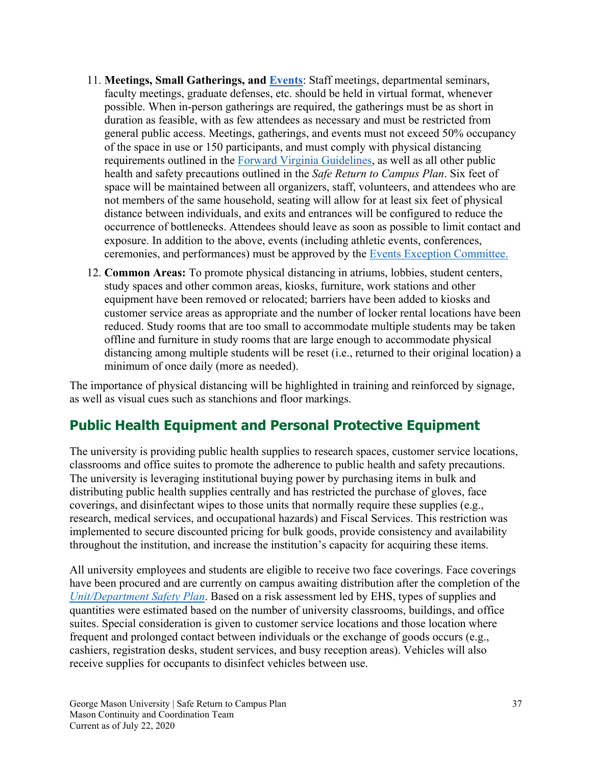11. **Meetings, Small Gatherings, and Events**: Staff meetings, departmental seminars, faculty meetings, graduate defenses, etc. should be held in virtual format, whenever possible. When in-person gatherings are required, the gatherings must be as short in duration as feasible, with as few attendees as necessary and must be restricted from general public access. Meetings, gatherings, and events must not exceed 50% occupancy of the space in use or 150 participants, and must comply with physical distancing requirements outlined in the Forward Virginia Guidelines, as well as all other public health and safety precautions outlined in the *Safe Return to Campus Plan*. Six feet of space will be maintained between all organizers, staff, volunteers, and attendees who are not members of the same household, seating will allow for at least six feet of physical distance between individuals, and exits and entrances will be configured to reduce the occurrence of bottlenecks. Attendees should leave as soon as possible to limit contact and exposure. In addition to the above, events (including athletic events, conferences, ceremonies, and performances) must be approved by the Events Exception Committee.
12. **Common Areas:** To promote physical distancing in atriums, lobbies, student centers, study spaces and other common areas, kiosks, furniture, work stations and other equipment have been removed or relocated; barriers have been added to kiosks and customer service areas as appropriate and the number of locker rental locations have been reduced. Study rooms that are too small to accommodate multiple students may be taken offline and furniture in study rooms that are large enough to accommodate physical distancing among multiple students will be reset (i.e., returned to their original location) a minimum of once daily (more as needed).

The importance of physical distancing will be highlighted in training and reinforced by signage, as well as visual cues such as stanchions and floor markings.

## Public Health Equipment and Personal Protective Equipment

The university is providing public health supplies to research spaces, customer service locations, classrooms and office suites to promote the adherence to public health and safety precautions. The university is leveraging institutional buying power by purchasing items in bulk and distributing public health supplies centrally and has restricted the purchase of gloves, face coverings, and disinfectant wipes to those units that normally require these supplies (e.g., research, medical services, and occupational hazards) and Fiscal Services. This restriction was implemented to secure discounted pricing for bulk goods, provide consistency and availability throughout the institution, and increase the institution's capacity for acquiring these items.

All university employees and students are eligible to receive two face coverings. Face coverings have been procured and are currently on campus awaiting distribution after the completion of the *Unit/Department Safety Plan*. Based on a risk assessment led by EHS, types of supplies and quantities were estimated based on the number of university classrooms, buildings, and office suites. Special consideration is given to customer service locations and those location where frequent and prolonged contact between individuals or the exchange of goods occurs (e.g., cashiers, registration desks, student services, and busy reception areas). Vehicles will also receive supplies for occupants to disinfect vehicles between use.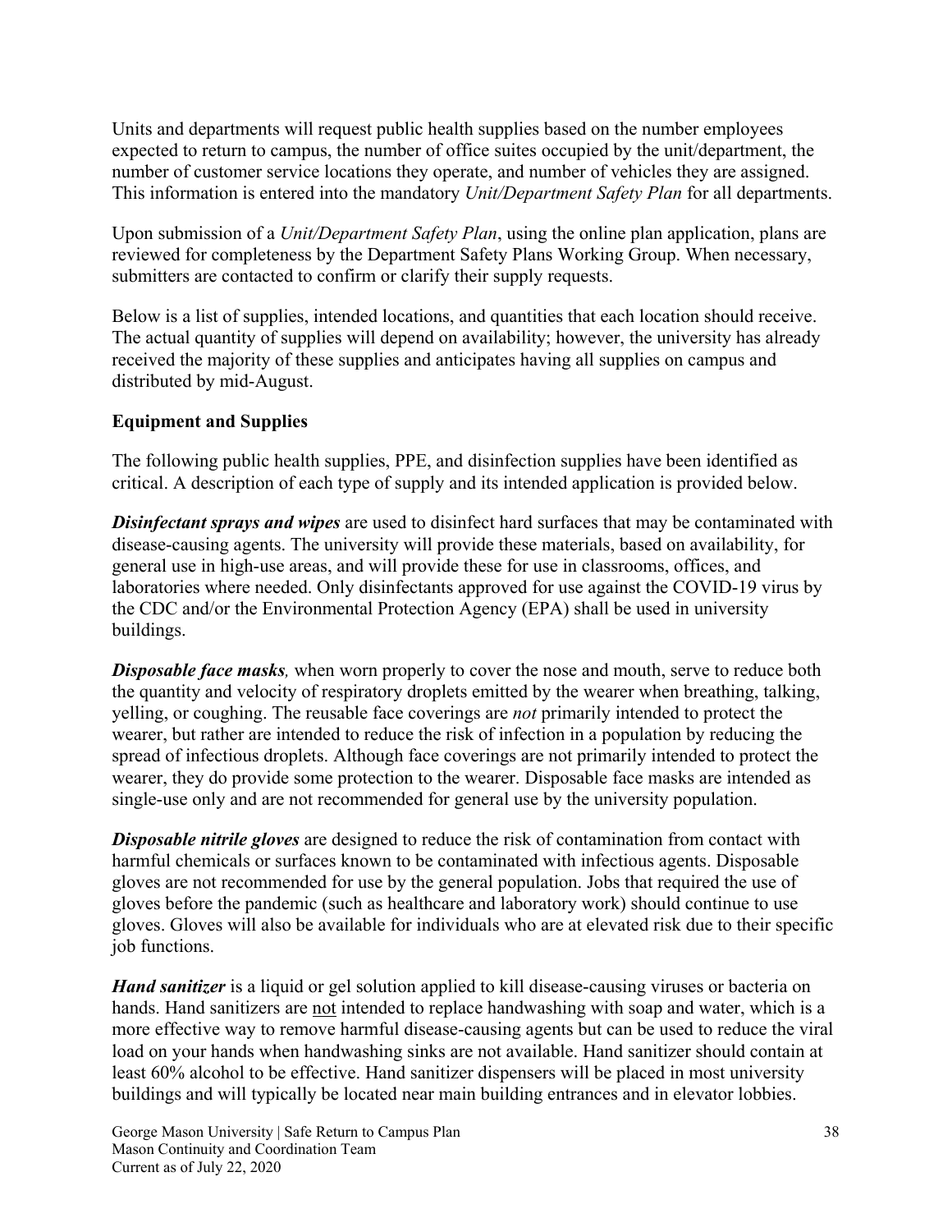Units and departments will request public health supplies based on the number employees expected to return to campus, the number of office suites occupied by the unit/department, the number of customer service locations they operate, and number of vehicles they are assigned. This information is entered into the mandatory *Unit/Department Safety Plan* for all departments.

Upon submission of a *Unit/Department Safety Plan*, using the online plan application, plans are reviewed for completeness by the Department Safety Plans Working Group. When necessary, submitters are contacted to confirm or clarify their supply requests.

Below is a list of supplies, intended locations, and quantities that each location should receive. The actual quantity of supplies will depend on availability; however, the university has already received the majority of these supplies and anticipates having all supplies on campus and distributed by mid-August.

**Equipment and Supplies**

The following public health supplies, PPE, and disinfection supplies have been identified as critical. A description of each type of supply and its intended application is provided below.

***Disinfectant sprays and wipes*** are used to disinfect hard surfaces that may be contaminated with disease-causing agents. The university will provide these materials, based on availability, for general use in high-use areas, and will provide these for use in classrooms, offices, and laboratories where needed. Only disinfectants approved for use against the COVID-19 virus by the CDC and/or the Environmental Protection Agency (EPA) shall be used in university buildings.

***Disposable face masks****,* when worn properly to cover the nose and mouth, serve to reduce both the quantity and velocity of respiratory droplets emitted by the wearer when breathing, talking, yelling, or coughing. The reusable face coverings are *not* primarily intended to protect the wearer, but rather are intended to reduce the risk of infection in a population by reducing the spread of infectious droplets. Although face coverings are not primarily intended to protect the wearer, they do provide some protection to the wearer. Disposable face masks are intended as single-use only and are not recommended for general use by the university population.

***Disposable nitrile gloves*** are designed to reduce the risk of contamination from contact with harmful chemicals or surfaces known to be contaminated with infectious agents. Disposable gloves are not recommended for use by the general population. Jobs that required the use of gloves before the pandemic (such as healthcare and laboratory work) should continue to use gloves. Gloves will also be available for individuals who are at elevated risk due to their specific job functions.

***Hand sanitizer*** is a liquid or gel solution applied to kill disease-causing viruses or bacteria on hands. Hand sanitizers are <u>not</u> intended to replace handwashing with soap and water, which is a more effective way to remove harmful disease-causing agents but can be used to reduce the viral load on your hands when handwashing sinks are not available. Hand sanitizer should contain at least 60% alcohol to be effective. Hand sanitizer dispensers will be placed in most university buildings and will typically be located near main building entrances and in elevator lobbies.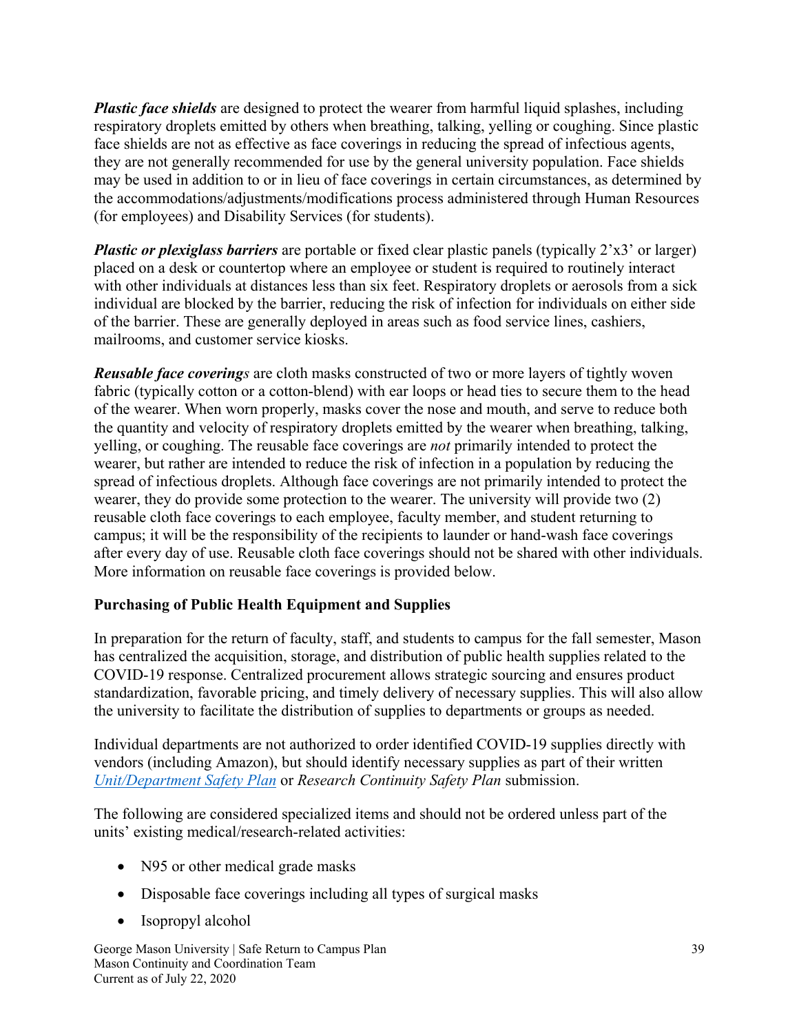***Plastic face shields*** are designed to protect the wearer from harmful liquid splashes, including respiratory droplets emitted by others when breathing, talking, yelling or coughing. Since plastic face shields are not as effective as face coverings in reducing the spread of infectious agents, they are not generally recommended for use by the general university population. Face shields may be used in addition to or in lieu of face coverings in certain circumstances, as determined by the accommodations/adjustments/modifications process administered through Human Resources (for employees) and Disability Services (for students).

***Plastic or plexiglass barriers*** are portable or fixed clear plastic panels (typically 2'x3' or larger) placed on a desk or countertop where an employee or student is required to routinely interact with other individuals at distances less than six feet. Respiratory droplets or aerosols from a sick individual are blocked by the barrier, reducing the risk of infection for individuals on either side of the barrier. These are generally deployed in areas such as food service lines, cashiers, mailrooms, and customer service kiosks.

***Reusable face coverings*** are cloth masks constructed of two or more layers of tightly woven fabric (typically cotton or a cotton-blend) with ear loops or head ties to secure them to the head of the wearer. When worn properly, masks cover the nose and mouth, and serve to reduce both the quantity and velocity of respiratory droplets emitted by the wearer when breathing, talking, yelling, or coughing. The reusable face coverings are *not* primarily intended to protect the wearer, but rather are intended to reduce the risk of infection in a population by reducing the spread of infectious droplets. Although face coverings are not primarily intended to protect the wearer, they do provide some protection to the wearer. The university will provide two (2) reusable cloth face coverings to each employee, faculty member, and student returning to campus; it will be the responsibility of the recipients to launder or hand-wash face coverings after every day of use. Reusable cloth face coverings should not be shared with other individuals. More information on reusable face coverings is provided below.

**Purchasing of Public Health Equipment and Supplies**

In preparation for the return of faculty, staff, and students to campus for the fall semester, Mason has centralized the acquisition, storage, and distribution of public health supplies related to the COVID-19 response. Centralized procurement allows strategic sourcing and ensures product standardization, favorable pricing, and timely delivery of necessary supplies. This will also allow the university to facilitate the distribution of supplies to departments or groups as needed.

Individual departments are not authorized to order identified COVID-19 supplies directly with vendors (including Amazon), but should identify necessary supplies as part of their written *Unit/Department Safety Plan* or *Research Continuity Safety Plan* submission.

The following are considered specialized items and should not be ordered unless part of the units' existing medical/research-related activities:

- N95 or other medical grade masks
- Disposable face coverings including all types of surgical masks
- Isopropyl alcohol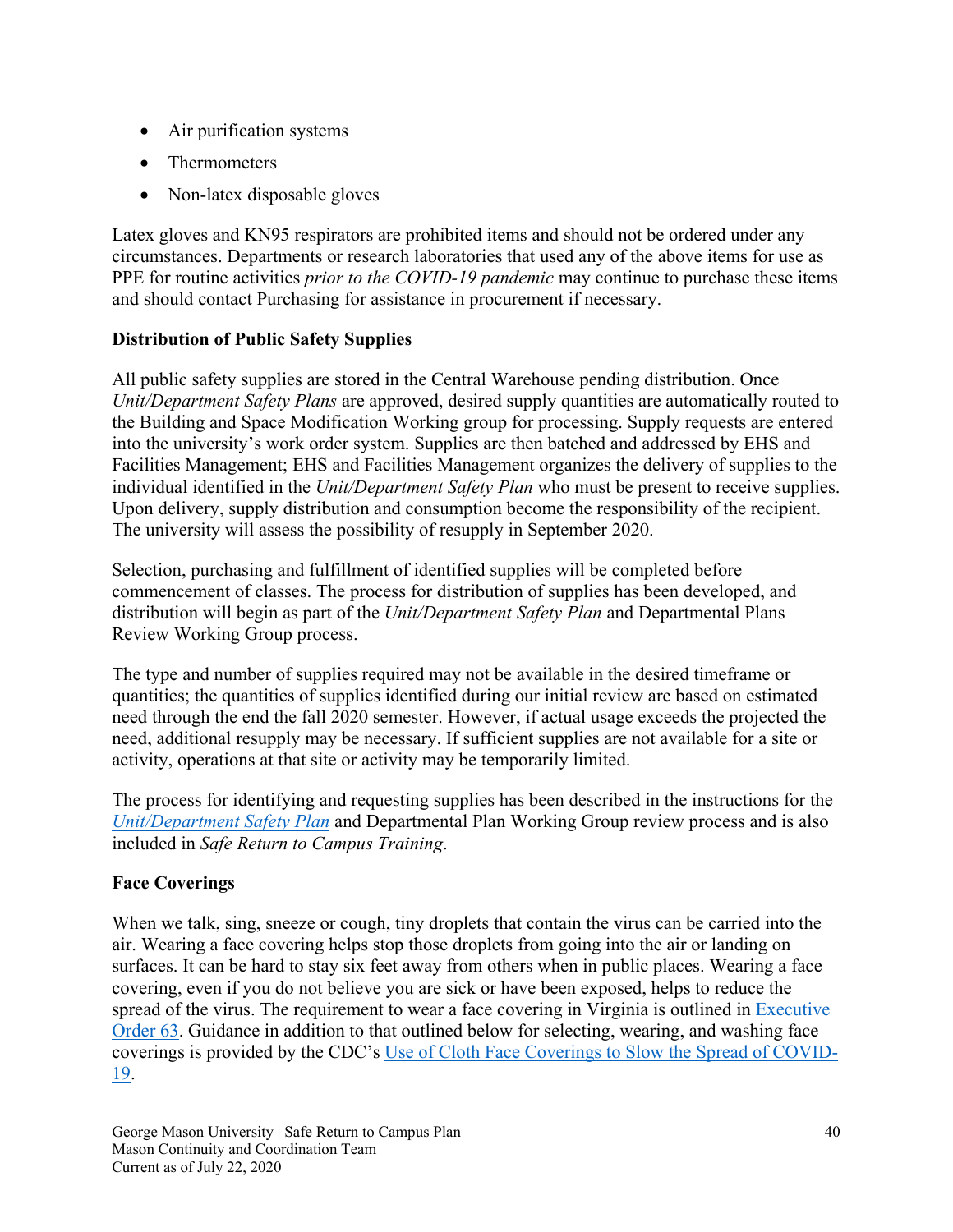- Air purification systems
- Thermometers
- Non-latex disposable gloves

Latex gloves and KN95 respirators are prohibited items and should not be ordered under any circumstances. Departments or research laboratories that used any of the above items for use as PPE for routine activities *prior to the COVID-19 pandemic* may continue to purchase these items and should contact Purchasing for assistance in procurement if necessary.

**Distribution of Public Safety Supplies**

All public safety supplies are stored in the Central Warehouse pending distribution. Once *Unit/Department Safety Plans* are approved, desired supply quantities are automatically routed to the Building and Space Modification Working group for processing. Supply requests are entered into the university's work order system. Supplies are then batched and addressed by EHS and Facilities Management; EHS and Facilities Management organizes the delivery of supplies to the individual identified in the *Unit/Department Safety Plan* who must be present to receive supplies. Upon delivery, supply distribution and consumption become the responsibility of the recipient. The university will assess the possibility of resupply in September 2020.

Selection, purchasing and fulfillment of identified supplies will be completed before commencement of classes. The process for distribution of supplies has been developed, and distribution will begin as part of the *Unit/Department Safety Plan* and Departmental Plans Review Working Group process.

The type and number of supplies required may not be available in the desired timeframe or quantities; the quantities of supplies identified during our initial review are based on estimated need through the end the fall 2020 semester. However, if actual usage exceeds the projected the need, additional resupply may be necessary. If sufficient supplies are not available for a site or activity, operations at that site or activity may be temporarily limited.

The process for identifying and requesting supplies has been described in the instructions for the *Unit/Department Safety Plan* and Departmental Plan Working Group review process and is also included in *Safe Return to Campus Training*.

**Face Coverings**

When we talk, sing, sneeze or cough, tiny droplets that contain the virus can be carried into the air. Wearing a face covering helps stop those droplets from going into the air or landing on surfaces. It can be hard to stay six feet away from others when in public places. Wearing a face covering, even if you do not believe you are sick or have been exposed, helps to reduce the spread of the virus. The requirement to wear a face covering in Virginia is outlined in Executive Order 63. Guidance in addition to that outlined below for selecting, wearing, and washing face coverings is provided by the CDC's Use of Cloth Face Coverings to Slow the Spread of COVID-19.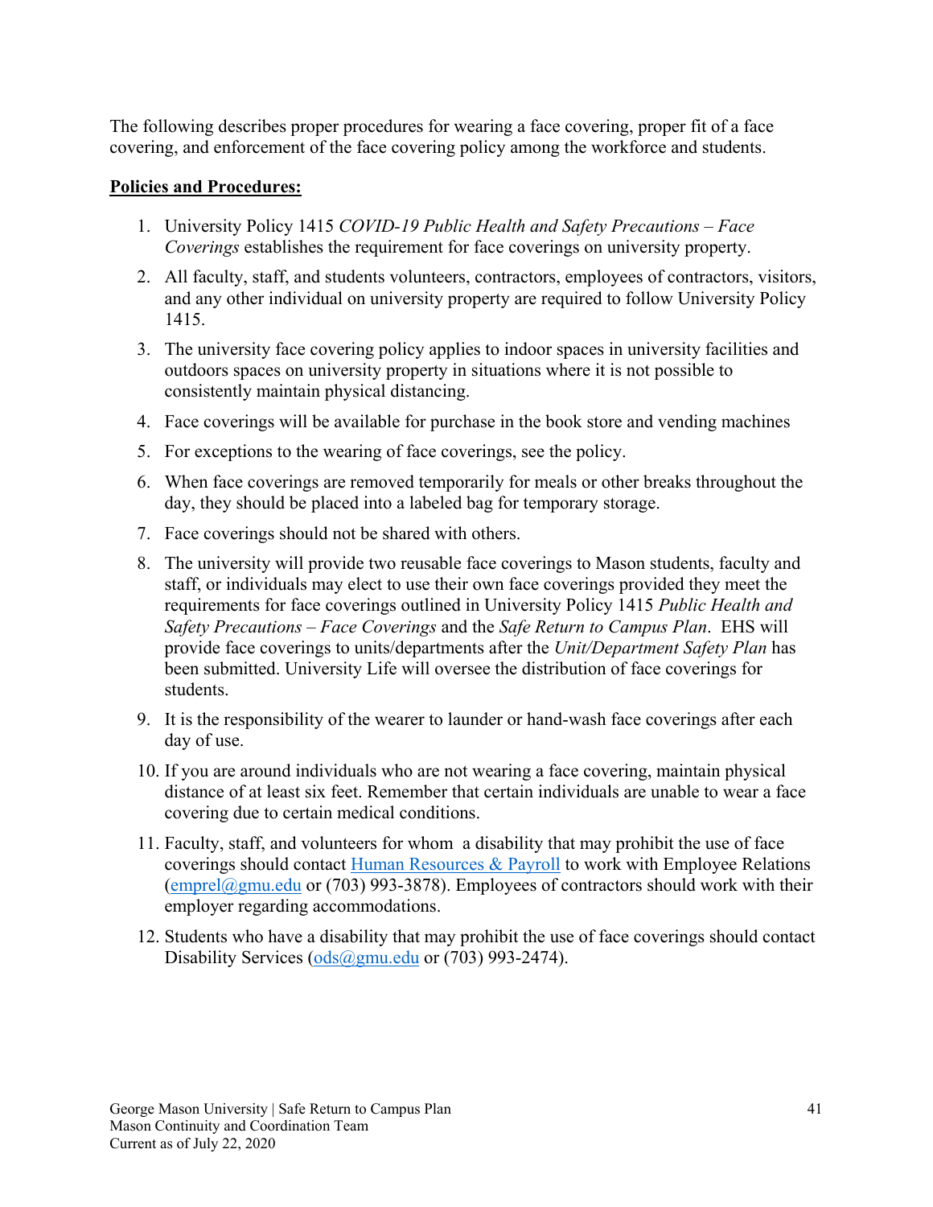The following describes proper procedures for wearing a face covering, proper fit of a face covering, and enforcement of the face covering policy among the workforce and students.

**Policies and Procedures:**

1. University Policy 1415 *COVID-19 Public Health and Safety Precautions – Face Coverings* establishes the requirement for face coverings on university property.
2. All faculty, staff, and students volunteers, contractors, employees of contractors, visitors, and any other individual on university property are required to follow University Policy 1415.
3. The university face covering policy applies to indoor spaces in university facilities and outdoors spaces on university property in situations where it is not possible to consistently maintain physical distancing.
4. Face coverings will be available for purchase in the book store and vending machines
5. For exceptions to the wearing of face coverings, see the policy.
6. When face coverings are removed temporarily for meals or other breaks throughout the day, they should be placed into a labeled bag for temporary storage.
7. Face coverings should not be shared with others.
8. The university will provide two reusable face coverings to Mason students, faculty and staff, or individuals may elect to use their own face coverings provided they meet the requirements for face coverings outlined in University Policy 1415 *Public Health and Safety Precautions – Face Coverings* and the *Safe Return to Campus Plan*. EHS will provide face coverings to units/departments after the *Unit/Department Safety Plan* has been submitted. University Life will oversee the distribution of face coverings for students.
9. It is the responsibility of the wearer to launder or hand-wash face coverings after each day of use.
10. If you are around individuals who are not wearing a face covering, maintain physical distance of at least six feet. Remember that certain individuals are unable to wear a face covering due to certain medical conditions.
11. Faculty, staff, and volunteers for whom a disability that may prohibit the use of face coverings should contact Human Resources & Payroll to work with Employee Relations (emprel@gmu.edu or (703) 993-3878). Employees of contractors should work with their employer regarding accommodations.
12. Students who have a disability that may prohibit the use of face coverings should contact Disability Services (ods@gmu.edu or (703) 993-2474).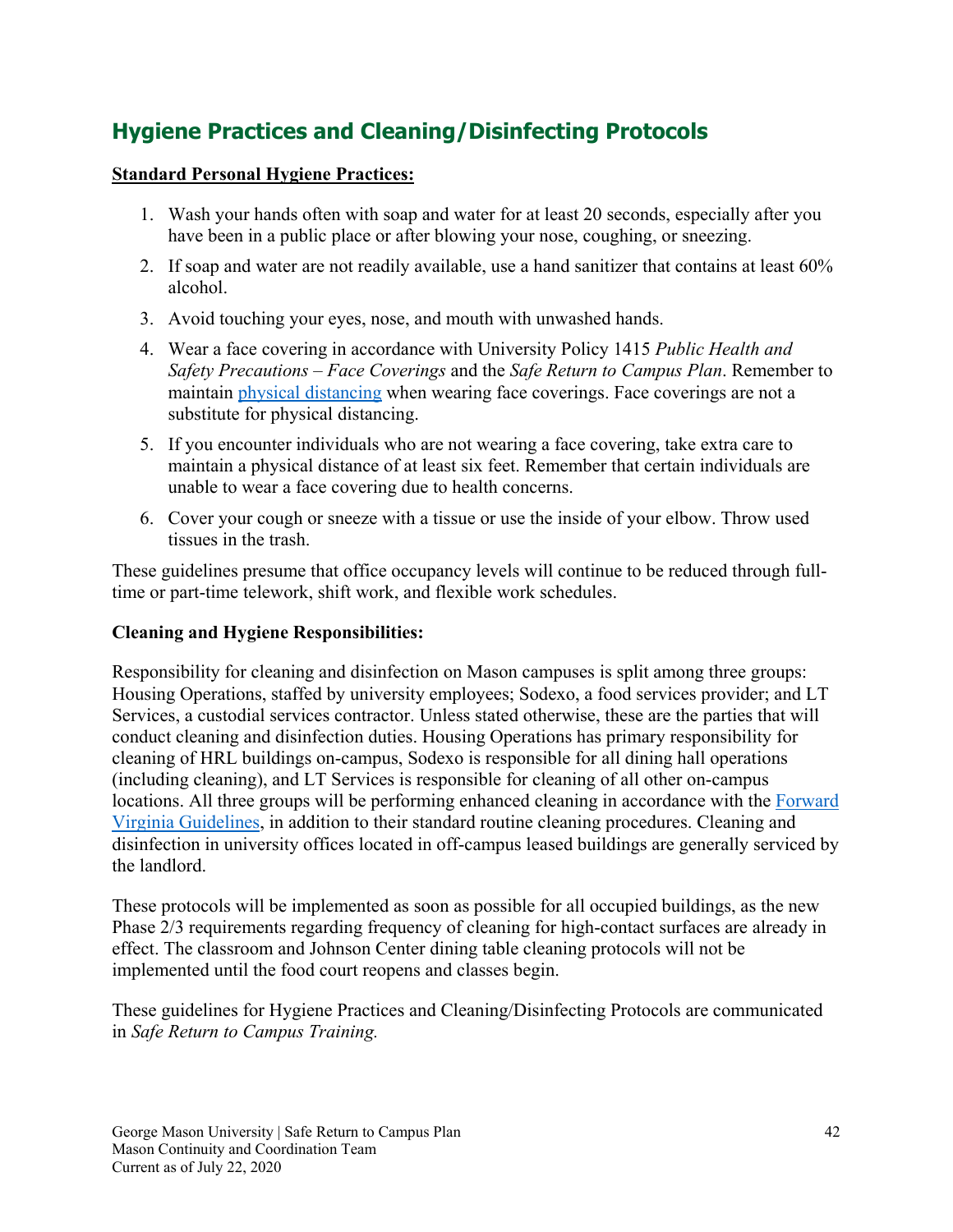## Hygiene Practices and Cleaning/Disinfecting Protocols

**Standard Personal Hygiene Practices:**

1. Wash your hands often with soap and water for at least 20 seconds, especially after you have been in a public place or after blowing your nose, coughing, or sneezing.
2. If soap and water are not readily available, use a hand sanitizer that contains at least 60% alcohol.
3. Avoid touching your eyes, nose, and mouth with unwashed hands.
4. Wear a face covering in accordance with University Policy 1415 *Public Health and Safety Precautions – Face Coverings* and the *Safe Return to Campus Plan*. Remember to maintain physical distancing when wearing face coverings. Face coverings are not a substitute for physical distancing.
5. If you encounter individuals who are not wearing a face covering, take extra care to maintain a physical distance of at least six feet. Remember that certain individuals are unable to wear a face covering due to health concerns.
6. Cover your cough or sneeze with a tissue or use the inside of your elbow. Throw used tissues in the trash.

These guidelines presume that office occupancy levels will continue to be reduced through full-time or part-time telework, shift work, and flexible work schedules.

**Cleaning and Hygiene Responsibilities:**

Responsibility for cleaning and disinfection on Mason campuses is split among three groups: Housing Operations, staffed by university employees; Sodexo, a food services provider; and LT Services, a custodial services contractor. Unless stated otherwise, these are the parties that will conduct cleaning and disinfection duties. Housing Operations has primary responsibility for cleaning of HRL buildings on-campus, Sodexo is responsible for all dining hall operations (including cleaning), and LT Services is responsible for cleaning of all other on-campus locations. All three groups will be performing enhanced cleaning in accordance with the Forward Virginia Guidelines, in addition to their standard routine cleaning procedures. Cleaning and disinfection in university offices located in off-campus leased buildings are generally serviced by the landlord.

These protocols will be implemented as soon as possible for all occupied buildings, as the new Phase 2/3 requirements regarding frequency of cleaning for high-contact surfaces are already in effect. The classroom and Johnson Center dining table cleaning protocols will not be implemented until the food court reopens and classes begin.

These guidelines for Hygiene Practices and Cleaning/Disinfecting Protocols are communicated in *Safe Return to Campus Training.*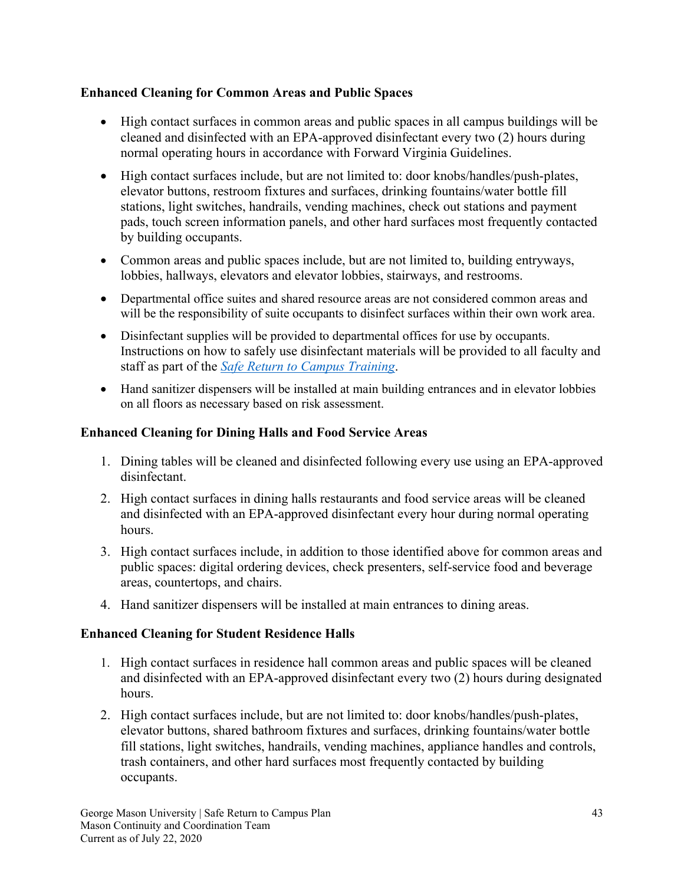**Enhanced Cleaning for Common Areas and Public Spaces**

- High contact surfaces in common areas and public spaces in all campus buildings will be cleaned and disinfected with an EPA-approved disinfectant every two (2) hours during normal operating hours in accordance with Forward Virginia Guidelines.
- High contact surfaces include, but are not limited to: door knobs/handles/push-plates, elevator buttons, restroom fixtures and surfaces, drinking fountains/water bottle fill stations, light switches, handrails, vending machines, check out stations and payment pads, touch screen information panels, and other hard surfaces most frequently contacted by building occupants.
- Common areas and public spaces include, but are not limited to, building entryways, lobbies, hallways, elevators and elevator lobbies, stairways, and restrooms.
- Departmental office suites and shared resource areas are not considered common areas and will be the responsibility of suite occupants to disinfect surfaces within their own work area.
- Disinfectant supplies will be provided to departmental offices for use by occupants. Instructions on how to safely use disinfectant materials will be provided to all faculty and staff as part of the *Safe Return to Campus Training*.
- Hand sanitizer dispensers will be installed at main building entrances and in elevator lobbies on all floors as necessary based on risk assessment.

**Enhanced Cleaning for Dining Halls and Food Service Areas**

1. Dining tables will be cleaned and disinfected following every use using an EPA-approved disinfectant.
2. High contact surfaces in dining halls restaurants and food service areas will be cleaned and disinfected with an EPA-approved disinfectant every hour during normal operating hours.
3. High contact surfaces include, in addition to those identified above for common areas and public spaces: digital ordering devices, check presenters, self-service food and beverage areas, countertops, and chairs.
4. Hand sanitizer dispensers will be installed at main entrances to dining areas.

**Enhanced Cleaning for Student Residence Halls**

1. High contact surfaces in residence hall common areas and public spaces will be cleaned and disinfected with an EPA-approved disinfectant every two (2) hours during designated hours.
2. High contact surfaces include, but are not limited to: door knobs/handles/push-plates, elevator buttons, shared bathroom fixtures and surfaces, drinking fountains/water bottle fill stations, light switches, handrails, vending machines, appliance handles and controls, trash containers, and other hard surfaces most frequently contacted by building occupants.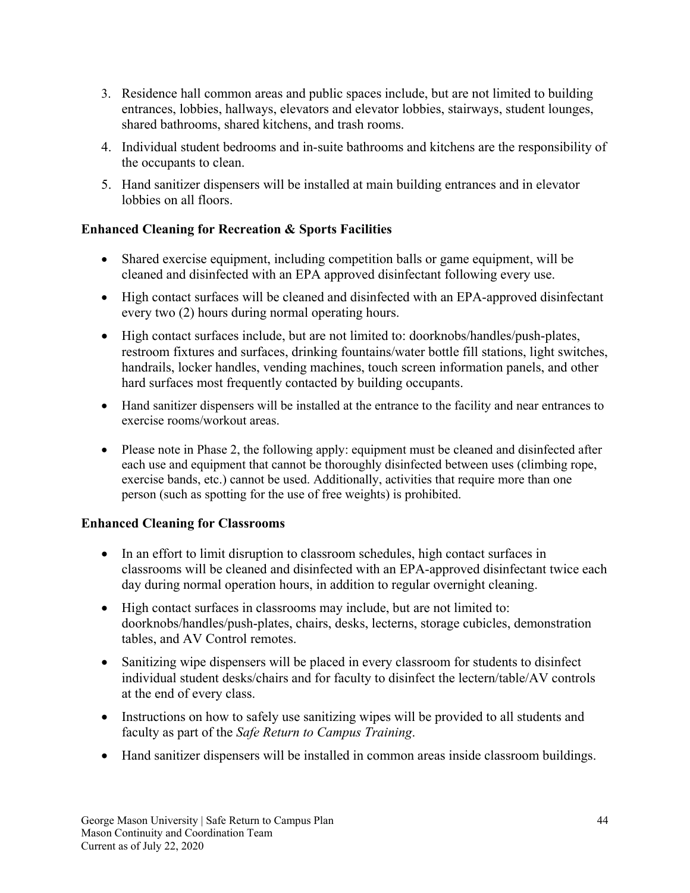3. Residence hall common areas and public spaces include, but are not limited to building entrances, lobbies, hallways, elevators and elevator lobbies, stairways, student lounges, shared bathrooms, shared kitchens, and trash rooms.
4. Individual student bedrooms and in-suite bathrooms and kitchens are the responsibility of the occupants to clean.
5. Hand sanitizer dispensers will be installed at main building entrances and in elevator lobbies on all floors.

**Enhanced Cleaning for Recreation & Sports Facilities**

- Shared exercise equipment, including competition balls or game equipment, will be cleaned and disinfected with an EPA approved disinfectant following every use.
- High contact surfaces will be cleaned and disinfected with an EPA-approved disinfectant every two (2) hours during normal operating hours.
- High contact surfaces include, but are not limited to: doorknobs/handles/push-plates, restroom fixtures and surfaces, drinking fountains/water bottle fill stations, light switches, handrails, locker handles, vending machines, touch screen information panels, and other hard surfaces most frequently contacted by building occupants.
- Hand sanitizer dispensers will be installed at the entrance to the facility and near entrances to exercise rooms/workout areas.
- Please note in Phase 2, the following apply: equipment must be cleaned and disinfected after each use and equipment that cannot be thoroughly disinfected between uses (climbing rope, exercise bands, etc.) cannot be used. Additionally, activities that require more than one person (such as spotting for the use of free weights) is prohibited.

**Enhanced Cleaning for Classrooms**

- In an effort to limit disruption to classroom schedules, high contact surfaces in classrooms will be cleaned and disinfected with an EPA-approved disinfectant twice each day during normal operation hours, in addition to regular overnight cleaning.
- High contact surfaces in classrooms may include, but are not limited to: doorknobs/handles/push-plates, chairs, desks, lecterns, storage cubicles, demonstration tables, and AV Control remotes.
- Sanitizing wipe dispensers will be placed in every classroom for students to disinfect individual student desks/chairs and for faculty to disinfect the lectern/table/AV controls at the end of every class.
- Instructions on how to safely use sanitizing wipes will be provided to all students and faculty as part of the *Safe Return to Campus Training*.
- Hand sanitizer dispensers will be installed in common areas inside classroom buildings.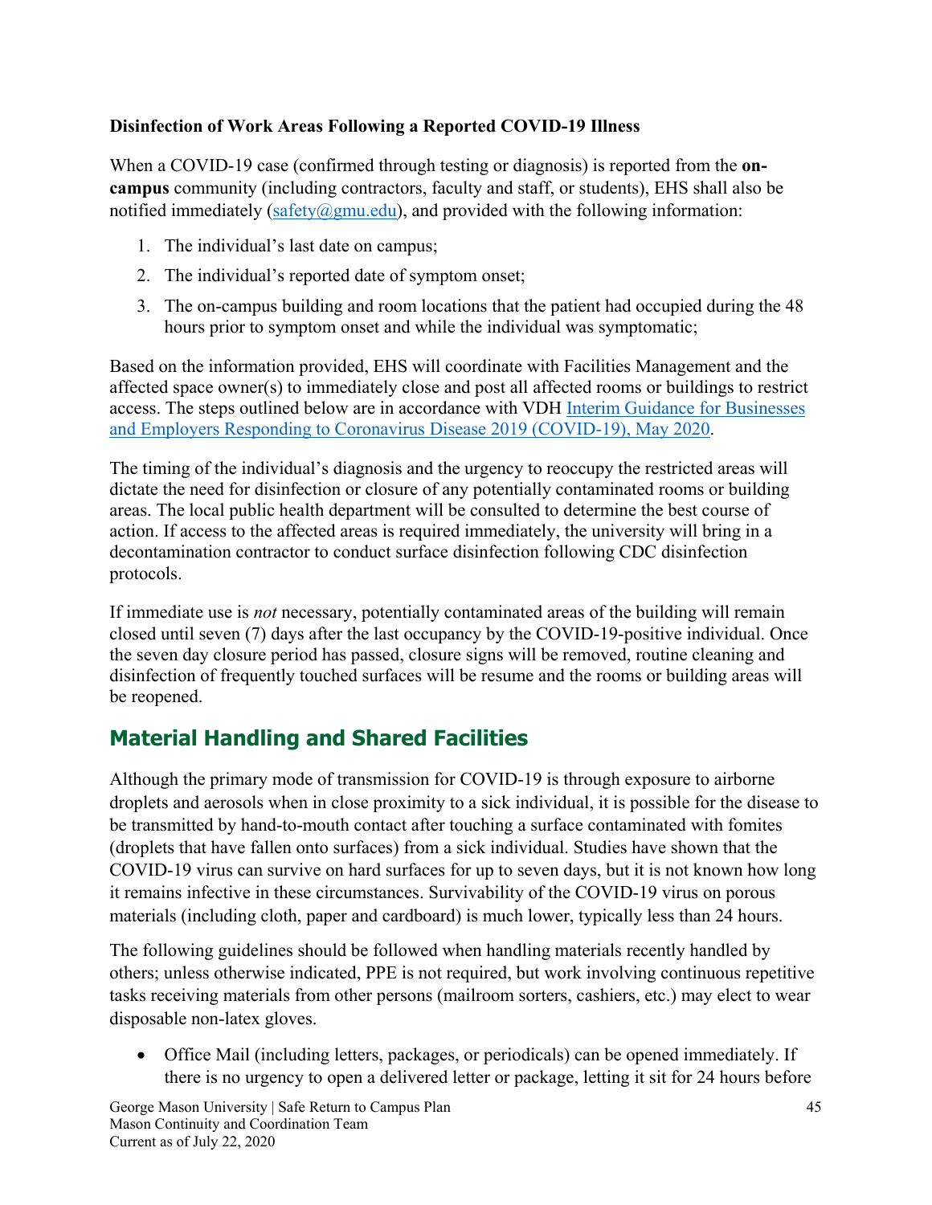**Disinfection of Work Areas Following a Reported COVID-19 Illness**

When a COVID-19 case (confirmed through testing or diagnosis) is reported from the **on-campus** community (including contractors, faculty and staff, or students), EHS shall also be notified immediately (safety@gmu.edu), and provided with the following information:

1. The individual's last date on campus;
2. The individual's reported date of symptom onset;
3. The on-campus building and room locations that the patient had occupied during the 48 hours prior to symptom onset and while the individual was symptomatic;

Based on the information provided, EHS will coordinate with Facilities Management and the affected space owner(s) to immediately close and post all affected rooms or buildings to restrict access. The steps outlined below are in accordance with VDH [Interim Guidance for Businesses and Employers Responding to Coronavirus Disease 2019 (COVID-19), May 2020](#).

The timing of the individual's diagnosis and the urgency to reoccupy the restricted areas will dictate the need for disinfection or closure of any potentially contaminated rooms or building areas. The local public health department will be consulted to determine the best course of action. If access to the affected areas is required immediately, the university will bring in a decontamination contractor to conduct surface disinfection following CDC disinfection protocols.

If immediate use is *not* necessary, potentially contaminated areas of the building will remain closed until seven (7) days after the last occupancy by the COVID-19-positive individual. Once the seven day closure period has passed, closure signs will be removed, routine cleaning and disinfection of frequently touched surfaces will be resume and the rooms or building areas will be reopened.

## Material Handling and Shared Facilities

Although the primary mode of transmission for COVID-19 is through exposure to airborne droplets and aerosols when in close proximity to a sick individual, it is possible for the disease to be transmitted by hand-to-mouth contact after touching a surface contaminated with fomites (droplets that have fallen onto surfaces) from a sick individual. Studies have shown that the COVID-19 virus can survive on hard surfaces for up to seven days, but it is not known how long it remains infective in these circumstances. Survivability of the COVID-19 virus on porous materials (including cloth, paper and cardboard) is much lower, typically less than 24 hours.

The following guidelines should be followed when handling materials recently handled by others; unless otherwise indicated, PPE is not required, but work involving continuous repetitive tasks receiving materials from other persons (mailroom sorters, cashiers, etc.) may elect to wear disposable non-latex gloves.

- Office Mail (including letters, packages, or periodicals) can be opened immediately. If there is no urgency to open a delivered letter or package, letting it sit for 24 hours before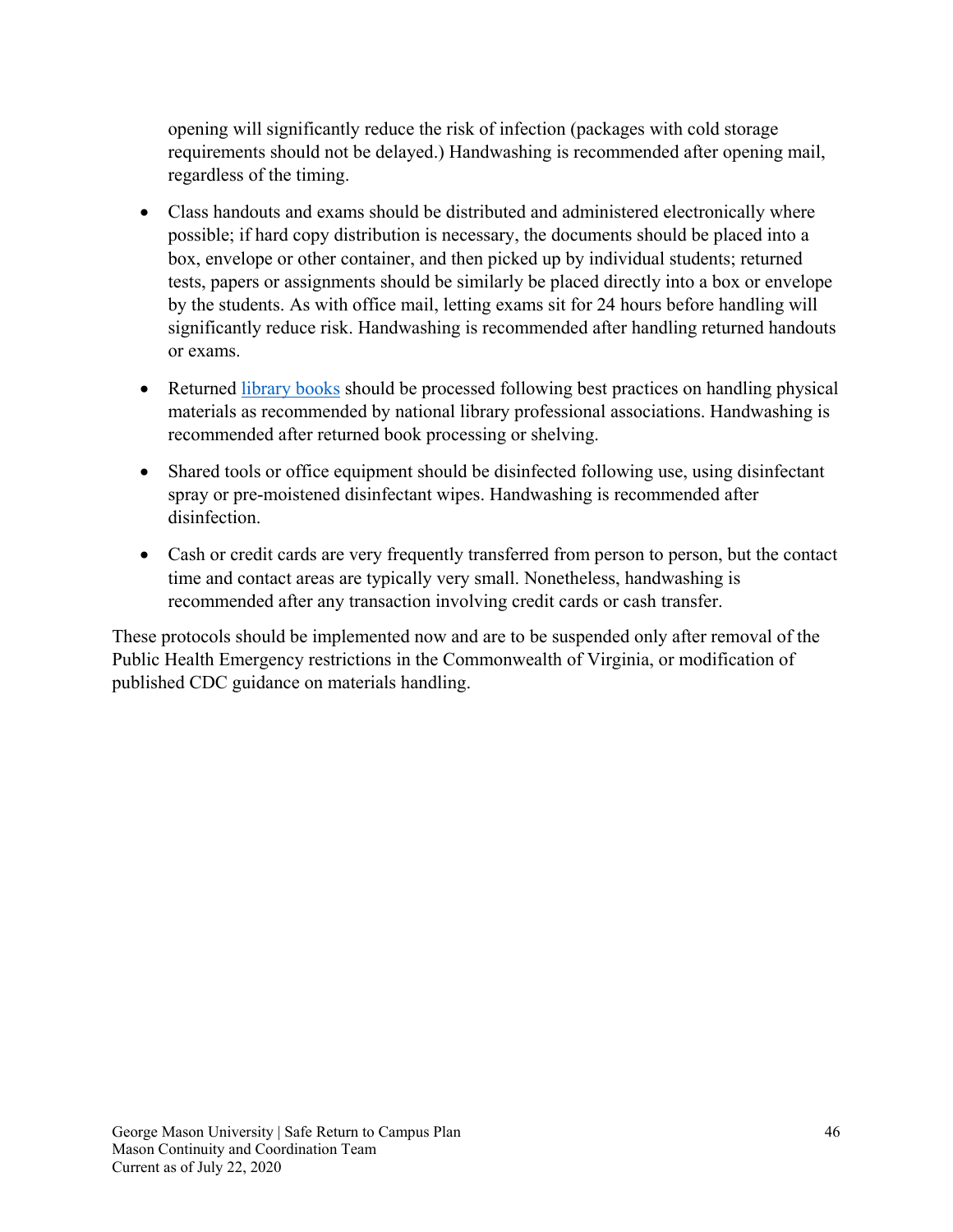opening will significantly reduce the risk of infection (packages with cold storage requirements should not be delayed.) Handwashing is recommended after opening mail, regardless of the timing.

- Class handouts and exams should be distributed and administered electronically where possible; if hard copy distribution is necessary, the documents should be placed into a box, envelope or other container, and then picked up by individual students; returned tests, papers or assignments should be similarly be placed directly into a box or envelope by the students. As with office mail, letting exams sit for 24 hours before handling will significantly reduce risk. Handwashing is recommended after handling returned handouts or exams.

- Returned library books should be processed following best practices on handling physical materials as recommended by national library professional associations. Handwashing is recommended after returned book processing or shelving.

- Shared tools or office equipment should be disinfected following use, using disinfectant spray or pre-moistened disinfectant wipes. Handwashing is recommended after disinfection.

- Cash or credit cards are very frequently transferred from person to person, but the contact time and contact areas are typically very small. Nonetheless, handwashing is recommended after any transaction involving credit cards or cash transfer.

These protocols should be implemented now and are to be suspended only after removal of the Public Health Emergency restrictions in the Commonwealth of Virginia, or modification of published CDC guidance on materials handling.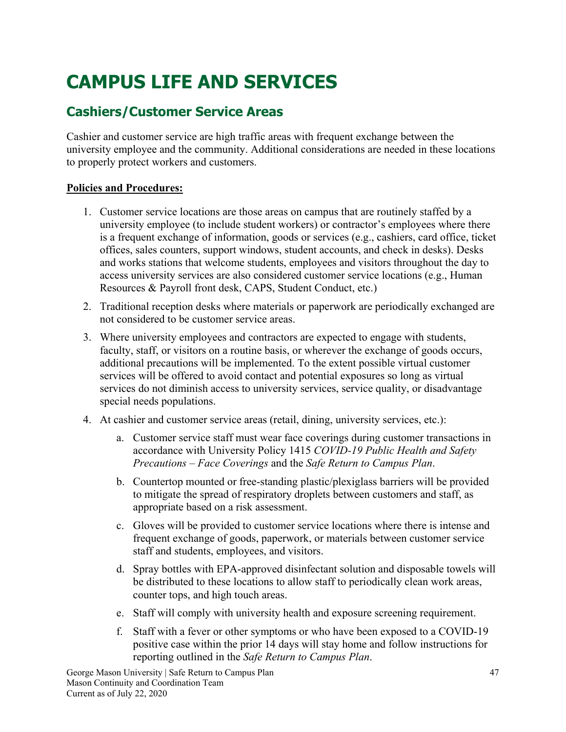# CAMPUS LIFE AND SERVICES

## Cashiers/Customer Service Areas

Cashier and customer service are high traffic areas with frequent exchange between the university employee and the community. Additional considerations are needed in these locations to properly protect workers and customers.

**Policies and Procedures:**

1. Customer service locations are those areas on campus that are routinely staffed by a university employee (to include student workers) or contractor's employees where there is a frequent exchange of information, goods or services (e.g., cashiers, card office, ticket offices, sales counters, support windows, student accounts, and check in desks). Desks and works stations that welcome students, employees and visitors throughout the day to access university services are also considered customer service locations (e.g., Human Resources & Payroll front desk, CAPS, Student Conduct, etc.)
2. Traditional reception desks where materials or paperwork are periodically exchanged are not considered to be customer service areas.
3. Where university employees and contractors are expected to engage with students, faculty, staff, or visitors on a routine basis, or wherever the exchange of goods occurs, additional precautions will be implemented. To the extent possible virtual customer services will be offered to avoid contact and potential exposures so long as virtual services do not diminish access to university services, service quality, or disadvantage special needs populations.
4. At cashier and customer service areas (retail, dining, university services, etc.):
    a. Customer service staff must wear face coverings during customer transactions in accordance with University Policy 1415 *COVID-19 Public Health and Safety Precautions – Face Coverings* and the *Safe Return to Campus Plan*.
    b. Countertop mounted or free-standing plastic/plexiglass barriers will be provided to mitigate the spread of respiratory droplets between customers and staff, as appropriate based on a risk assessment.
    c. Gloves will be provided to customer service locations where there is intense and frequent exchange of goods, paperwork, or materials between customer service staff and students, employees, and visitors.
    d. Spray bottles with EPA-approved disinfectant solution and disposable towels will be distributed to these locations to allow staff to periodically clean work areas, counter tops, and high touch areas.
    e. Staff will comply with university health and exposure screening requirement.
    f. Staff with a fever or other symptoms or who have been exposed to a COVID-19 positive case within the prior 14 days will stay home and follow instructions for reporting outlined in the *Safe Return to Campus Plan*.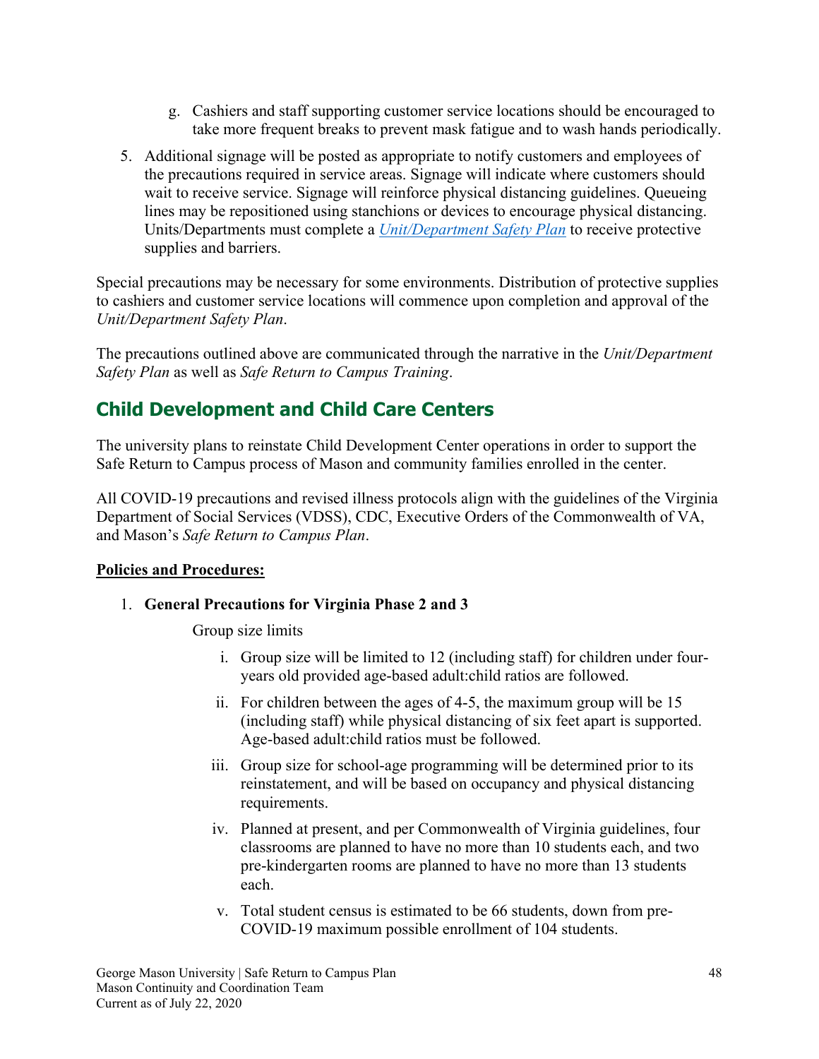g. Cashiers and staff supporting customer service locations should be encouraged to take more frequent breaks to prevent mask fatigue and to wash hands periodically.

5. Additional signage will be posted as appropriate to notify customers and employees of the precautions required in service areas. Signage will indicate where customers should wait to receive service. Signage will reinforce physical distancing guidelines. Queueing lines may be repositioned using stanchions or devices to encourage physical distancing. Units/Departments must complete a *Unit/Department Safety Plan* to receive protective supplies and barriers.

Special precautions may be necessary for some environments. Distribution of protective supplies to cashiers and customer service locations will commence upon completion and approval of the *Unit/Department Safety Plan*.

The precautions outlined above are communicated through the narrative in the *Unit/Department Safety Plan* as well as *Safe Return to Campus Training*.

## Child Development and Child Care Centers

The university plans to reinstate Child Development Center operations in order to support the Safe Return to Campus process of Mason and community families enrolled in the center.

All COVID-19 precautions and revised illness protocols align with the guidelines of the Virginia Department of Social Services (VDSS), CDC, Executive Orders of the Commonwealth of VA, and Mason's *Safe Return to Campus Plan*.

**Policies and Procedures:**

1. **General Precautions for Virginia Phase 2 and 3**

   Group size limits

   i. Group size will be limited to 12 (including staff) for children under four-years old provided age-based adult:child ratios are followed.

   ii. For children between the ages of 4-5, the maximum group will be 15 (including staff) while physical distancing of six feet apart is supported. Age-based adult:child ratios must be followed.

   iii. Group size for school-age programming will be determined prior to its reinstatement, and will be based on occupancy and physical distancing requirements.

   iv. Planned at present, and per Commonwealth of Virginia guidelines, four classrooms are planned to have no more than 10 students each, and two pre-kindergarten rooms are planned to have no more than 13 students each.

   v. Total student census is estimated to be 66 students, down from pre-COVID-19 maximum possible enrollment of 104 students.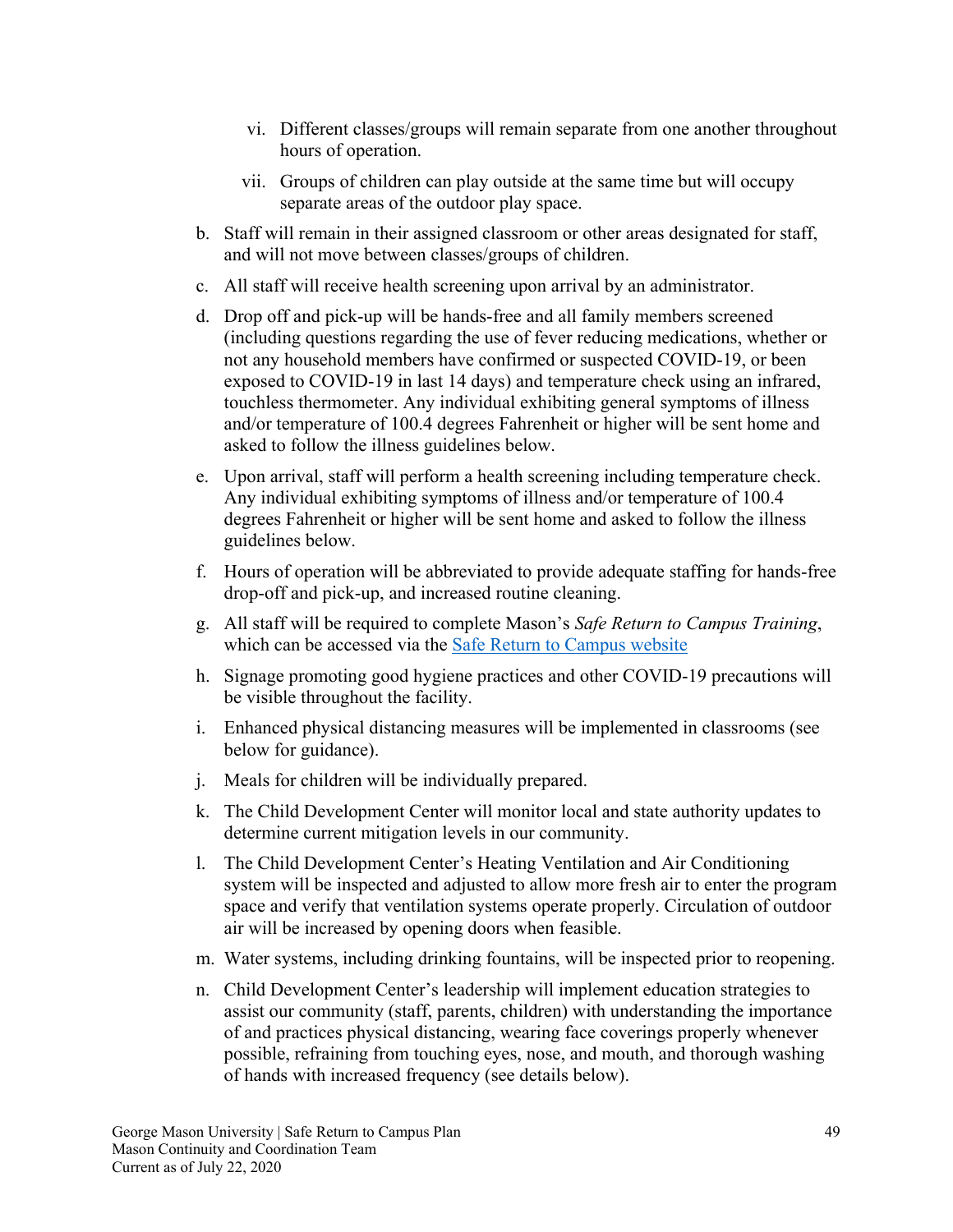vi. Different classes/groups will remain separate from one another throughout hours of operation.

vii. Groups of children can play outside at the same time but will occupy separate areas of the outdoor play space.

b. Staff will remain in their assigned classroom or other areas designated for staff, and will not move between classes/groups of children.

c. All staff will receive health screening upon arrival by an administrator.

d. Drop off and pick-up will be hands-free and all family members screened (including questions regarding the use of fever reducing medications, whether or not any household members have confirmed or suspected COVID-19, or been exposed to COVID-19 in last 14 days) and temperature check using an infrared, touchless thermometer. Any individual exhibiting general symptoms of illness and/or temperature of 100.4 degrees Fahrenheit or higher will be sent home and asked to follow the illness guidelines below.

e. Upon arrival, staff will perform a health screening including temperature check. Any individual exhibiting symptoms of illness and/or temperature of 100.4 degrees Fahrenheit or higher will be sent home and asked to follow the illness guidelines below.

f. Hours of operation will be abbreviated to provide adequate staffing for hands-free drop-off and pick-up, and increased routine cleaning.

g. All staff will be required to complete Mason's *Safe Return to Campus Training*, which can be accessed via the [Safe Return to Campus website]

h. Signage promoting good hygiene practices and other COVID-19 precautions will be visible throughout the facility.

i. Enhanced physical distancing measures will be implemented in classrooms (see below for guidance).

j. Meals for children will be individually prepared.

k. The Child Development Center will monitor local and state authority updates to determine current mitigation levels in our community.

l. The Child Development Center's Heating Ventilation and Air Conditioning system will be inspected and adjusted to allow more fresh air to enter the program space and verify that ventilation systems operate properly. Circulation of outdoor air will be increased by opening doors when feasible.

m. Water systems, including drinking fountains, will be inspected prior to reopening.

n. Child Development Center's leadership will implement education strategies to assist our community (staff, parents, children) with understanding the importance of and practices physical distancing, wearing face coverings properly whenever possible, refraining from touching eyes, nose, and mouth, and thorough washing of hands with increased frequency (see details below).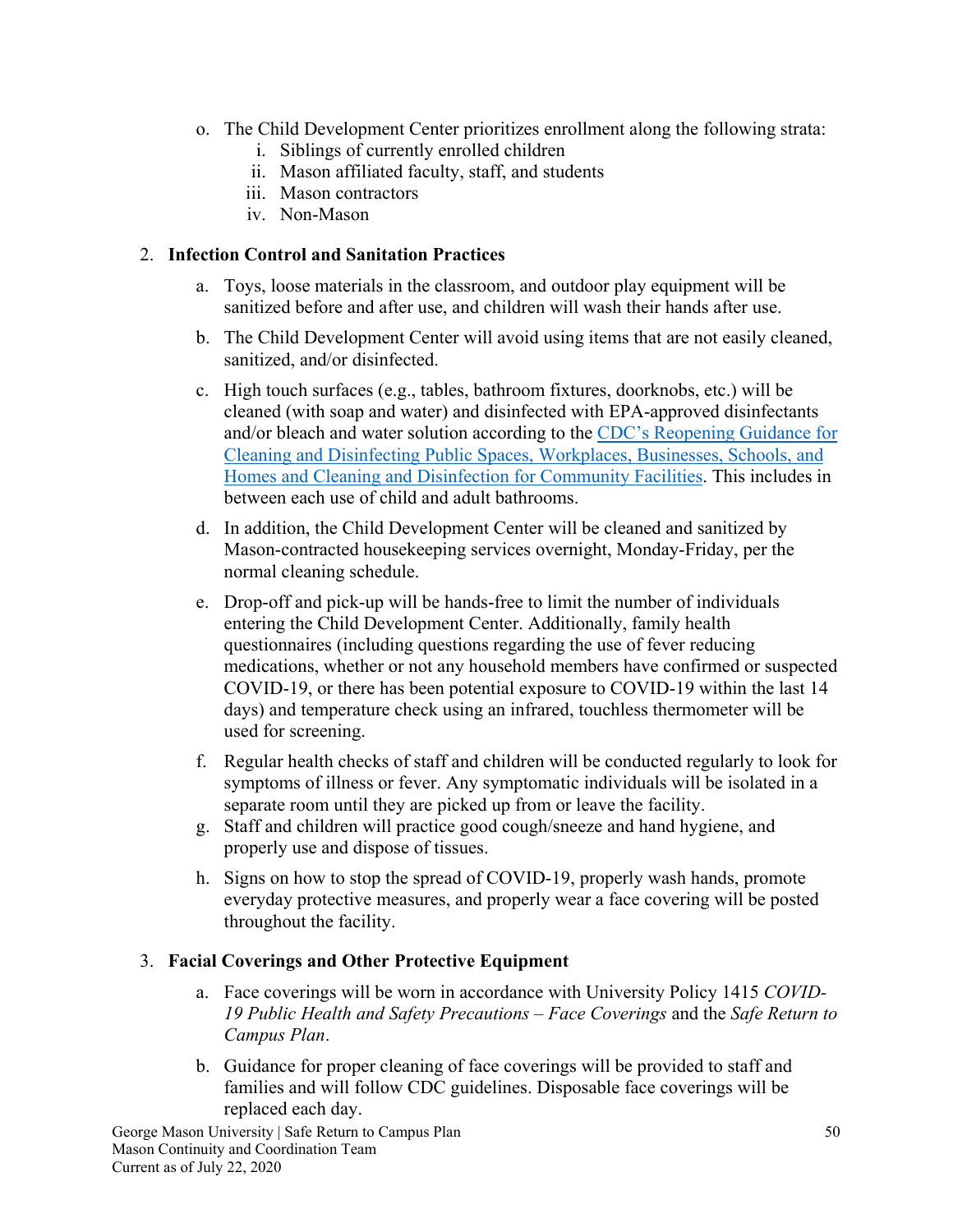o. The Child Development Center prioritizes enrollment along the following strata:
   i. Siblings of currently enrolled children
   ii. Mason affiliated faculty, staff, and students
   iii. Mason contractors
   iv. Non-Mason

2. **Infection Control and Sanitation Practices**

   a. Toys, loose materials in the classroom, and outdoor play equipment will be sanitized before and after use, and children will wash their hands after use.

   b. The Child Development Center will avoid using items that are not easily cleaned, sanitized, and/or disinfected.

   c. High touch surfaces (e.g., tables, bathroom fixtures, doorknobs, etc.) will be cleaned (with soap and water) and disinfected with EPA-approved disinfectants and/or bleach and water solution according to the [CDC's Reopening Guidance for Cleaning and Disinfecting Public Spaces, Workplaces, Businesses, Schools, and Homes and Cleaning and Disinfection for Community Facilities](). This includes in between each use of child and adult bathrooms.

   d. In addition, the Child Development Center will be cleaned and sanitized by Mason-contracted housekeeping services overnight, Monday-Friday, per the normal cleaning schedule.

   e. Drop-off and pick-up will be hands-free to limit the number of individuals entering the Child Development Center. Additionally, family health questionnaires (including questions regarding the use of fever reducing medications, whether or not any household members have confirmed or suspected COVID-19, or there has been potential exposure to COVID-19 within the last 14 days) and temperature check using an infrared, touchless thermometer will be used for screening.

   f. Regular health checks of staff and children will be conducted regularly to look for symptoms of illness or fever. Any symptomatic individuals will be isolated in a separate room until they are picked up from or leave the facility.

   g. Staff and children will practice good cough/sneeze and hand hygiene, and properly use and dispose of tissues.

   h. Signs on how to stop the spread of COVID-19, properly wash hands, promote everyday protective measures, and properly wear a face covering will be posted throughout the facility.

3. **Facial Coverings and Other Protective Equipment**

   a. Face coverings will be worn in accordance with University Policy 1415 *COVID-19 Public Health and Safety Precautions – Face Coverings* and the *Safe Return to Campus Plan*.

   b. Guidance for proper cleaning of face coverings will be provided to staff and families and will follow CDC guidelines. Disposable face coverings will be replaced each day.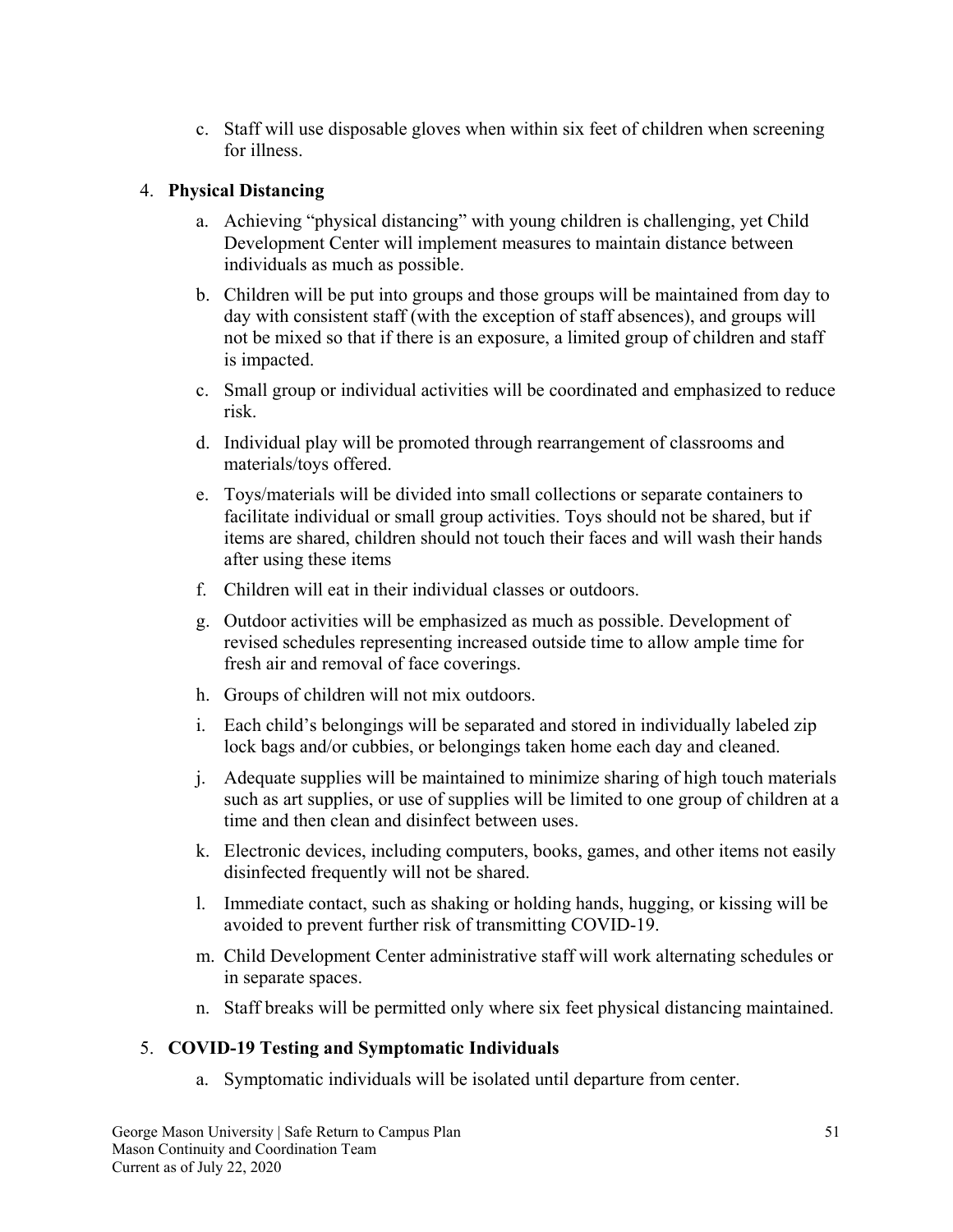c. Staff will use disposable gloves when within six feet of children when screening for illness.

4. **Physical Distancing**

   a. Achieving "physical distancing" with young children is challenging, yet Child Development Center will implement measures to maintain distance between individuals as much as possible.

   b. Children will be put into groups and those groups will be maintained from day to day with consistent staff (with the exception of staff absences), and groups will not be mixed so that if there is an exposure, a limited group of children and staff is impacted.

   c. Small group or individual activities will be coordinated and emphasized to reduce risk.

   d. Individual play will be promoted through rearrangement of classrooms and materials/toys offered.

   e. Toys/materials will be divided into small collections or separate containers to facilitate individual or small group activities. Toys should not be shared, but if items are shared, children should not touch their faces and will wash their hands after using these items

   f. Children will eat in their individual classes or outdoors.

   g. Outdoor activities will be emphasized as much as possible. Development of revised schedules representing increased outside time to allow ample time for fresh air and removal of face coverings.

   h. Groups of children will not mix outdoors.

   i. Each child's belongings will be separated and stored in individually labeled zip lock bags and/or cubbies, or belongings taken home each day and cleaned.

   j. Adequate supplies will be maintained to minimize sharing of high touch materials such as art supplies, or use of supplies will be limited to one group of children at a time and then clean and disinfect between uses.

   k. Electronic devices, including computers, books, games, and other items not easily disinfected frequently will not be shared.

   l. Immediate contact, such as shaking or holding hands, hugging, or kissing will be avoided to prevent further risk of transmitting COVID-19.

   m. Child Development Center administrative staff will work alternating schedules or in separate spaces.

   n. Staff breaks will be permitted only where six feet physical distancing maintained.

5. **COVID-19 Testing and Symptomatic Individuals**

   a. Symptomatic individuals will be isolated until departure from center.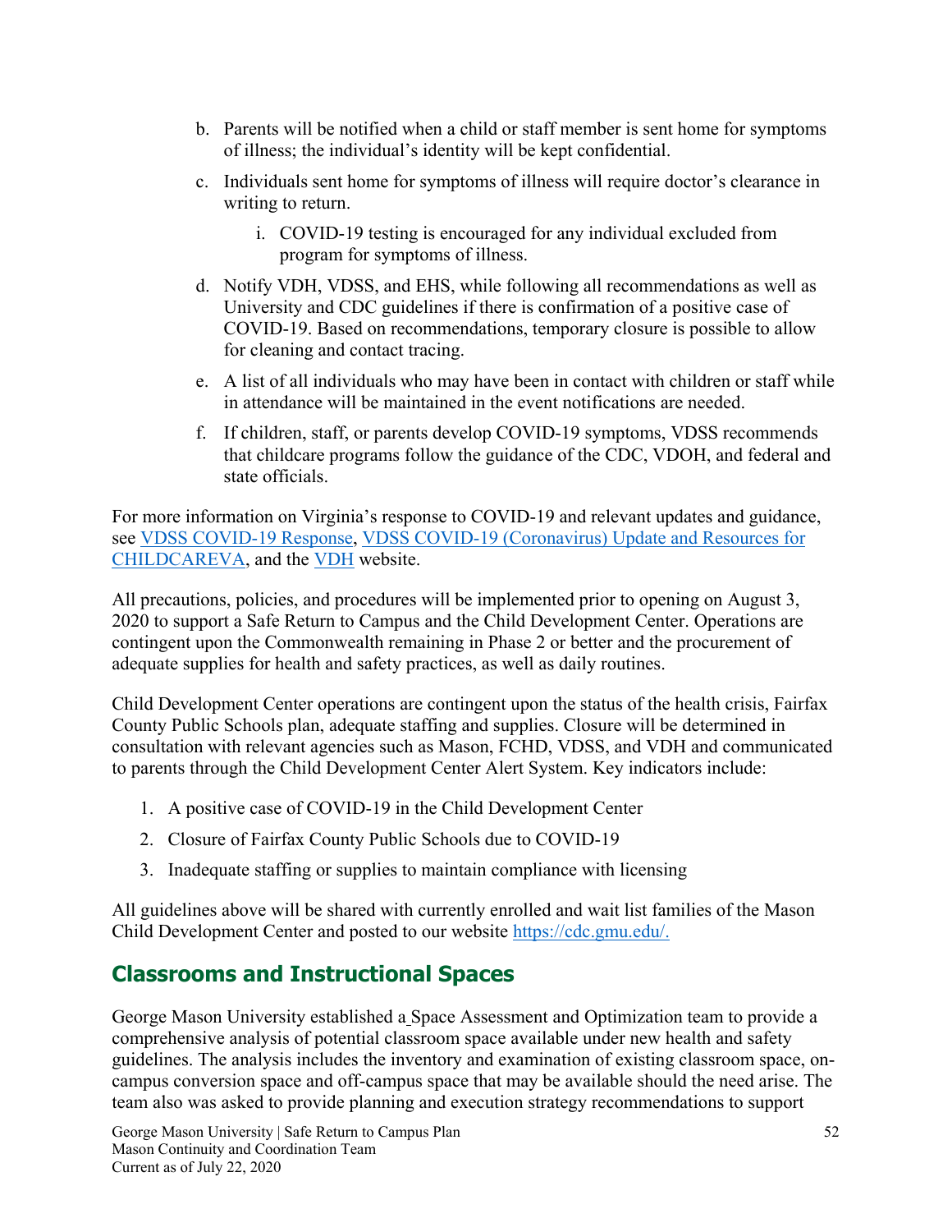b. Parents will be notified when a child or staff member is sent home for symptoms of illness; the individual's identity will be kept confidential.

c. Individuals sent home for symptoms of illness will require doctor's clearance in writing to return.

    i. COVID-19 testing is encouraged for any individual excluded from program for symptoms of illness.

d. Notify VDH, VDSS, and EHS, while following all recommendations as well as University and CDC guidelines if there is confirmation of a positive case of COVID-19. Based on recommendations, temporary closure is possible to allow for cleaning and contact tracing.

e. A list of all individuals who may have been in contact with children or staff while in attendance will be maintained in the event notifications are needed.

f. If children, staff, or parents develop COVID-19 symptoms, VDSS recommends that childcare programs follow the guidance of the CDC, VDOH, and federal and state officials.

For more information on Virginia's response to COVID-19 and relevant updates and guidance, see VDSS COVID-19 Response, VDSS COVID-19 (Coronavirus) Update and Resources for CHILDCAREVA, and the VDH website.

All precautions, policies, and procedures will be implemented prior to opening on August 3, 2020 to support a Safe Return to Campus and the Child Development Center. Operations are contingent upon the Commonwealth remaining in Phase 2 or better and the procurement of adequate supplies for health and safety practices, as well as daily routines.

Child Development Center operations are contingent upon the status of the health crisis, Fairfax County Public Schools plan, adequate staffing and supplies. Closure will be determined in consultation with relevant agencies such as Mason, FCHD, VDSS, and VDH and communicated to parents through the Child Development Center Alert System. Key indicators include:

1. A positive case of COVID-19 in the Child Development Center
2. Closure of Fairfax County Public Schools due to COVID-19
3. Inadequate staffing or supplies to maintain compliance with licensing

All guidelines above will be shared with currently enrolled and wait list families of the Mason Child Development Center and posted to our website https://cdc.gmu.edu/.

## Classrooms and Instructional Spaces

George Mason University established a Space Assessment and Optimization team to provide a comprehensive analysis of potential classroom space available under new health and safety guidelines. The analysis includes the inventory and examination of existing classroom space, on-campus conversion space and off-campus space that may be available should the need arise. The team also was asked to provide planning and execution strategy recommendations to support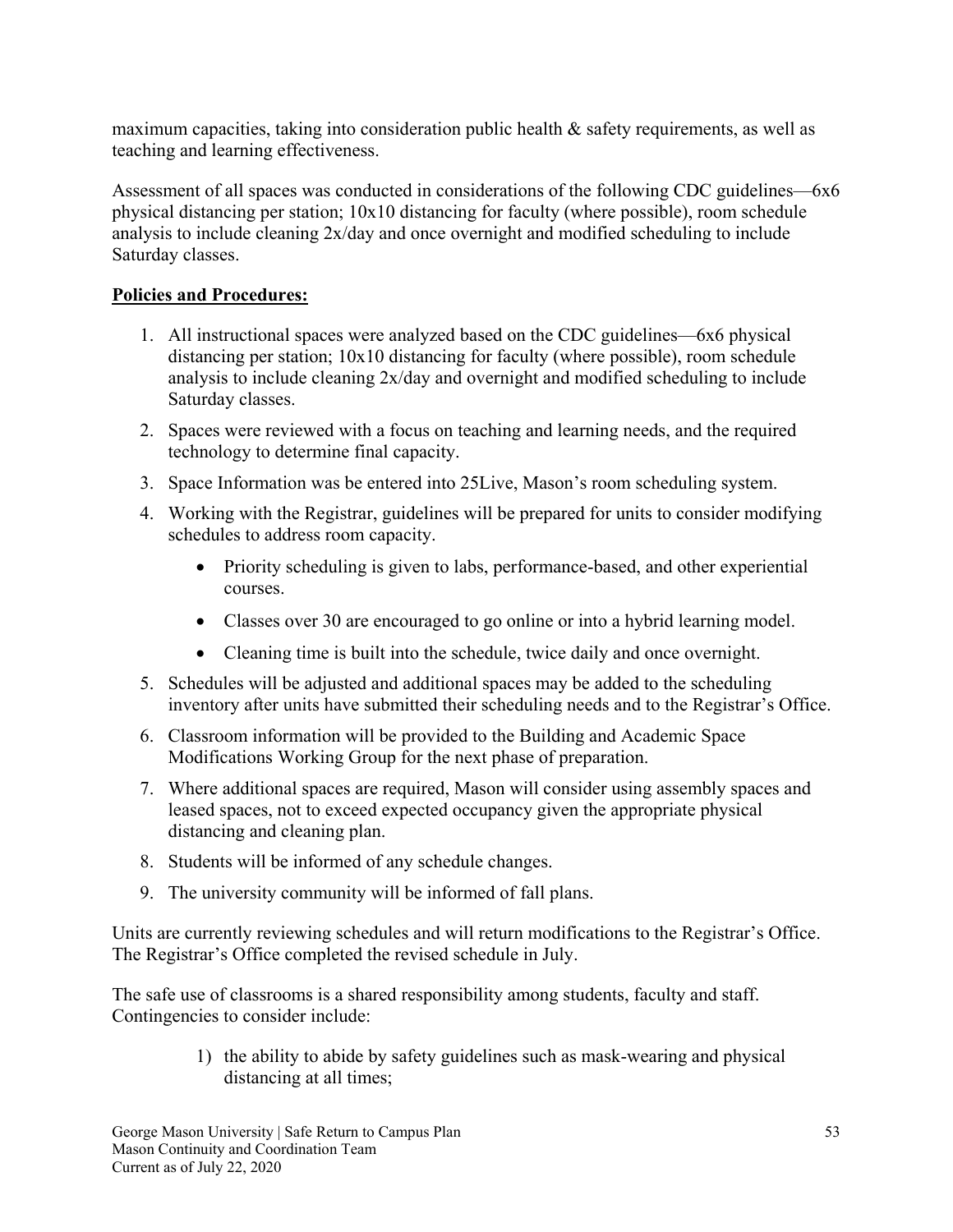maximum capacities, taking into consideration public health & safety requirements, as well as teaching and learning effectiveness.

Assessment of all spaces was conducted in considerations of the following CDC guidelines—6x6 physical distancing per station; 10x10 distancing for faculty (where possible), room schedule analysis to include cleaning 2x/day and once overnight and modified scheduling to include Saturday classes.

**Policies and Procedures:**

1. All instructional spaces were analyzed based on the CDC guidelines—6x6 physical distancing per station; 10x10 distancing for faculty (where possible), room schedule analysis to include cleaning 2x/day and overnight and modified scheduling to include Saturday classes.
2. Spaces were reviewed with a focus on teaching and learning needs, and the required technology to determine final capacity.
3. Space Information was be entered into 25Live, Mason's room scheduling system.
4. Working with the Registrar, guidelines will be prepared for units to consider modifying schedules to address room capacity.
    - Priority scheduling is given to labs, performance-based, and other experiential courses.
    - Classes over 30 are encouraged to go online or into a hybrid learning model.
    - Cleaning time is built into the schedule, twice daily and once overnight.
5. Schedules will be adjusted and additional spaces may be added to the scheduling inventory after units have submitted their scheduling needs and to the Registrar's Office.
6. Classroom information will be provided to the Building and Academic Space Modifications Working Group for the next phase of preparation.
7. Where additional spaces are required, Mason will consider using assembly spaces and leased spaces, not to exceed expected occupancy given the appropriate physical distancing and cleaning plan.
8. Students will be informed of any schedule changes.
9. The university community will be informed of fall plans.

Units are currently reviewing schedules and will return modifications to the Registrar's Office. The Registrar's Office completed the revised schedule in July.

The safe use of classrooms is a shared responsibility among students, faculty and staff. Contingencies to consider include:

1) the ability to abide by safety guidelines such as mask-wearing and physical distancing at all times;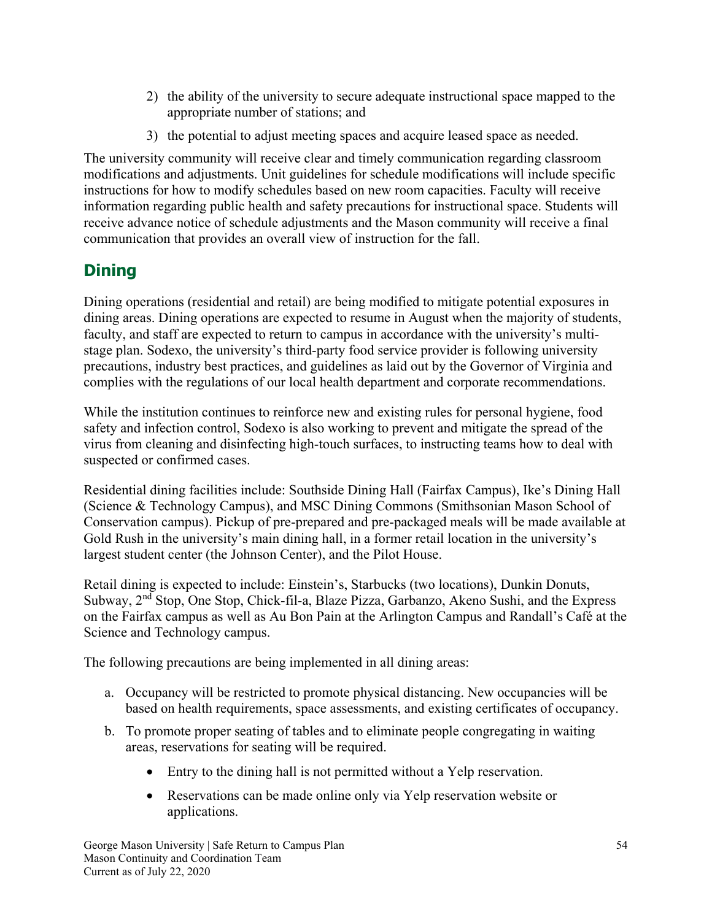2) the ability of the university to secure adequate instructional space mapped to the appropriate number of stations; and
3) the potential to adjust meeting spaces and acquire leased space as needed.

The university community will receive clear and timely communication regarding classroom modifications and adjustments. Unit guidelines for schedule modifications will include specific instructions for how to modify schedules based on new room capacities. Faculty will receive information regarding public health and safety precautions for instructional space. Students will receive advance notice of schedule adjustments and the Mason community will receive a final communication that provides an overall view of instruction for the fall.

## Dining

Dining operations (residential and retail) are being modified to mitigate potential exposures in dining areas. Dining operations are expected to resume in August when the majority of students, faculty, and staff are expected to return to campus in accordance with the university's multi-stage plan. Sodexo, the university's third-party food service provider is following university precautions, industry best practices, and guidelines as laid out by the Governor of Virginia and complies with the regulations of our local health department and corporate recommendations.

While the institution continues to reinforce new and existing rules for personal hygiene, food safety and infection control, Sodexo is also working to prevent and mitigate the spread of the virus from cleaning and disinfecting high-touch surfaces, to instructing teams how to deal with suspected or confirmed cases.

Residential dining facilities include: Southside Dining Hall (Fairfax Campus), Ike's Dining Hall (Science & Technology Campus), and MSC Dining Commons (Smithsonian Mason School of Conservation campus). Pickup of pre-prepared and pre-packaged meals will be made available at Gold Rush in the university's main dining hall, in a former retail location in the university's largest student center (the Johnson Center), and the Pilot House.

Retail dining is expected to include: Einstein's, Starbucks (two locations), Dunkin Donuts, Subway, 2nd Stop, One Stop, Chick-fil-a, Blaze Pizza, Garbanzo, Akeno Sushi, and the Express on the Fairfax campus as well as Au Bon Pain at the Arlington Campus and Randall's Café at the Science and Technology campus.

The following precautions are being implemented in all dining areas:

a. Occupancy will be restricted to promote physical distancing. New occupancies will be based on health requirements, space assessments, and existing certificates of occupancy.
b. To promote proper seating of tables and to eliminate people congregating in waiting areas, reservations for seating will be required.
    - Entry to the dining hall is not permitted without a Yelp reservation.
    - Reservations can be made online only via Yelp reservation website or applications.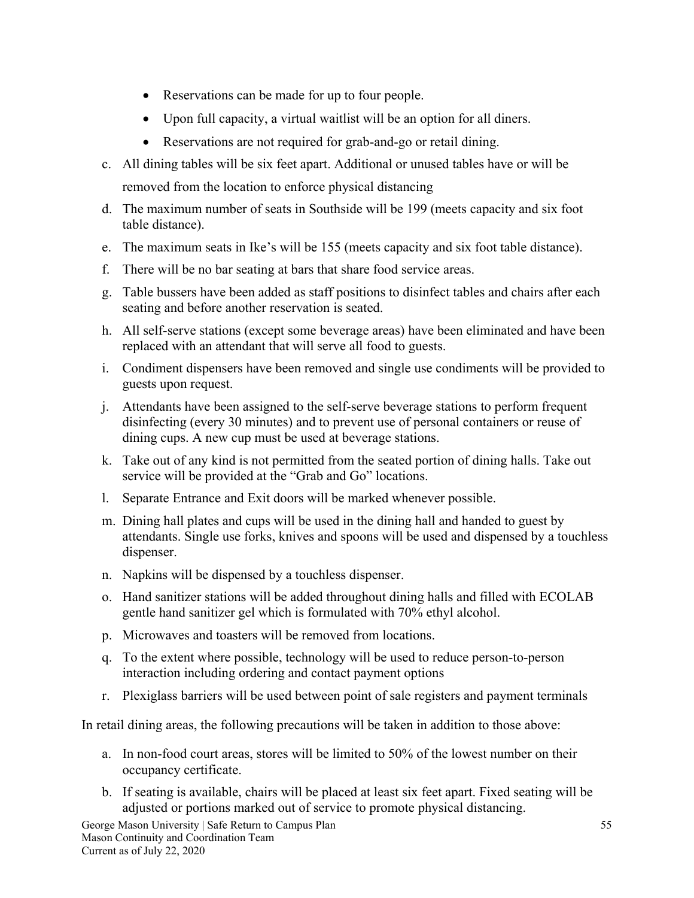- Reservations can be made for up to four people.
- Upon full capacity, a virtual waitlist will be an option for all diners.
- Reservations are not required for grab-and-go or retail dining.

c. All dining tables will be six feet apart. Additional or unused tables have or will be removed from the location to enforce physical distancing

d. The maximum number of seats in Southside will be 199 (meets capacity and six foot table distance).

e. The maximum seats in Ike's will be 155 (meets capacity and six foot table distance).

f. There will be no bar seating at bars that share food service areas.

g. Table bussers have been added as staff positions to disinfect tables and chairs after each seating and before another reservation is seated.

h. All self-serve stations (except some beverage areas) have been eliminated and have been replaced with an attendant that will serve all food to guests.

i. Condiment dispensers have been removed and single use condiments will be provided to guests upon request.

j. Attendants have been assigned to the self-serve beverage stations to perform frequent disinfecting (every 30 minutes) and to prevent use of personal containers or reuse of dining cups. A new cup must be used at beverage stations.

k. Take out of any kind is not permitted from the seated portion of dining halls. Take out service will be provided at the "Grab and Go" locations.

l. Separate Entrance and Exit doors will be marked whenever possible.

m. Dining hall plates and cups will be used in the dining hall and handed to guest by attendants. Single use forks, knives and spoons will be used and dispensed by a touchless dispenser.

n. Napkins will be dispensed by a touchless dispenser.

o. Hand sanitizer stations will be added throughout dining halls and filled with ECOLAB gentle hand sanitizer gel which is formulated with 70% ethyl alcohol.

p. Microwaves and toasters will be removed from locations.

q. To the extent where possible, technology will be used to reduce person-to-person interaction including ordering and contact payment options

r. Plexiglass barriers will be used between point of sale registers and payment terminals

In retail dining areas, the following precautions will be taken in addition to those above:

a. In non-food court areas, stores will be limited to 50% of the lowest number on their occupancy certificate.

b. If seating is available, chairs will be placed at least six feet apart. Fixed seating will be adjusted or portions marked out of service to promote physical distancing.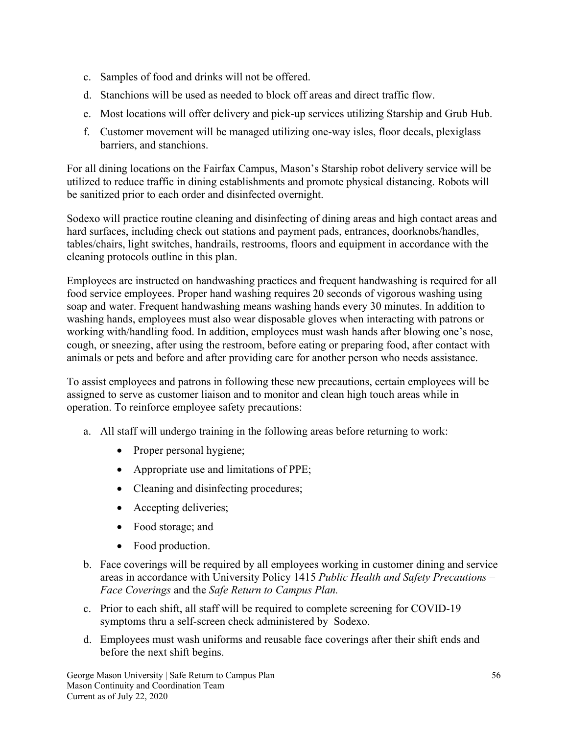c. Samples of food and drinks will not be offered.

d. Stanchions will be used as needed to block off areas and direct traffic flow.

e. Most locations will offer delivery and pick-up services utilizing Starship and Grub Hub.

f. Customer movement will be managed utilizing one-way isles, floor decals, plexiglass barriers, and stanchions.

For all dining locations on the Fairfax Campus, Mason's Starship robot delivery service will be utilized to reduce traffic in dining establishments and promote physical distancing. Robots will be sanitized prior to each order and disinfected overnight.

Sodexo will practice routine cleaning and disinfecting of dining areas and high contact areas and hard surfaces, including check out stations and payment pads, entrances, doorknobs/handles, tables/chairs, light switches, handrails, restrooms, floors and equipment in accordance with the cleaning protocols outline in this plan.

Employees are instructed on handwashing practices and frequent handwashing is required for all food service employees. Proper hand washing requires 20 seconds of vigorous washing using soap and water. Frequent handwashing means washing hands every 30 minutes. In addition to washing hands, employees must also wear disposable gloves when interacting with patrons or working with/handling food. In addition, employees must wash hands after blowing one's nose, cough, or sneezing, after using the restroom, before eating or preparing food, after contact with animals or pets and before and after providing care for another person who needs assistance.

To assist employees and patrons in following these new precautions, certain employees will be assigned to serve as customer liaison and to monitor and clean high touch areas while in operation. To reinforce employee safety precautions:

a. All staff will undergo training in the following areas before returning to work:
    - Proper personal hygiene;
    - Appropriate use and limitations of PPE;
    - Cleaning and disinfecting procedures;
    - Accepting deliveries;
    - Food storage; and
    - Food production.

b. Face coverings will be required by all employees working in customer dining and service areas in accordance with University Policy 1415 *Public Health and Safety Precautions – Face Coverings* and the *Safe Return to Campus Plan.*

c. Prior to each shift, all staff will be required to complete screening for COVID-19 symptoms thru a self-screen check administered by Sodexo.

d. Employees must wash uniforms and reusable face coverings after their shift ends and before the next shift begins.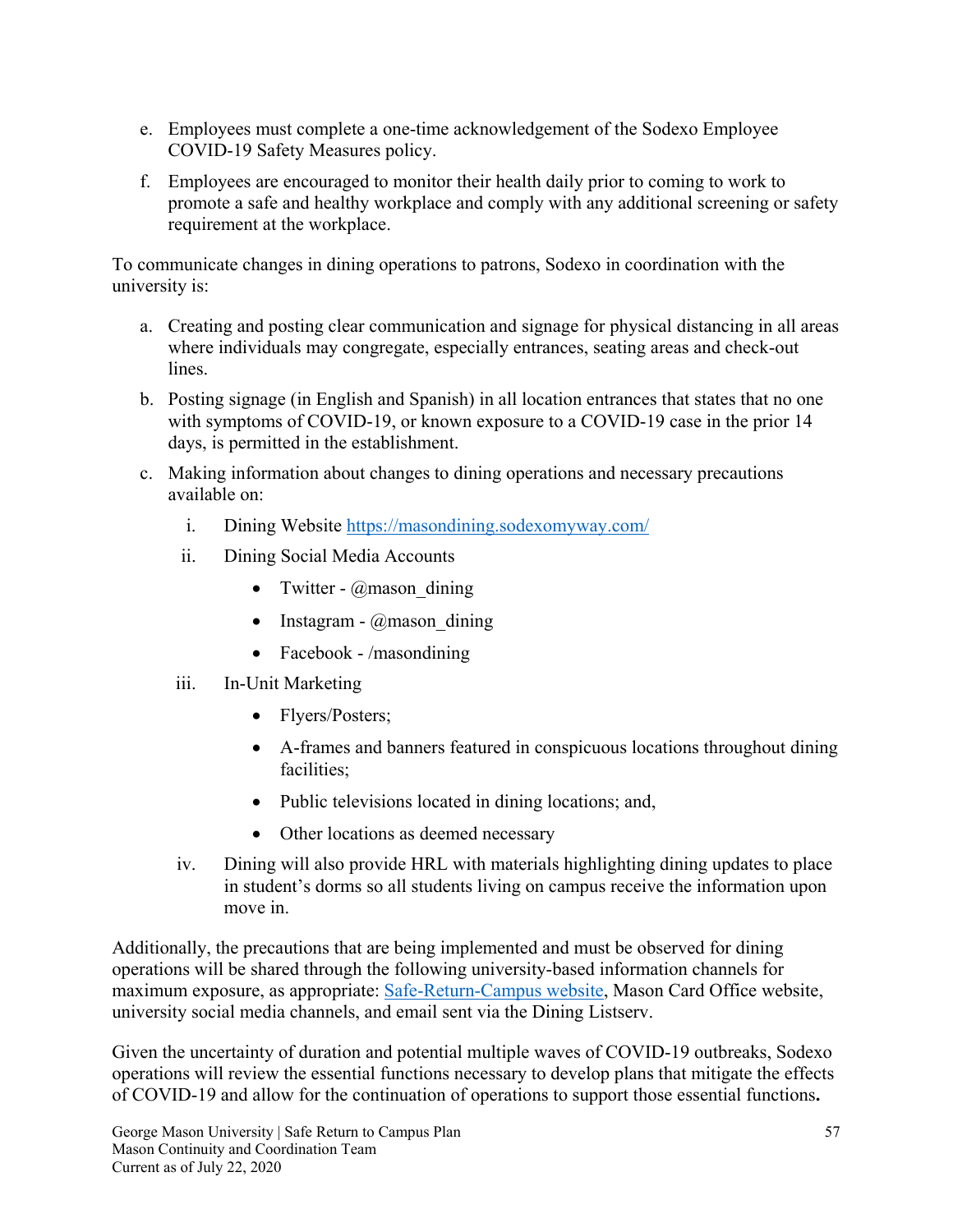e. Employees must complete a one-time acknowledgement of the Sodexo Employee COVID-19 Safety Measures policy.

f. Employees are encouraged to monitor their health daily prior to coming to work to promote a safe and healthy workplace and comply with any additional screening or safety requirement at the workplace.

To communicate changes in dining operations to patrons, Sodexo in coordination with the university is:

a. Creating and posting clear communication and signage for physical distancing in all areas where individuals may congregate, especially entrances, seating areas and check-out lines.

b. Posting signage (in English and Spanish) in all location entrances that states that no one with symptoms of COVID-19, or known exposure to a COVID-19 case in the prior 14 days, is permitted in the establishment.

c. Making information about changes to dining operations and necessary precautions available on:

   i. Dining Website https://masondining.sodexomyway.com/

   ii. Dining Social Media Accounts
      - Twitter - @mason_dining
      - Instagram - @mason_dining
      - Facebook - /masondining

   iii. In-Unit Marketing
      - Flyers/Posters;
      - A-frames and banners featured in conspicuous locations throughout dining facilities;
      - Public televisions located in dining locations; and,
      - Other locations as deemed necessary

   iv. Dining will also provide HRL with materials highlighting dining updates to place in student's dorms so all students living on campus receive the information upon move in.

Additionally, the precautions that are being implemented and must be observed for dining operations will be shared through the following university-based information channels for maximum exposure, as appropriate: Safe-Return-Campus website, Mason Card Office website, university social media channels, and email sent via the Dining Listserv.

Given the uncertainty of duration and potential multiple waves of COVID-19 outbreaks, Sodexo operations will review the essential functions necessary to develop plans that mitigate the effects of COVID-19 and allow for the continuation of operations to support those essential functions**.**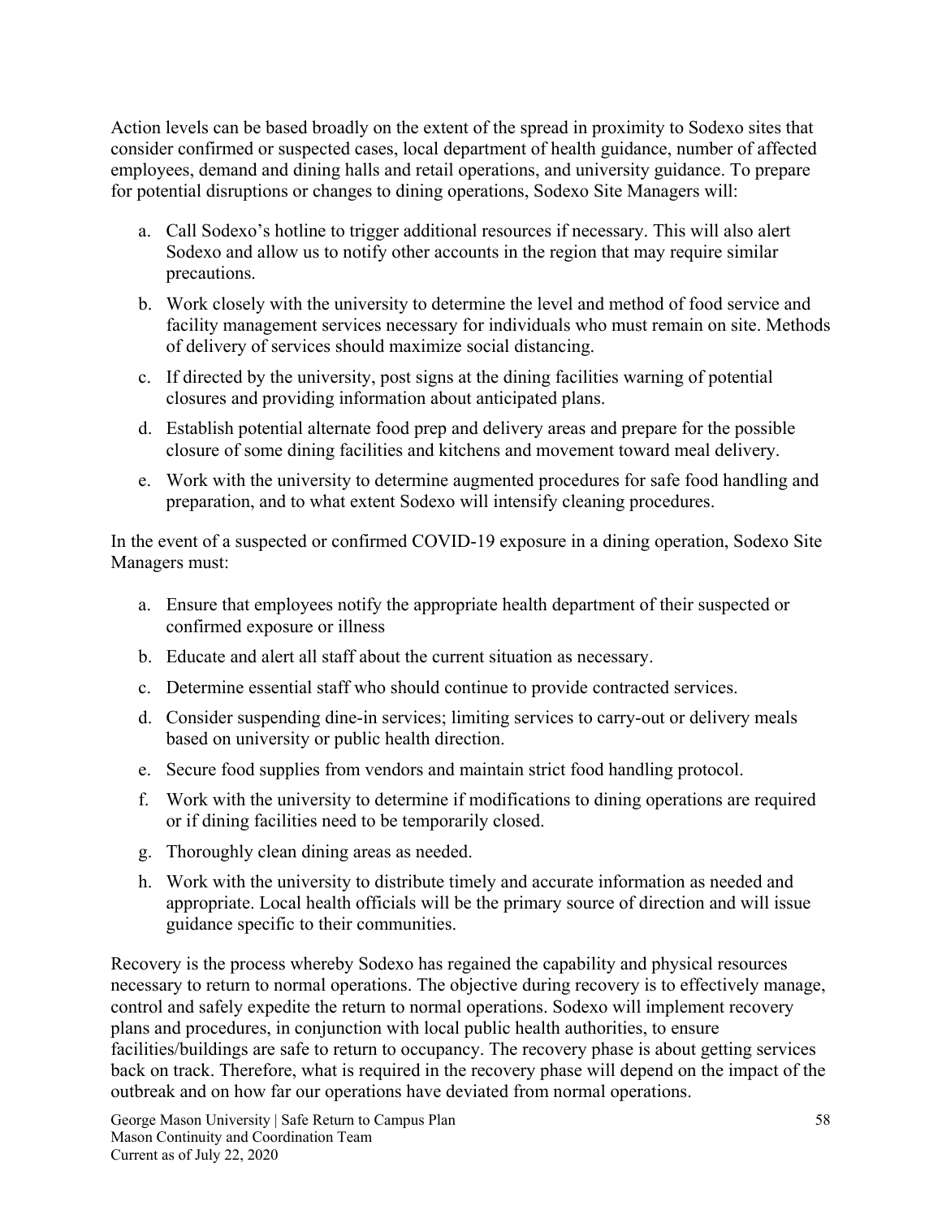Action levels can be based broadly on the extent of the spread in proximity to Sodexo sites that consider confirmed or suspected cases, local department of health guidance, number of affected employees, demand and dining halls and retail operations, and university guidance. To prepare for potential disruptions or changes to dining operations, Sodexo Site Managers will:

a. Call Sodexo's hotline to trigger additional resources if necessary. This will also alert Sodexo and allow us to notify other accounts in the region that may require similar precautions.
b. Work closely with the university to determine the level and method of food service and facility management services necessary for individuals who must remain on site. Methods of delivery of services should maximize social distancing.
c. If directed by the university, post signs at the dining facilities warning of potential closures and providing information about anticipated plans.
d. Establish potential alternate food prep and delivery areas and prepare for the possible closure of some dining facilities and kitchens and movement toward meal delivery.
e. Work with the university to determine augmented procedures for safe food handling and preparation, and to what extent Sodexo will intensify cleaning procedures.

In the event of a suspected or confirmed COVID-19 exposure in a dining operation, Sodexo Site Managers must:

a. Ensure that employees notify the appropriate health department of their suspected or confirmed exposure or illness
b. Educate and alert all staff about the current situation as necessary.
c. Determine essential staff who should continue to provide contracted services.
d. Consider suspending dine-in services; limiting services to carry-out or delivery meals based on university or public health direction.
e. Secure food supplies from vendors and maintain strict food handling protocol.
f. Work with the university to determine if modifications to dining operations are required or if dining facilities need to be temporarily closed.
g. Thoroughly clean dining areas as needed.
h. Work with the university to distribute timely and accurate information as needed and appropriate. Local health officials will be the primary source of direction and will issue guidance specific to their communities.

Recovery is the process whereby Sodexo has regained the capability and physical resources necessary to return to normal operations. The objective during recovery is to effectively manage, control and safely expedite the return to normal operations. Sodexo will implement recovery plans and procedures, in conjunction with local public health authorities, to ensure facilities/buildings are safe to return to occupancy. The recovery phase is about getting services back on track. Therefore, what is required in the recovery phase will depend on the impact of the outbreak and on how far our operations have deviated from normal operations.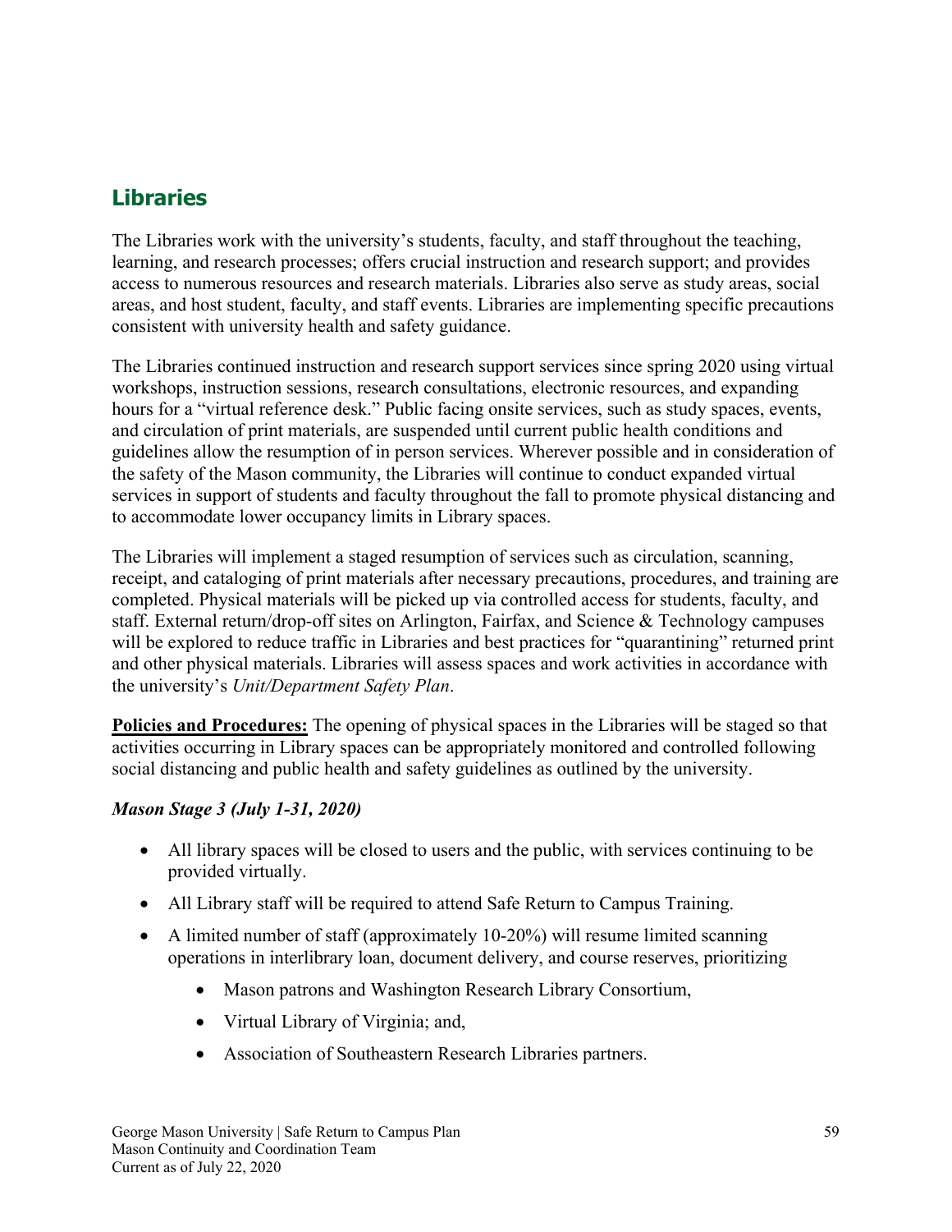## Libraries

The Libraries work with the university's students, faculty, and staff throughout the teaching, learning, and research processes; offers crucial instruction and research support; and provides access to numerous resources and research materials. Libraries also serve as study areas, social areas, and host student, faculty, and staff events. Libraries are implementing specific precautions consistent with university health and safety guidance.

The Libraries continued instruction and research support services since spring 2020 using virtual workshops, instruction sessions, research consultations, electronic resources, and expanding hours for a "virtual reference desk." Public facing onsite services, such as study spaces, events, and circulation of print materials, are suspended until current public health conditions and guidelines allow the resumption of in person services. Wherever possible and in consideration of the safety of the Mason community, the Libraries will continue to conduct expanded virtual services in support of students and faculty throughout the fall to promote physical distancing and to accommodate lower occupancy limits in Library spaces.

The Libraries will implement a staged resumption of services such as circulation, scanning, receipt, and cataloging of print materials after necessary precautions, procedures, and training are completed. Physical materials will be picked up via controlled access for students, faculty, and staff. External return/drop-off sites on Arlington, Fairfax, and Science & Technology campuses will be explored to reduce traffic in Libraries and best practices for "quarantining" returned print and other physical materials. Libraries will assess spaces and work activities in accordance with the university's *Unit/Department Safety Plan*.

**Policies and Procedures:** The opening of physical spaces in the Libraries will be staged so that activities occurring in Library spaces can be appropriately monitored and controlled following social distancing and public health and safety guidelines as outlined by the university.

***Mason Stage 3 (July 1-31, 2020)***

- All library spaces will be closed to users and the public, with services continuing to be provided virtually.
- All Library staff will be required to attend Safe Return to Campus Training.
- A limited number of staff (approximately 10-20%) will resume limited scanning operations in interlibrary loan, document delivery, and course reserves, prioritizing
    - Mason patrons and Washington Research Library Consortium,
    - Virtual Library of Virginia; and,
    - Association of Southeastern Research Libraries partners.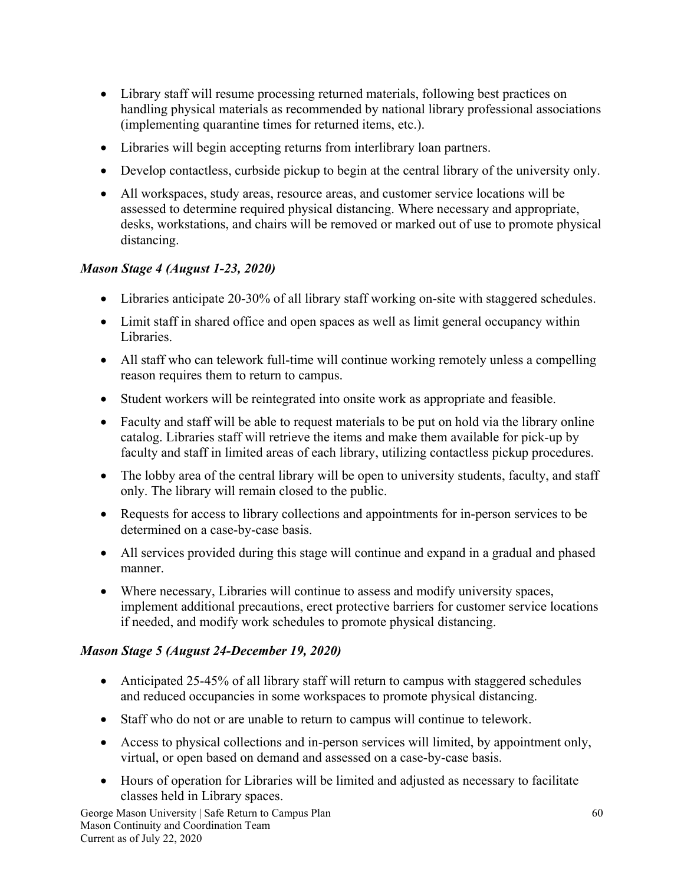- Library staff will resume processing returned materials, following best practices on handling physical materials as recommended by national library professional associations (implementing quarantine times for returned items, etc.).
- Libraries will begin accepting returns from interlibrary loan partners.
- Develop contactless, curbside pickup to begin at the central library of the university only.
- All workspaces, study areas, resource areas, and customer service locations will be assessed to determine required physical distancing. Where necessary and appropriate, desks, workstations, and chairs will be removed or marked out of use to promote physical distancing.

***Mason Stage 4 (August 1-23, 2020)***

- Libraries anticipate 20-30% of all library staff working on-site with staggered schedules.
- Limit staff in shared office and open spaces as well as limit general occupancy within Libraries.
- All staff who can telework full-time will continue working remotely unless a compelling reason requires them to return to campus.
- Student workers will be reintegrated into onsite work as appropriate and feasible.
- Faculty and staff will be able to request materials to be put on hold via the library online catalog. Libraries staff will retrieve the items and make them available for pick-up by faculty and staff in limited areas of each library, utilizing contactless pickup procedures.
- The lobby area of the central library will be open to university students, faculty, and staff only. The library will remain closed to the public.
- Requests for access to library collections and appointments for in-person services to be determined on a case-by-case basis.
- All services provided during this stage will continue and expand in a gradual and phased manner.
- Where necessary, Libraries will continue to assess and modify university spaces, implement additional precautions, erect protective barriers for customer service locations if needed, and modify work schedules to promote physical distancing.

***Mason Stage 5 (August 24-December 19, 2020)***

- Anticipated 25-45% of all library staff will return to campus with staggered schedules and reduced occupancies in some workspaces to promote physical distancing.
- Staff who do not or are unable to return to campus will continue to telework.
- Access to physical collections and in-person services will limited, by appointment only, virtual, or open based on demand and assessed on a case-by-case basis.
- Hours of operation for Libraries will be limited and adjusted as necessary to facilitate classes held in Library spaces.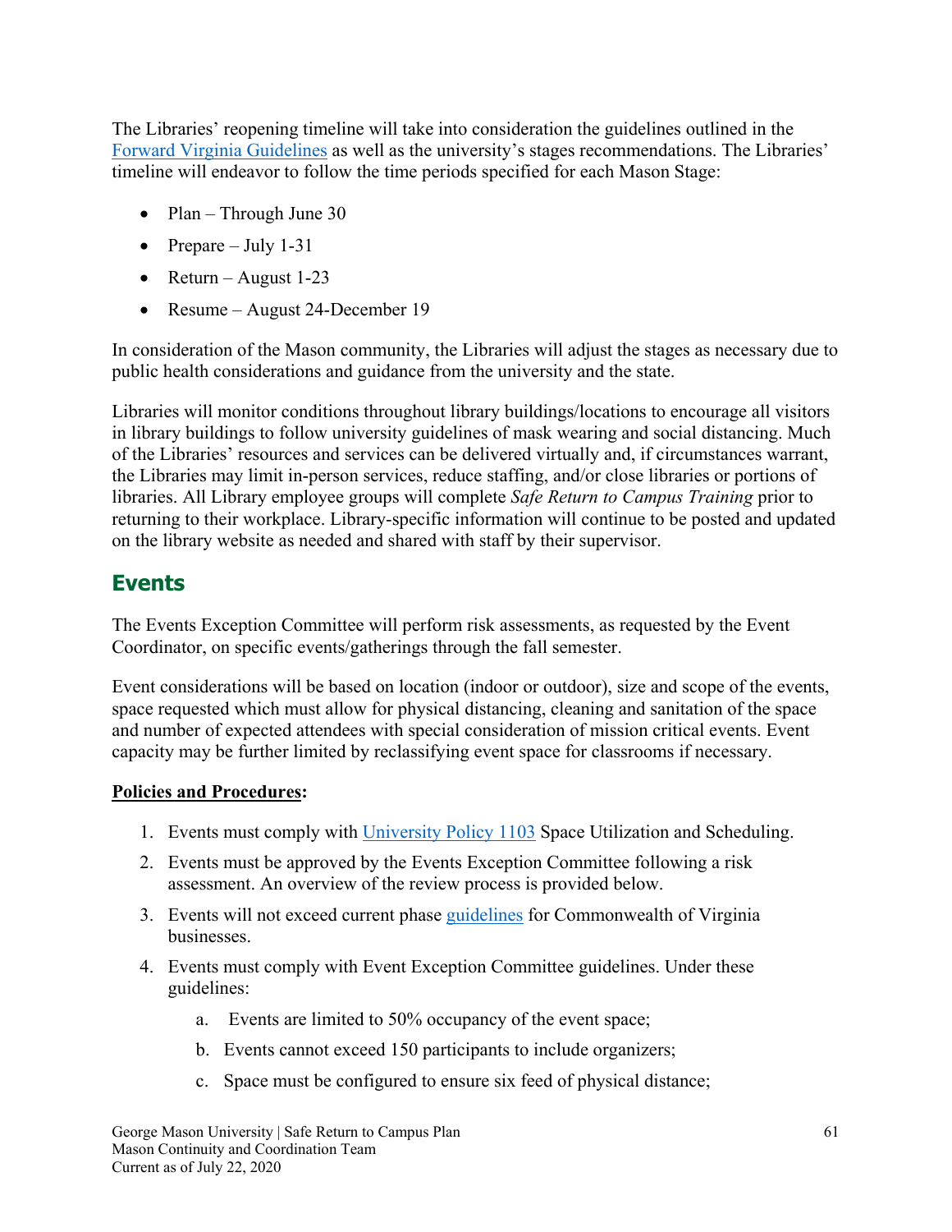The Libraries' reopening timeline will take into consideration the guidelines outlined in the [Forward Virginia Guidelines](#) as well as the university's stages recommendations. The Libraries' timeline will endeavor to follow the time periods specified for each Mason Stage:

- Plan – Through June 30
- Prepare – July 1-31
- Return – August 1-23
- Resume – August 24-December 19

In consideration of the Mason community, the Libraries will adjust the stages as necessary due to public health considerations and guidance from the university and the state.

Libraries will monitor conditions throughout library buildings/locations to encourage all visitors in library buildings to follow university guidelines of mask wearing and social distancing. Much of the Libraries' resources and services can be delivered virtually and, if circumstances warrant, the Libraries may limit in-person services, reduce staffing, and/or close libraries or portions of libraries. All Library employee groups will complete *Safe Return to Campus Training* prior to returning to their workplace. Library-specific information will continue to be posted and updated on the library website as needed and shared with staff by their supervisor.

## Events

The Events Exception Committee will perform risk assessments, as requested by the Event Coordinator, on specific events/gatherings through the fall semester.

Event considerations will be based on location (indoor or outdoor), size and scope of the events, space requested which must allow for physical distancing, cleaning and sanitation of the space and number of expected attendees with special consideration of mission critical events. Event capacity may be further limited by reclassifying event space for classrooms if necessary.

**Policies and Procedures:**

1. Events must comply with University Policy 1103 Space Utilization and Scheduling.
2. Events must be approved by the Events Exception Committee following a risk assessment. An overview of the review process is provided below.
3. Events will not exceed current phase guidelines for Commonwealth of Virginia businesses.
4. Events must comply with Event Exception Committee guidelines. Under these guidelines:
    a. Events are limited to 50% occupancy of the event space;
    b. Events cannot exceed 150 participants to include organizers;
    c. Space must be configured to ensure six feed of physical distance;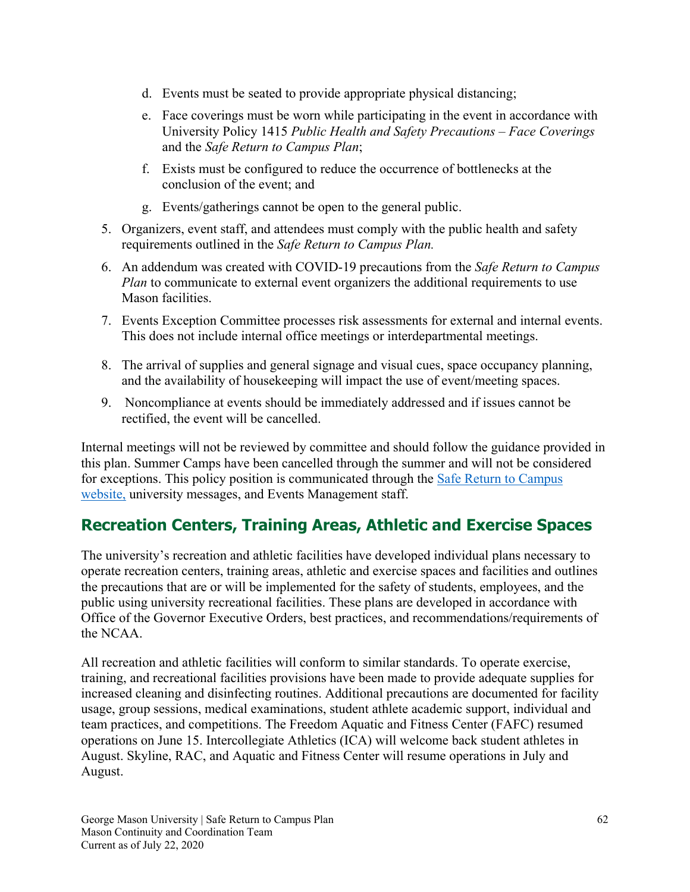d. Events must be seated to provide appropriate physical distancing;

e. Face coverings must be worn while participating in the event in accordance with University Policy 1415 *Public Health and Safety Precautions – Face Coverings* and the *Safe Return to Campus Plan*;

f. Exists must be configured to reduce the occurrence of bottlenecks at the conclusion of the event; and

g. Events/gatherings cannot be open to the general public.

5. Organizers, event staff, and attendees must comply with the public health and safety requirements outlined in the *Safe Return to Campus Plan.*

6. An addendum was created with COVID-19 precautions from the *Safe Return to Campus Plan* to communicate to external event organizers the additional requirements to use Mason facilities.

7. Events Exception Committee processes risk assessments for external and internal events. This does not include internal office meetings or interdepartmental meetings.

8. The arrival of supplies and general signage and visual cues, space occupancy planning, and the availability of housekeeping will impact the use of event/meeting spaces.

9. Noncompliance at events should be immediately addressed and if issues cannot be rectified, the event will be cancelled.

Internal meetings will not be reviewed by committee and should follow the guidance provided in this plan. Summer Camps have been cancelled through the summer and will not be considered for exceptions. This policy position is communicated through the Safe Return to Campus website, university messages, and Events Management staff.

## Recreation Centers, Training Areas, Athletic and Exercise Spaces

The university's recreation and athletic facilities have developed individual plans necessary to operate recreation centers, training areas, athletic and exercise spaces and facilities and outlines the precautions that are or will be implemented for the safety of students, employees, and the public using university recreational facilities. These plans are developed in accordance with Office of the Governor Executive Orders, best practices, and recommendations/requirements of the NCAA.

All recreation and athletic facilities will conform to similar standards. To operate exercise, training, and recreational facilities provisions have been made to provide adequate supplies for increased cleaning and disinfecting routines. Additional precautions are documented for facility usage, group sessions, medical examinations, student athlete academic support, individual and team practices, and competitions. The Freedom Aquatic and Fitness Center (FAFC) resumed operations on June 15. Intercollegiate Athletics (ICA) will welcome back student athletes in August. Skyline, RAC, and Aquatic and Fitness Center will resume operations in July and August.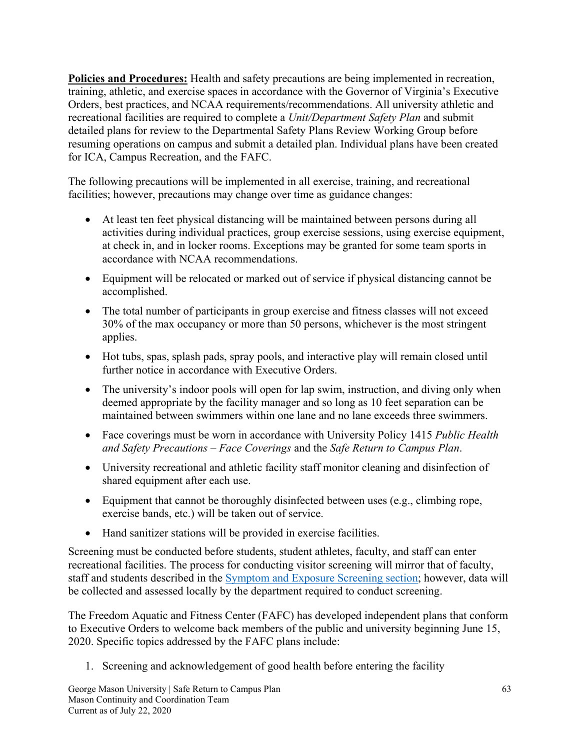**Policies and Procedures:** Health and safety precautions are being implemented in recreation, training, athletic, and exercise spaces in accordance with the Governor of Virginia's Executive Orders, best practices, and NCAA requirements/recommendations. All university athletic and recreational facilities are required to complete a *Unit/Department Safety Plan* and submit detailed plans for review to the Departmental Safety Plans Review Working Group before resuming operations on campus and submit a detailed plan. Individual plans have been created for ICA, Campus Recreation, and the FAFC.

The following precautions will be implemented in all exercise, training, and recreational facilities; however, precautions may change over time as guidance changes:

- At least ten feet physical distancing will be maintained between persons during all activities during individual practices, group exercise sessions, using exercise equipment, at check in, and in locker rooms. Exceptions may be granted for some team sports in accordance with NCAA recommendations.
- Equipment will be relocated or marked out of service if physical distancing cannot be accomplished.
- The total number of participants in group exercise and fitness classes will not exceed 30% of the max occupancy or more than 50 persons, whichever is the most stringent applies.
- Hot tubs, spas, splash pads, spray pools, and interactive play will remain closed until further notice in accordance with Executive Orders.
- The university's indoor pools will open for lap swim, instruction, and diving only when deemed appropriate by the facility manager and so long as 10 feet separation can be maintained between swimmers within one lane and no lane exceeds three swimmers.
- Face coverings must be worn in accordance with University Policy 1415 *Public Health and Safety Precautions – Face Coverings* and the *Safe Return to Campus Plan*.
- University recreational and athletic facility staff monitor cleaning and disinfection of shared equipment after each use.
- Equipment that cannot be thoroughly disinfected between uses (e.g., climbing rope, exercise bands, etc.) will be taken out of service.
- Hand sanitizer stations will be provided in exercise facilities.

Screening must be conducted before students, student athletes, faculty, and staff can enter recreational facilities. The process for conducting visitor screening will mirror that of faculty, staff and students described in the Symptom and Exposure Screening section; however, data will be collected and assessed locally by the department required to conduct screening.

The Freedom Aquatic and Fitness Center (FAFC) has developed independent plans that conform to Executive Orders to welcome back members of the public and university beginning June 15, 2020. Specific topics addressed by the FAFC plans include:

1. Screening and acknowledgement of good health before entering the facility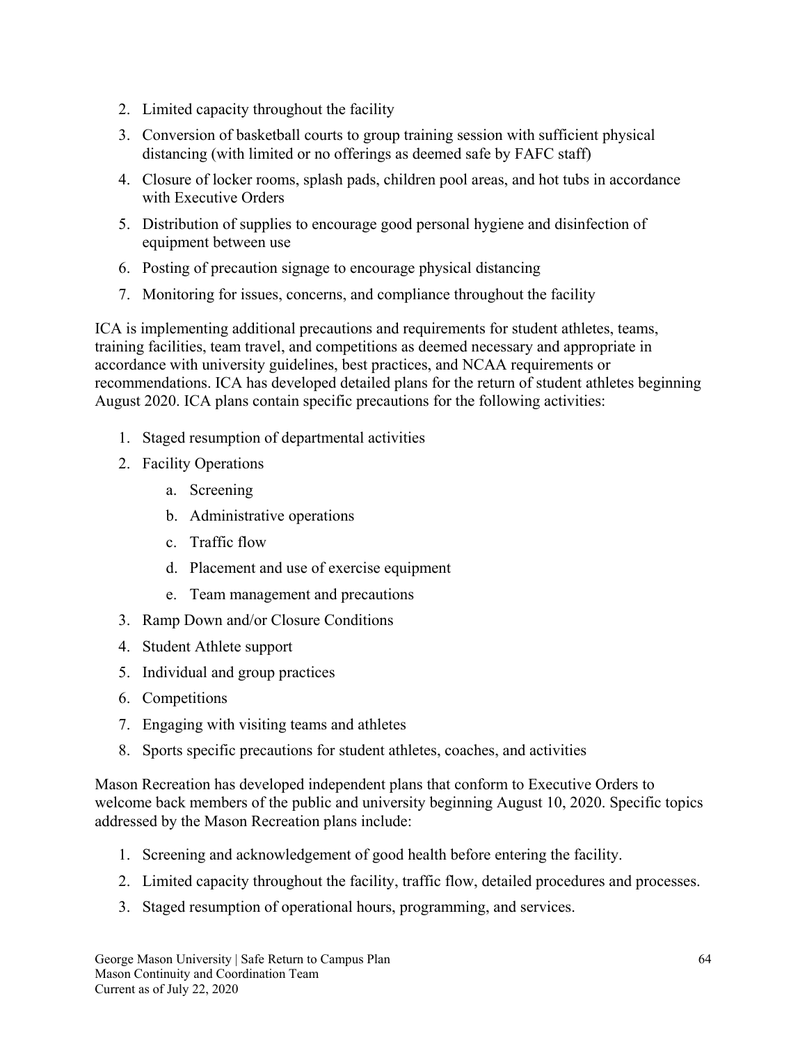2. Limited capacity throughout the facility
3. Conversion of basketball courts to group training session with sufficient physical distancing (with limited or no offerings as deemed safe by FAFC staff)
4. Closure of locker rooms, splash pads, children pool areas, and hot tubs in accordance with Executive Orders
5. Distribution of supplies to encourage good personal hygiene and disinfection of equipment between use
6. Posting of precaution signage to encourage physical distancing
7. Monitoring for issues, concerns, and compliance throughout the facility

ICA is implementing additional precautions and requirements for student athletes, teams, training facilities, team travel, and competitions as deemed necessary and appropriate in accordance with university guidelines, best practices, and NCAA requirements or recommendations. ICA has developed detailed plans for the return of student athletes beginning August 2020. ICA plans contain specific precautions for the following activities:

1. Staged resumption of departmental activities
2. Facility Operations
    a. Screening
    b. Administrative operations
    c. Traffic flow
    d. Placement and use of exercise equipment
    e. Team management and precautions
3. Ramp Down and/or Closure Conditions
4. Student Athlete support
5. Individual and group practices
6. Competitions
7. Engaging with visiting teams and athletes
8. Sports specific precautions for student athletes, coaches, and activities

Mason Recreation has developed independent plans that conform to Executive Orders to welcome back members of the public and university beginning August 10, 2020. Specific topics addressed by the Mason Recreation plans include:

1. Screening and acknowledgement of good health before entering the facility.
2. Limited capacity throughout the facility, traffic flow, detailed procedures and processes.
3. Staged resumption of operational hours, programming, and services.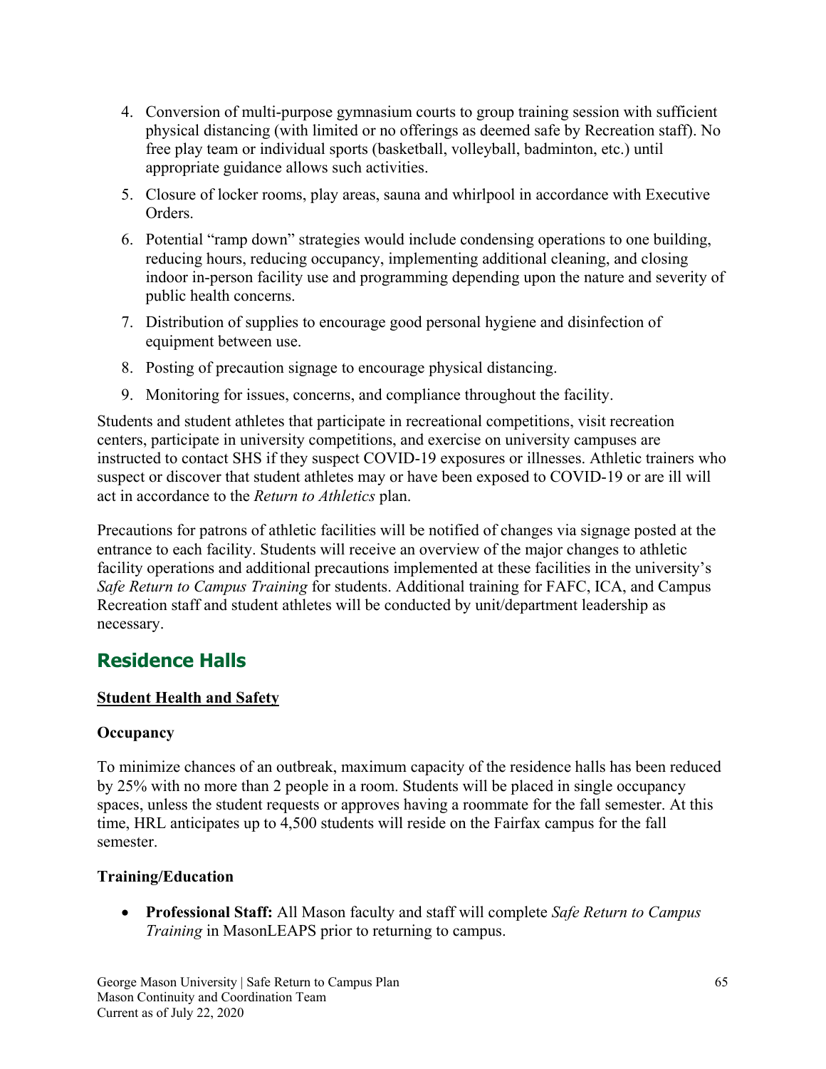4. Conversion of multi-purpose gymnasium courts to group training session with sufficient physical distancing (with limited or no offerings as deemed safe by Recreation staff). No free play team or individual sports (basketball, volleyball, badminton, etc.) until appropriate guidance allows such activities.
5. Closure of locker rooms, play areas, sauna and whirlpool in accordance with Executive Orders.
6. Potential "ramp down" strategies would include condensing operations to one building, reducing hours, reducing occupancy, implementing additional cleaning, and closing indoor in-person facility use and programming depending upon the nature and severity of public health concerns.
7. Distribution of supplies to encourage good personal hygiene and disinfection of equipment between use.
8. Posting of precaution signage to encourage physical distancing.
9. Monitoring for issues, concerns, and compliance throughout the facility.

Students and student athletes that participate in recreational competitions, visit recreation centers, participate in university competitions, and exercise on university campuses are instructed to contact SHS if they suspect COVID-19 exposures or illnesses. Athletic trainers who suspect or discover that student athletes may or have been exposed to COVID-19 or are ill will act in accordance to the *Return to Athletics* plan.

Precautions for patrons of athletic facilities will be notified of changes via signage posted at the entrance to each facility. Students will receive an overview of the major changes to athletic facility operations and additional precautions implemented at these facilities in the university's *Safe Return to Campus Training* for students. Additional training for FAFC, ICA, and Campus Recreation staff and student athletes will be conducted by unit/department leadership as necessary.

## Residence Halls

**Student Health and Safety**

**Occupancy**

To minimize chances of an outbreak, maximum capacity of the residence halls has been reduced by 25% with no more than 2 people in a room. Students will be placed in single occupancy spaces, unless the student requests or approves having a roommate for the fall semester. At this time, HRL anticipates up to 4,500 students will reside on the Fairfax campus for the fall semester.

**Training/Education**

- **Professional Staff:** All Mason faculty and staff will complete *Safe Return to Campus Training* in MasonLEAPS prior to returning to campus.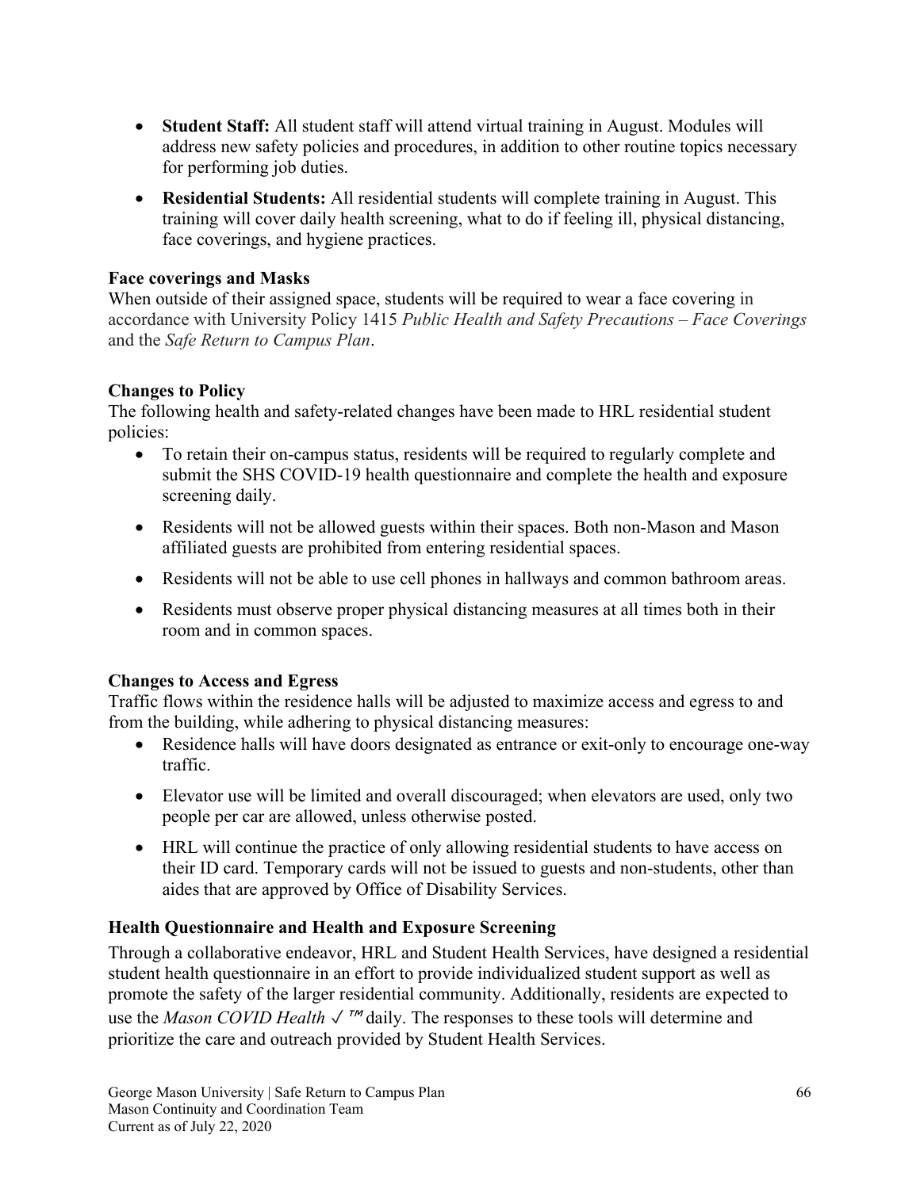- **Student Staff:** All student staff will attend virtual training in August. Modules will address new safety policies and procedures, in addition to other routine topics necessary for performing job duties.
- **Residential Students:** All residential students will complete training in August. This training will cover daily health screening, what to do if feeling ill, physical distancing, face coverings, and hygiene practices.

**Face coverings and Masks**

When outside of their assigned space, students will be required to wear a face covering in accordance with University Policy 1415 *Public Health and Safety Precautions – Face Coverings* and the *Safe Return to Campus Plan*.

**Changes to Policy**

The following health and safety-related changes have been made to HRL residential student policies:

- To retain their on-campus status, residents will be required to regularly complete and submit the SHS COVID-19 health questionnaire and complete the health and exposure screening daily.
- Residents will not be allowed guests within their spaces. Both non-Mason and Mason affiliated guests are prohibited from entering residential spaces.
- Residents will not be able to use cell phones in hallways and common bathroom areas.
- Residents must observe proper physical distancing measures at all times both in their room and in common spaces.

**Changes to Access and Egress**

Traffic flows within the residence halls will be adjusted to maximize access and egress to and from the building, while adhering to physical distancing measures:

- Residence halls will have doors designated as entrance or exit-only to encourage one-way traffic.
- Elevator use will be limited and overall discouraged; when elevators are used, only two people per car are allowed, unless otherwise posted.
- HRL will continue the practice of only allowing residential students to have access on their ID card. Temporary cards will not be issued to guests and non-students, other than aides that are approved by Office of Disability Services.

**Health Questionnaire and Health and Exposure Screening**

Through a collaborative endeavor, HRL and Student Health Services, have designed a residential student health questionnaire in an effort to provide individualized student support as well as promote the safety of the larger residential community. Additionally, residents are expected to use the *Mason COVID Health ✓™* daily. The responses to these tools will determine and prioritize the care and outreach provided by Student Health Services.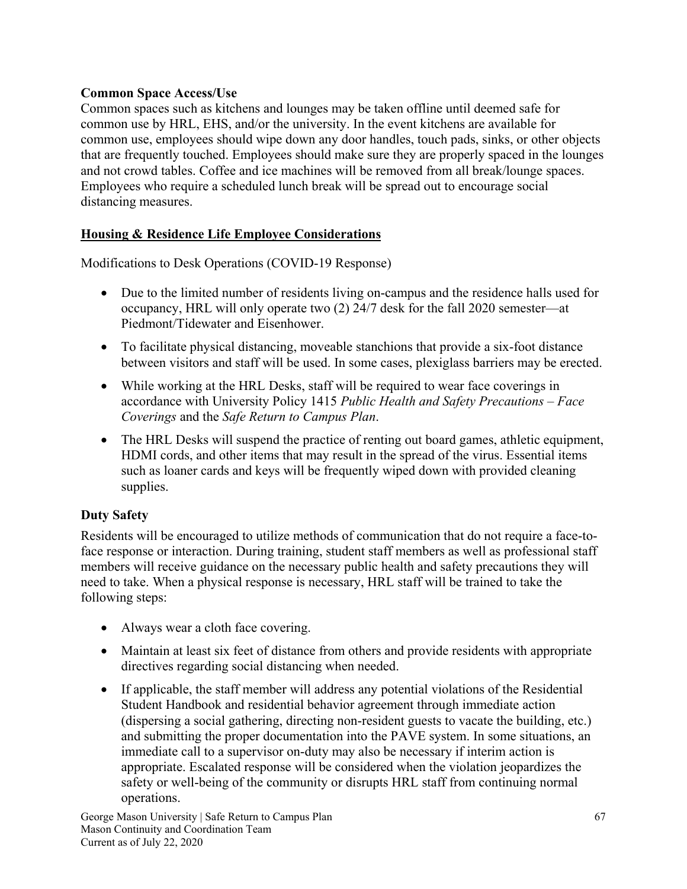**Common Space Access/Use**

Common spaces such as kitchens and lounges may be taken offline until deemed safe for common use by HRL, EHS, and/or the university. In the event kitchens are available for common use, employees should wipe down any door handles, touch pads, sinks, or other objects that are frequently touched. Employees should make sure they are properly spaced in the lounges and not crowd tables. Coffee and ice machines will be removed from all break/lounge spaces. Employees who require a scheduled lunch break will be spread out to encourage social distancing measures.

**Housing & Residence Life Employee Considerations**

Modifications to Desk Operations (COVID-19 Response)

- Due to the limited number of residents living on-campus and the residence halls used for occupancy, HRL will only operate two (2) 24/7 desk for the fall 2020 semester—at Piedmont/Tidewater and Eisenhower.
- To facilitate physical distancing, moveable stanchions that provide a six-foot distance between visitors and staff will be used. In some cases, plexiglass barriers may be erected.
- While working at the HRL Desks, staff will be required to wear face coverings in accordance with University Policy 1415 *Public Health and Safety Precautions – Face Coverings* and the *Safe Return to Campus Plan*.
- The HRL Desks will suspend the practice of renting out board games, athletic equipment, HDMI cords, and other items that may result in the spread of the virus. Essential items such as loaner cards and keys will be frequently wiped down with provided cleaning supplies.

**Duty Safety**

Residents will be encouraged to utilize methods of communication that do not require a face-to-face response or interaction. During training, student staff members as well as professional staff members will receive guidance on the necessary public health and safety precautions they will need to take. When a physical response is necessary, HRL staff will be trained to take the following steps:

- Always wear a cloth face covering.
- Maintain at least six feet of distance from others and provide residents with appropriate directives regarding social distancing when needed.
- If applicable, the staff member will address any potential violations of the Residential Student Handbook and residential behavior agreement through immediate action (dispersing a social gathering, directing non-resident guests to vacate the building, etc.) and submitting the proper documentation into the PAVE system. In some situations, an immediate call to a supervisor on-duty may also be necessary if interim action is appropriate. Escalated response will be considered when the violation jeopardizes the safety or well-being of the community or disrupts HRL staff from continuing normal operations.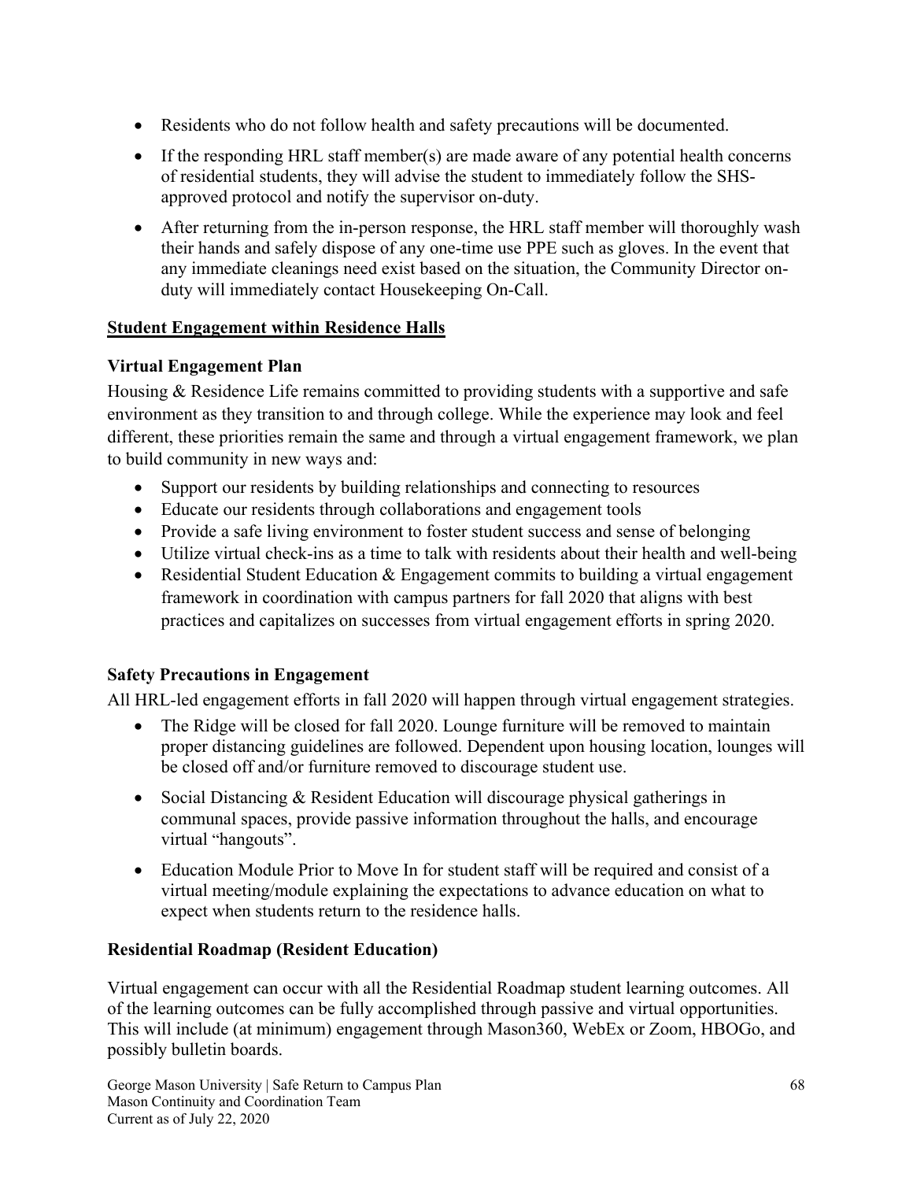- Residents who do not follow health and safety precautions will be documented.
- If the responding HRL staff member(s) are made aware of any potential health concerns of residential students, they will advise the student to immediately follow the SHS-approved protocol and notify the supervisor on-duty.
- After returning from the in-person response, the HRL staff member will thoroughly wash their hands and safely dispose of any one-time use PPE such as gloves. In the event that any immediate cleanings need exist based on the situation, the Community Director on-duty will immediately contact Housekeeping On-Call.

## Student Engagement within Residence Halls

### Virtual Engagement Plan

Housing & Residence Life remains committed to providing students with a supportive and safe environment as they transition to and through college. While the experience may look and feel different, these priorities remain the same and through a virtual engagement framework, we plan to build community in new ways and:

- Support our residents by building relationships and connecting to resources
- Educate our residents through collaborations and engagement tools
- Provide a safe living environment to foster student success and sense of belonging
- Utilize virtual check-ins as a time to talk with residents about their health and well-being
- Residential Student Education & Engagement commits to building a virtual engagement framework in coordination with campus partners for fall 2020 that aligns with best practices and capitalizes on successes from virtual engagement efforts in spring 2020.

### Safety Precautions in Engagement

All HRL-led engagement efforts in fall 2020 will happen through virtual engagement strategies.

- The Ridge will be closed for fall 2020. Lounge furniture will be removed to maintain proper distancing guidelines are followed. Dependent upon housing location, lounges will be closed off and/or furniture removed to discourage student use.
- Social Distancing & Resident Education will discourage physical gatherings in communal spaces, provide passive information throughout the halls, and encourage virtual "hangouts".
- Education Module Prior to Move In for student staff will be required and consist of a virtual meeting/module explaining the expectations to advance education on what to expect when students return to the residence halls.

### Residential Roadmap (Resident Education)

Virtual engagement can occur with all the Residential Roadmap student learning outcomes. All of the learning outcomes can be fully accomplished through passive and virtual opportunities. This will include (at minimum) engagement through Mason360, WebEx or Zoom, HBOGo, and possibly bulletin boards.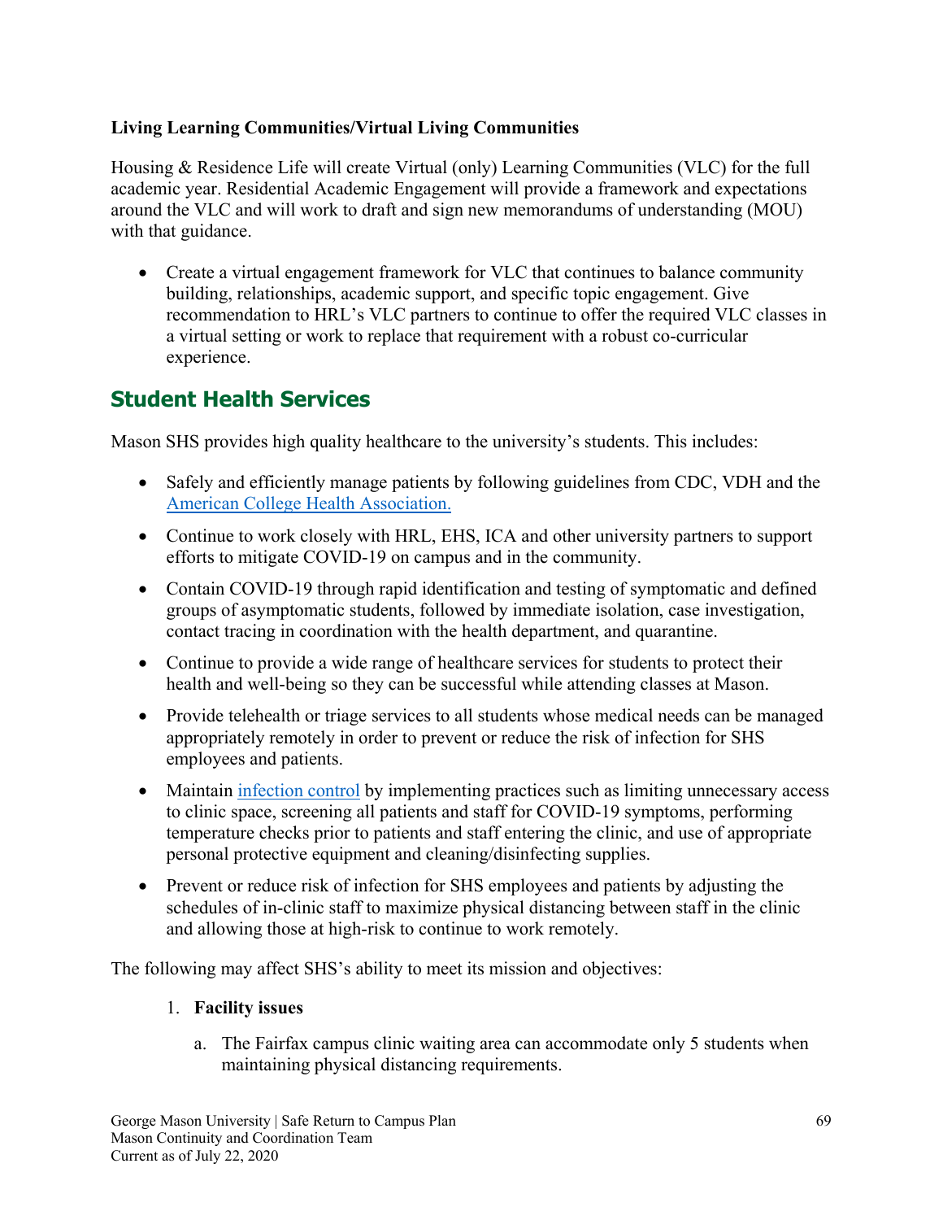**Living Learning Communities/Virtual Living Communities**

Housing & Residence Life will create Virtual (only) Learning Communities (VLC) for the full academic year. Residential Academic Engagement will provide a framework and expectations around the VLC and will work to draft and sign new memorandums of understanding (MOU) with that guidance.

- Create a virtual engagement framework for VLC that continues to balance community building, relationships, academic support, and specific topic engagement. Give recommendation to HRL's VLC partners to continue to offer the required VLC classes in a virtual setting or work to replace that requirement with a robust co-curricular experience.

## Student Health Services

Mason SHS provides high quality healthcare to the university's students. This includes:

- Safely and efficiently manage patients by following guidelines from CDC, VDH and the American College Health Association.
- Continue to work closely with HRL, EHS, ICA and other university partners to support efforts to mitigate COVID-19 on campus and in the community.
- Contain COVID-19 through rapid identification and testing of symptomatic and defined groups of asymptomatic students, followed by immediate isolation, case investigation, contact tracing in coordination with the health department, and quarantine.
- Continue to provide a wide range of healthcare services for students to protect their health and well-being so they can be successful while attending classes at Mason.
- Provide telehealth or triage services to all students whose medical needs can be managed appropriately remotely in order to prevent or reduce the risk of infection for SHS employees and patients.
- Maintain infection control by implementing practices such as limiting unnecessary access to clinic space, screening all patients and staff for COVID-19 symptoms, performing temperature checks prior to patients and staff entering the clinic, and use of appropriate personal protective equipment and cleaning/disinfecting supplies.
- Prevent or reduce risk of infection for SHS employees and patients by adjusting the schedules of in-clinic staff to maximize physical distancing between staff in the clinic and allowing those at high-risk to continue to work remotely.

The following may affect SHS's ability to meet its mission and objectives:

1. **Facility issues**
   a. The Fairfax campus clinic waiting area can accommodate only 5 students when maintaining physical distancing requirements.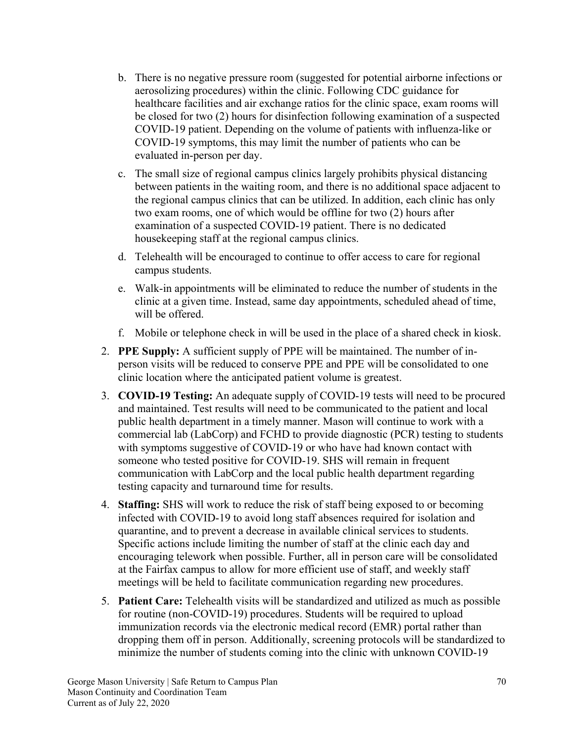b. There is no negative pressure room (suggested for potential airborne infections or aerosolizing procedures) within the clinic. Following CDC guidance for healthcare facilities and air exchange ratios for the clinic space, exam rooms will be closed for two (2) hours for disinfection following examination of a suspected COVID-19 patient. Depending on the volume of patients with influenza-like or COVID-19 symptoms, this may limit the number of patients who can be evaluated in-person per day.

c. The small size of regional campus clinics largely prohibits physical distancing between patients in the waiting room, and there is no additional space adjacent to the regional campus clinics that can be utilized. In addition, each clinic has only two exam rooms, one of which would be offline for two (2) hours after examination of a suspected COVID-19 patient. There is no dedicated housekeeping staff at the regional campus clinics.

d. Telehealth will be encouraged to continue to offer access to care for regional campus students.

e. Walk-in appointments will be eliminated to reduce the number of students in the clinic at a given time. Instead, same day appointments, scheduled ahead of time, will be offered.

f. Mobile or telephone check in will be used in the place of a shared check in kiosk.

2. **PPE Supply:** A sufficient supply of PPE will be maintained. The number of in-person visits will be reduced to conserve PPE and PPE will be consolidated to one clinic location where the anticipated patient volume is greatest.

3. **COVID-19 Testing:** An adequate supply of COVID-19 tests will need to be procured and maintained. Test results will need to be communicated to the patient and local public health department in a timely manner. Mason will continue to work with a commercial lab (LabCorp) and FCHD to provide diagnostic (PCR) testing to students with symptoms suggestive of COVID-19 or who have had known contact with someone who tested positive for COVID-19. SHS will remain in frequent communication with LabCorp and the local public health department regarding testing capacity and turnaround time for results.

4. **Staffing:** SHS will work to reduce the risk of staff being exposed to or becoming infected with COVID-19 to avoid long staff absences required for isolation and quarantine, and to prevent a decrease in available clinical services to students. Specific actions include limiting the number of staff at the clinic each day and encouraging telework when possible. Further, all in person care will be consolidated at the Fairfax campus to allow for more efficient use of staff, and weekly staff meetings will be held to facilitate communication regarding new procedures.

5. **Patient Care:** Telehealth visits will be standardized and utilized as much as possible for routine (non-COVID-19) procedures. Students will be required to upload immunization records via the electronic medical record (EMR) portal rather than dropping them off in person. Additionally, screening protocols will be standardized to minimize the number of students coming into the clinic with unknown COVID-19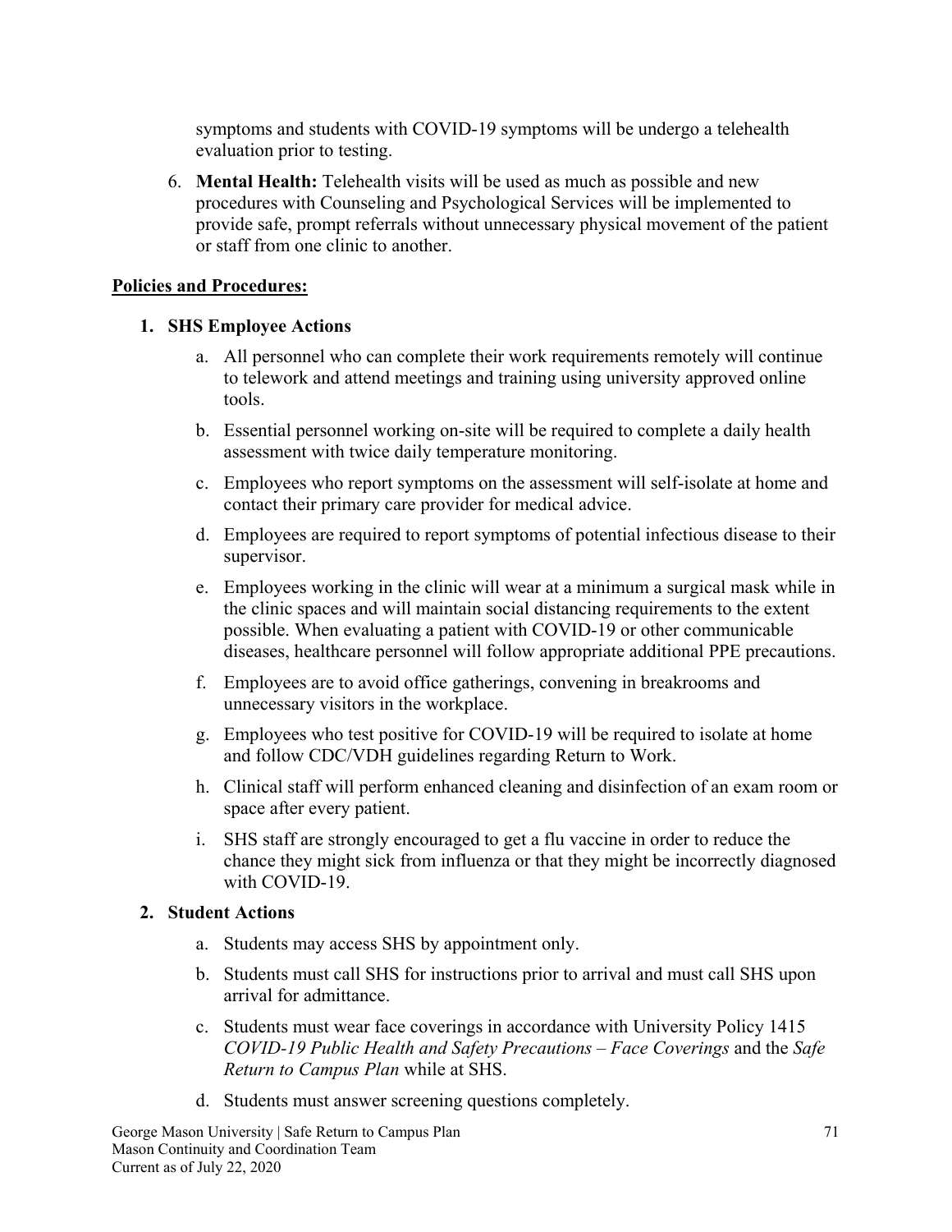symptoms and students with COVID-19 symptoms will be undergo a telehealth evaluation prior to testing.

6. **Mental Health:** Telehealth visits will be used as much as possible and new procedures with Counseling and Psychological Services will be implemented to provide safe, prompt referrals without unnecessary physical movement of the patient or staff from one clinic to another.

**Policies and Procedures:**

1. **SHS Employee Actions**
   a. All personnel who can complete their work requirements remotely will continue to telework and attend meetings and training using university approved online tools.
   b. Essential personnel working on-site will be required to complete a daily health assessment with twice daily temperature monitoring.
   c. Employees who report symptoms on the assessment will self-isolate at home and contact their primary care provider for medical advice.
   d. Employees are required to report symptoms of potential infectious disease to their supervisor.
   e. Employees working in the clinic will wear at a minimum a surgical mask while in the clinic spaces and will maintain social distancing requirements to the extent possible. When evaluating a patient with COVID-19 or other communicable diseases, healthcare personnel will follow appropriate additional PPE precautions.
   f. Employees are to avoid office gatherings, convening in breakrooms and unnecessary visitors in the workplace.
   g. Employees who test positive for COVID-19 will be required to isolate at home and follow CDC/VDH guidelines regarding Return to Work.
   h. Clinical staff will perform enhanced cleaning and disinfection of an exam room or space after every patient.
   i. SHS staff are strongly encouraged to get a flu vaccine in order to reduce the chance they might sick from influenza or that they might be incorrectly diagnosed with COVID-19.

2. **Student Actions**
   a. Students may access SHS by appointment only.
   b. Students must call SHS for instructions prior to arrival and must call SHS upon arrival for admittance.
   c. Students must wear face coverings in accordance with University Policy 1415 *COVID-19 Public Health and Safety Precautions – Face Coverings* and the *Safe Return to Campus Plan* while at SHS.
   d. Students must answer screening questions completely.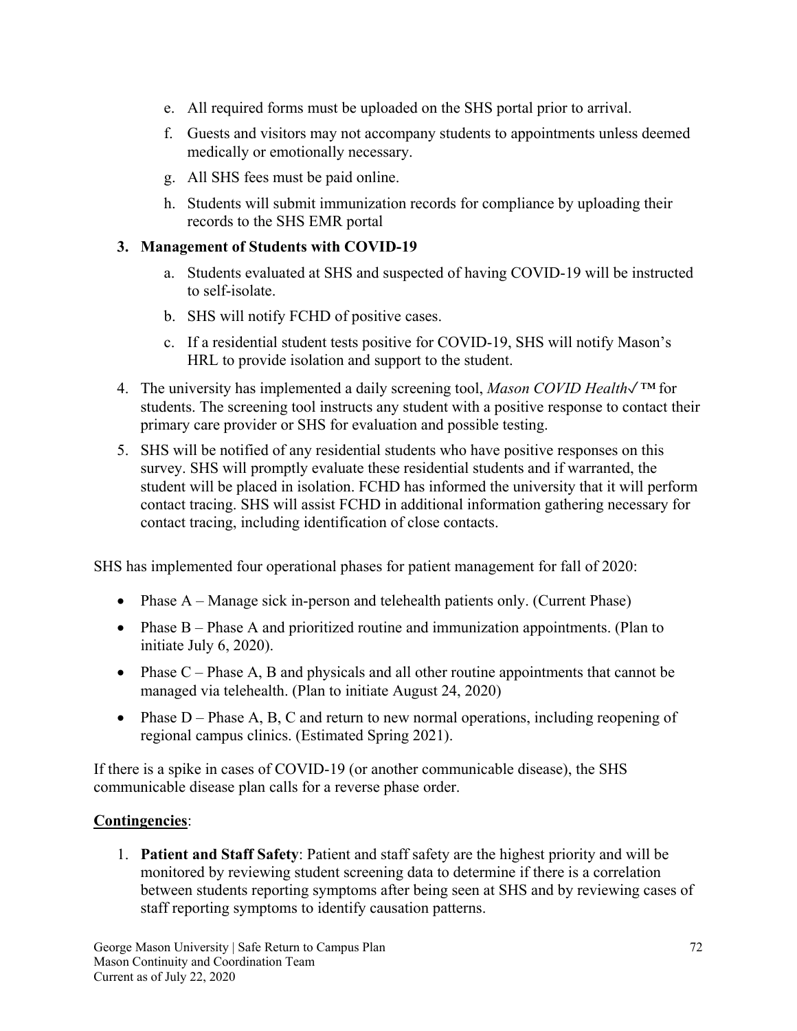e. All required forms must be uploaded on the SHS portal prior to arrival.

f. Guests and visitors may not accompany students to appointments unless deemed medically or emotionally necessary.

g. All SHS fees must be paid online.

h. Students will submit immunization records for compliance by uploading their records to the SHS EMR portal

3. **Management of Students with COVID-19**

   a. Students evaluated at SHS and suspected of having COVID-19 will be instructed to self-isolate.

   b. SHS will notify FCHD of positive cases.

   c. If a residential student tests positive for COVID-19, SHS will notify Mason's HRL to provide isolation and support to the student.

4. The university has implemented a daily screening tool, *Mason COVID Health✓™* for students. The screening tool instructs any student with a positive response to contact their primary care provider or SHS for evaluation and possible testing.

5. SHS will be notified of any residential students who have positive responses on this survey. SHS will promptly evaluate these residential students and if warranted, the student will be placed in isolation. FCHD has informed the university that it will perform contact tracing. SHS will assist FCHD in additional information gathering necessary for contact tracing, including identification of close contacts.

SHS has implemented four operational phases for patient management for fall of 2020:

- Phase A – Manage sick in-person and telehealth patients only. (Current Phase)
- Phase B – Phase A and prioritized routine and immunization appointments. (Plan to initiate July 6, 2020).
- Phase C – Phase A, B and physicals and all other routine appointments that cannot be managed via telehealth. (Plan to initiate August 24, 2020)
- Phase D – Phase A, B, C and return to new normal operations, including reopening of regional campus clinics. (Estimated Spring 2021).

If there is a spike in cases of COVID-19 (or another communicable disease), the SHS communicable disease plan calls for a reverse phase order.

**Contingencies**:

1. **Patient and Staff Safety**: Patient and staff safety are the highest priority and will be monitored by reviewing student screening data to determine if there is a correlation between students reporting symptoms after being seen at SHS and by reviewing cases of staff reporting symptoms to identify causation patterns.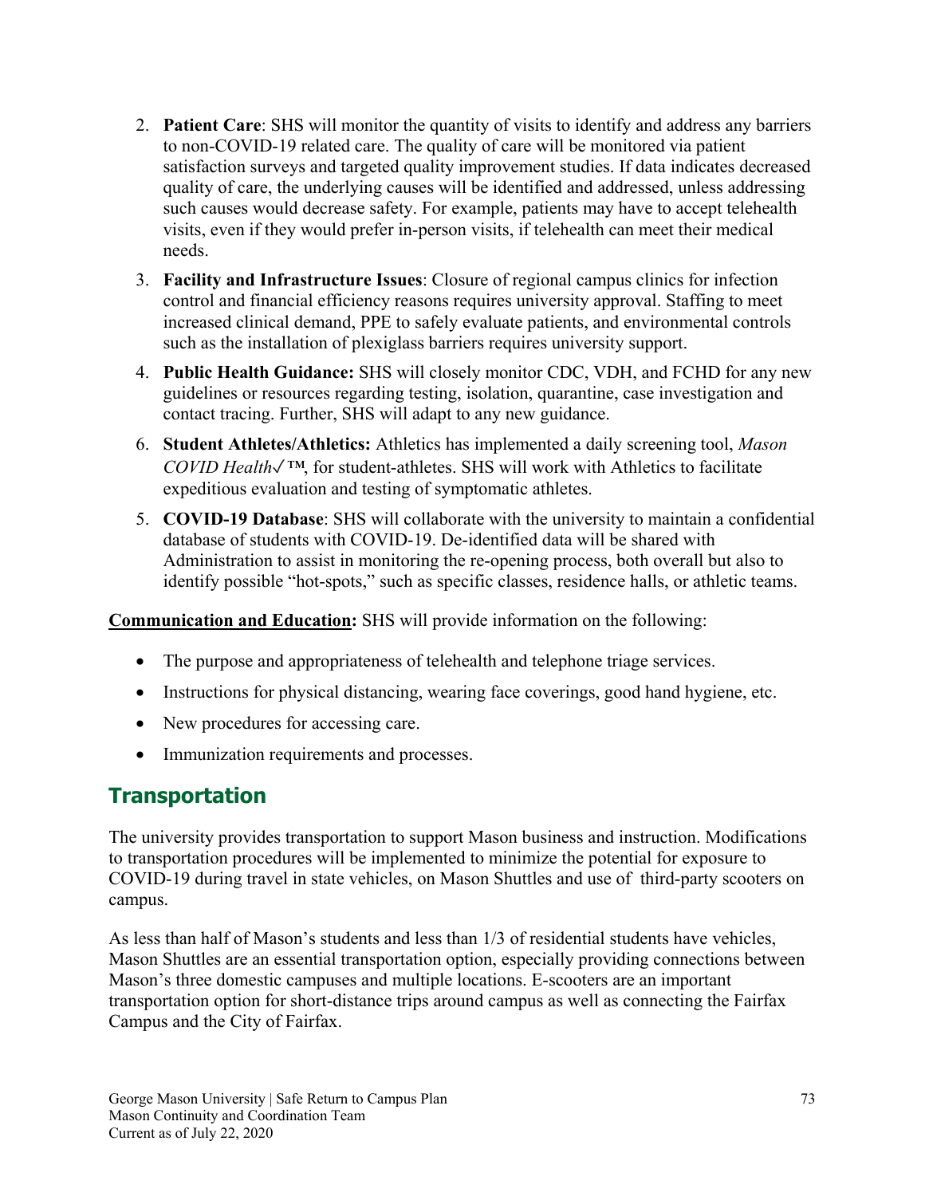2. **Patient Care**: SHS will monitor the quantity of visits to identify and address any barriers to non-COVID-19 related care. The quality of care will be monitored via patient satisfaction surveys and targeted quality improvement studies. If data indicates decreased quality of care, the underlying causes will be identified and addressed, unless addressing such causes would decrease safety. For example, patients may have to accept telehealth visits, even if they would prefer in-person visits, if telehealth can meet their medical needs.
3. **Facility and Infrastructure Issues**: Closure of regional campus clinics for infection control and financial efficiency reasons requires university approval. Staffing to meet increased clinical demand, PPE to safely evaluate patients, and environmental controls such as the installation of plexiglass barriers requires university support.
4. **Public Health Guidance:** SHS will closely monitor CDC, VDH, and FCHD for any new guidelines or resources regarding testing, isolation, quarantine, case investigation and contact tracing. Further, SHS will adapt to any new guidance.
6. **Student Athletes/Athletics:** Athletics has implemented a daily screening tool, *Mason COVID Health✓*™, for student-athletes. SHS will work with Athletics to facilitate expeditious evaluation and testing of symptomatic athletes.
5. **COVID-19 Database**: SHS will collaborate with the university to maintain a confidential database of students with COVID-19. De-identified data will be shared with Administration to assist in monitoring the re-opening process, both overall but also to identify possible "hot-spots," such as specific classes, residence halls, or athletic teams.

**Communication and Education:** SHS will provide information on the following:

- The purpose and appropriateness of telehealth and telephone triage services.
- Instructions for physical distancing, wearing face coverings, good hand hygiene, etc.
- New procedures for accessing care.
- Immunization requirements and processes.

## Transportation

The university provides transportation to support Mason business and instruction. Modifications to transportation procedures will be implemented to minimize the potential for exposure to COVID-19 during travel in state vehicles, on Mason Shuttles and use of third-party scooters on campus.

As less than half of Mason's students and less than 1/3 of residential students have vehicles, Mason Shuttles are an essential transportation option, especially providing connections between Mason's three domestic campuses and multiple locations. E-scooters are an important transportation option for short-distance trips around campus as well as connecting the Fairfax Campus and the City of Fairfax.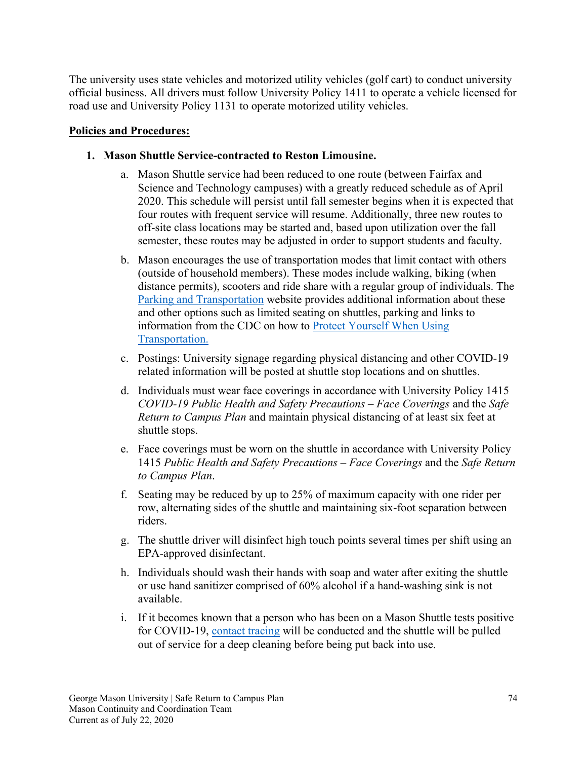The university uses state vehicles and motorized utility vehicles (golf cart) to conduct university official business. All drivers must follow University Policy 1411 to operate a vehicle licensed for road use and University Policy 1131 to operate motorized utility vehicles.

**Policies and Procedures:**

1. **Mason Shuttle Service-contracted to Reston Limousine.**
    a. Mason Shuttle service had been reduced to one route (between Fairfax and Science and Technology campuses) with a greatly reduced schedule as of April 2020. This schedule will persist until fall semester begins when it is expected that four routes with frequent service will resume. Additionally, three new routes to off-site class locations may be started and, based upon utilization over the fall semester, these routes may be adjusted in order to support students and faculty.

    b. Mason encourages the use of transportation modes that limit contact with others (outside of household members). These modes include walking, biking (when distance permits), scooters and ride share with a regular group of individuals. The Parking and Transportation website provides additional information about these and other options such as limited seating on shuttles, parking and links to information from the CDC on how to Protect Yourself When Using Transportation.

    c. Postings: University signage regarding physical distancing and other COVID-19 related information will be posted at shuttle stop locations and on shuttles.

    d. Individuals must wear face coverings in accordance with University Policy 1415 *COVID-19 Public Health and Safety Precautions – Face Coverings* and the *Safe Return to Campus Plan* and maintain physical distancing of at least six feet at shuttle stops.

    e. Face coverings must be worn on the shuttle in accordance with University Policy 1415 *Public Health and Safety Precautions – Face Coverings* and the *Safe Return to Campus Plan*.

    f. Seating may be reduced by up to 25% of maximum capacity with one rider per row, alternating sides of the shuttle and maintaining six-foot separation between riders.

    g. The shuttle driver will disinfect high touch points several times per shift using an EPA-approved disinfectant.

    h. Individuals should wash their hands with soap and water after exiting the shuttle or use hand sanitizer comprised of 60% alcohol if a hand-washing sink is not available.

    i. If it becomes known that a person who has been on a Mason Shuttle tests positive for COVID-19, contact tracing will be conducted and the shuttle will be pulled out of service for a deep cleaning before being put back into use.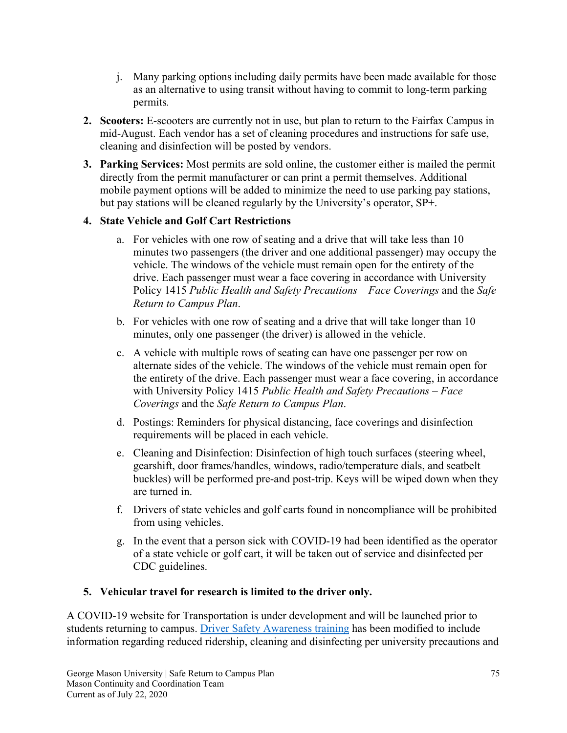j. Many parking options including daily permits have been made available for those as an alternative to using transit without having to commit to long-term parking permits.

2. **Scooters:** E-scooters are currently not in use, but plan to return to the Fairfax Campus in mid-August. Each vendor has a set of cleaning procedures and instructions for safe use, cleaning and disinfection will be posted by vendors.
3. **Parking Services:** Most permits are sold online, the customer either is mailed the permit directly from the permit manufacturer or can print a permit themselves. Additional mobile payment options will be added to minimize the need to use parking pay stations, but pay stations will be cleaned regularly by the University's operator, SP+.
4. **State Vehicle and Golf Cart Restrictions**
   a. For vehicles with one row of seating and a drive that will take less than 10 minutes two passengers (the driver and one additional passenger) may occupy the vehicle. The windows of the vehicle must remain open for the entirety of the drive. Each passenger must wear a face covering in accordance with University Policy 1415 *Public Health and Safety Precautions – Face Coverings* and the *Safe Return to Campus Plan*.
   
   b. For vehicles with one row of seating and a drive that will take longer than 10 minutes, only one passenger (the driver) is allowed in the vehicle.
   
   c. A vehicle with multiple rows of seating can have one passenger per row on alternate sides of the vehicle. The windows of the vehicle must remain open for the entirety of the drive. Each passenger must wear a face covering, in accordance with University Policy 1415 *Public Health and Safety Precautions – Face Coverings* and the *Safe Return to Campus Plan*.
   
   d. Postings: Reminders for physical distancing, face coverings and disinfection requirements will be placed in each vehicle.
   
   e. Cleaning and Disinfection: Disinfection of high touch surfaces (steering wheel, gearshift, door frames/handles, windows, radio/temperature dials, and seatbelt buckles) will be performed pre-and post-trip. Keys will be wiped down when they are turned in.
   
   f. Drivers of state vehicles and golf carts found in noncompliance will be prohibited from using vehicles.
   
   g. In the event that a person sick with COVID-19 had been identified as the operator of a state vehicle or golf cart, it will be taken out of service and disinfected per CDC guidelines.
5. **Vehicular travel for research is limited to the driver only.**

A COVID-19 website for Transportation is under development and will be launched prior to students returning to campus. Driver Safety Awareness training has been modified to include information regarding reduced ridership, cleaning and disinfecting per university precautions and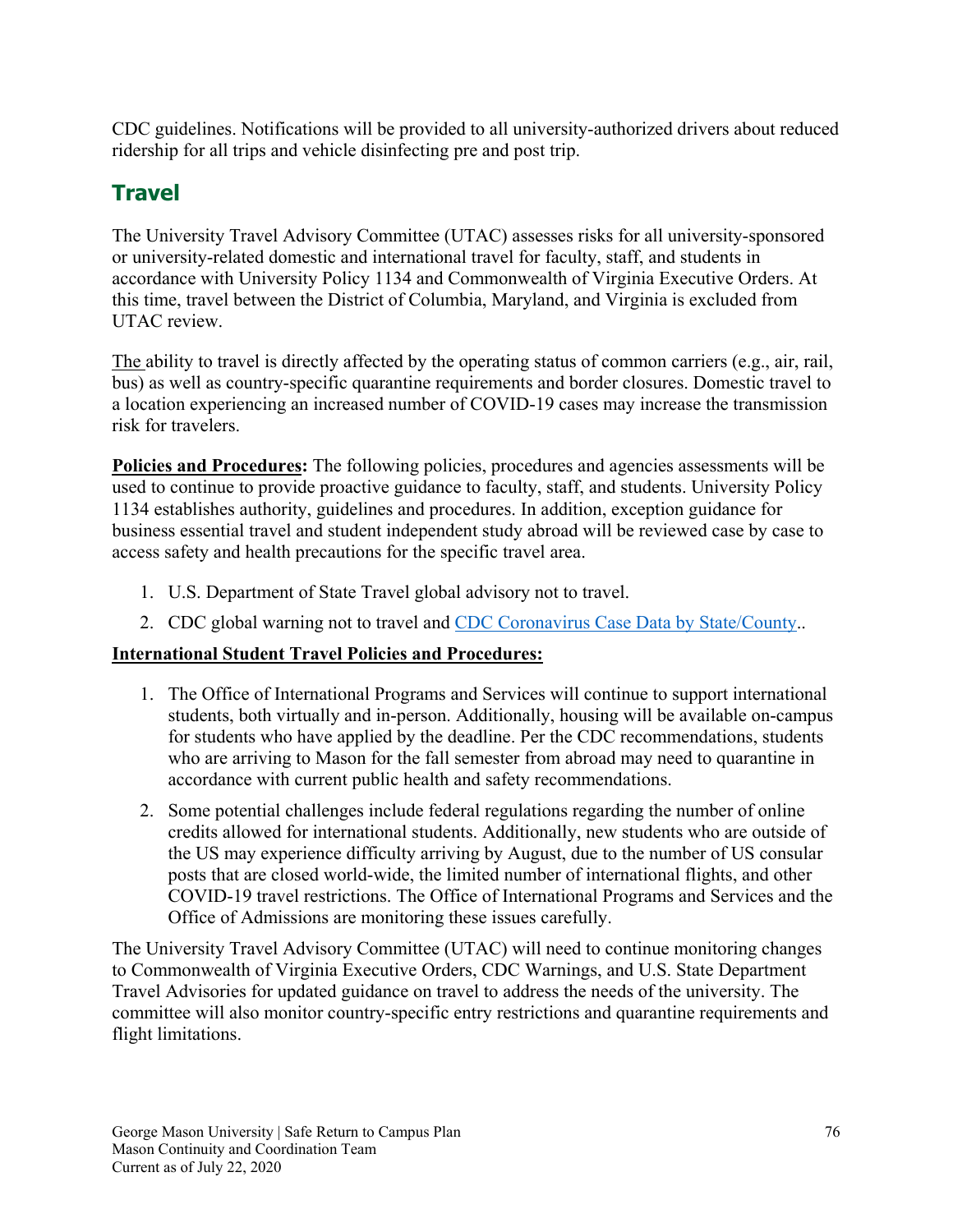CDC guidelines. Notifications will be provided to all university-authorized drivers about reduced ridership for all trips and vehicle disinfecting pre and post trip.

## Travel

The University Travel Advisory Committee (UTAC) assesses risks for all university-sponsored or university-related domestic and international travel for faculty, staff, and students in accordance with University Policy 1134 and Commonwealth of Virginia Executive Orders. At this time, travel between the District of Columbia, Maryland, and Virginia is excluded from UTAC review.

The ability to travel is directly affected by the operating status of common carriers (e.g., air, rail, bus) as well as country-specific quarantine requirements and border closures. Domestic travel to a location experiencing an increased number of COVID-19 cases may increase the transmission risk for travelers.

**Policies and Procedures:** The following policies, procedures and agencies assessments will be used to continue to provide proactive guidance to faculty, staff, and students. University Policy 1134 establishes authority, guidelines and procedures. In addition, exception guidance for business essential travel and student independent study abroad will be reviewed case by case to access safety and health precautions for the specific travel area.

1. U.S. Department of State Travel global advisory not to travel.
2. CDC global warning not to travel and CDC Coronavirus Case Data by State/County..

**International Student Travel Policies and Procedures:**

1. The Office of International Programs and Services will continue to support international students, both virtually and in-person. Additionally, housing will be available on-campus for students who have applied by the deadline. Per the CDC recommendations, students who are arriving to Mason for the fall semester from abroad may need to quarantine in accordance with current public health and safety recommendations.
2. Some potential challenges include federal regulations regarding the number of online credits allowed for international students. Additionally, new students who are outside of the US may experience difficulty arriving by August, due to the number of US consular posts that are closed world-wide, the limited number of international flights, and other COVID-19 travel restrictions. The Office of International Programs and Services and the Office of Admissions are monitoring these issues carefully.

The University Travel Advisory Committee (UTAC) will need to continue monitoring changes to Commonwealth of Virginia Executive Orders, CDC Warnings, and U.S. State Department Travel Advisories for updated guidance on travel to address the needs of the university. The committee will also monitor country-specific entry restrictions and quarantine requirements and flight limitations.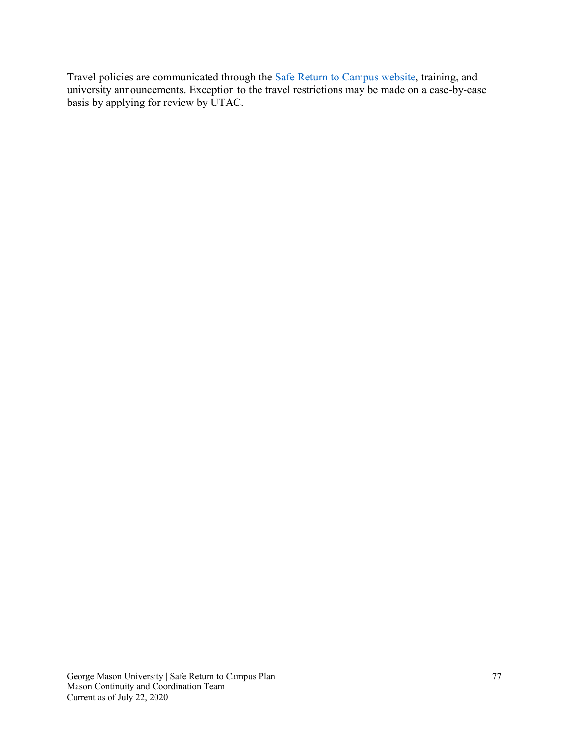Travel policies are communicated through the [Safe Return to Campus website](), training, and university announcements. Exception to the travel restrictions may be made on a case-by-case basis by applying for review by UTAC.